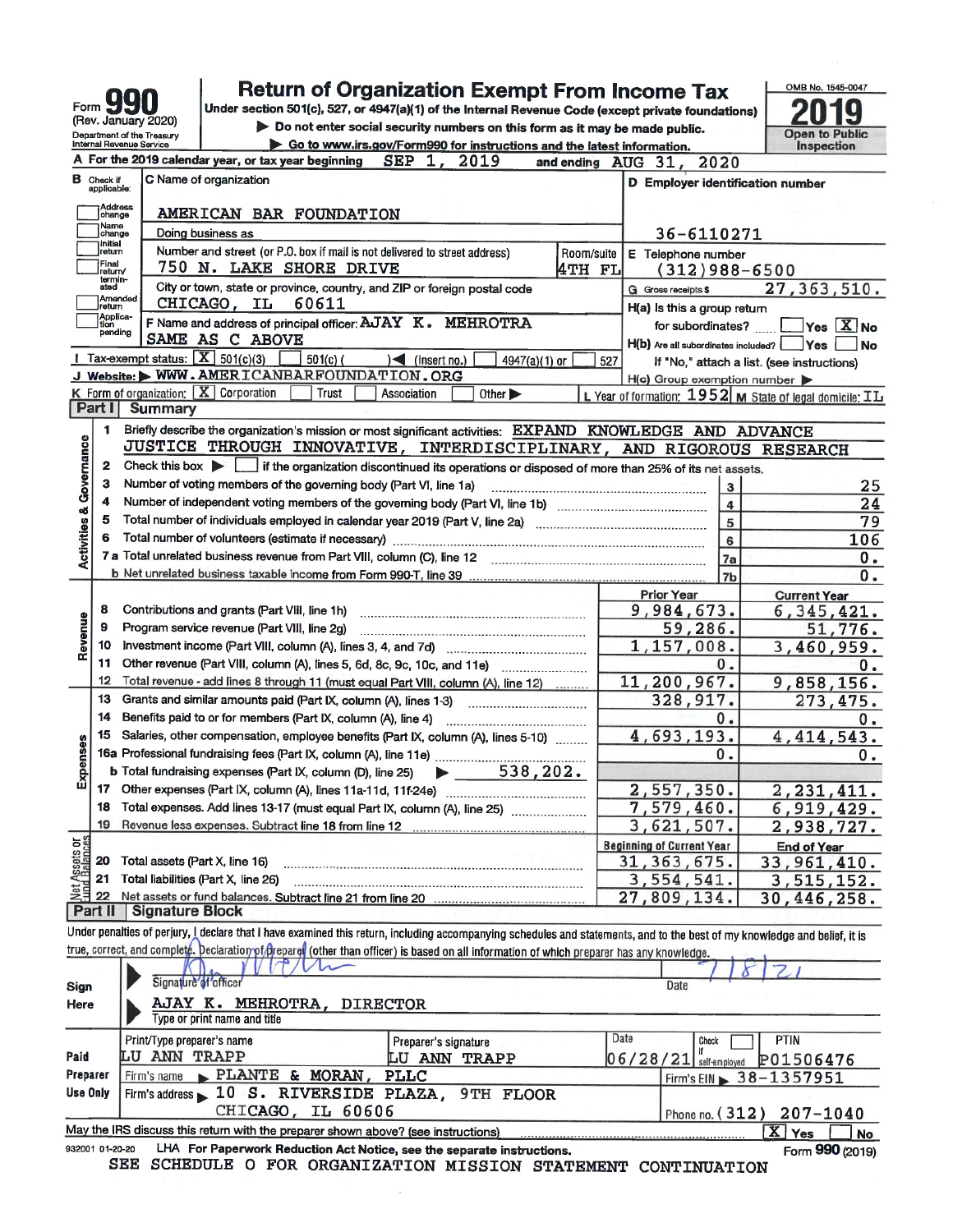# Form 990

**Return of Organization Exempt From Income Tax**

Under section 501(c), 527, or 4947(a)(1) of the Internal Revenue Code (except private foundations)

(Rev. January 2020)

Department of the Treasury
Internal Revenue Service

▶ Do not enter social security numbers on this form as it may be made public.

▶ Go to www.irs.gov/Form990 for instructions and the latest information.

OMB No. 1545-0047

**2019**

Open to Public Inspection

**A** For the 2019 calendar year, or tax year beginning SEP 1, 2019 and ending AUG 31, 2020

**B** Check if applicable:
- [ ] Address change
- [ ] Name change
- [ ] Initial return
- [ ] Final return/terminated
- [ ] Amended return
- [ ] Application pending

**C** Name of organization: AMERICAN BAR FOUNDATION

Doing business as

Number and street (or P.O. box if mail is not delivered to street address): 750 N. LAKE SHORE DRIVE — Room/suite: 4TH FL

City or town, state or province, country, and ZIP or foreign postal code: CHICAGO, IL 60611

**D** Employer identification number: 36-6110271

**E** Telephone number: (312)988-6500

**G** Gross receipts $ 27,363,510.

**F** Name and address of principal officer: AJAY K. MEHROTRA
SAME AS C ABOVE

**H(a)** Is this a group return for subordinates? [ ] Yes [X] No

**H(b)** Are all subordinates included? [ ] Yes [ ] No
If "No," attach a list. (see instructions)

**H(c)** Group exemption number ▶

**I** Tax-exempt status: [X] 501(c)(3) [ ] 501(c) ( ) ◀ (insert no.) [ ] 4947(a)(1) or [ ] 527

**J** Website: ▶ WWW.AMERICANBARFOUNDATION.ORG

**K** Form of organization: [X] Corporation [ ] Trust [ ] Association [ ] Other ▶

**L** Year of formation: 1952 **M** State of legal domicile: IL

## Part I Summary

**Activities & Governance**

1. Briefly describe the organization's mission or most significant activities: EXPAND KNOWLEDGE AND ADVANCE JUSTICE THROUGH INNOVATIVE, INTERDISCIPLINARY, AND RIGOROUS RESEARCH
2. Check this box ▶ [ ] if the organization discontinued its operations or disposed of more than 25% of its net assets.

| | | Line | Value |
|---|---|---|---|
| 3 | Number of voting members of the governing body (Part VI, line 1a) | 3 | 25 |
| 4 | Number of independent voting members of the governing body (Part VI, line 1b) | 4 | 24 |
| 5 | Total number of individuals employed in calendar year 2019 (Part V, line 2a) | 5 | 79 |
| 6 | Total number of volunteers (estimate if necessary) | 6 | 106 |
| 7a | Total unrelated business revenue from Part VIII, column (C), line 12 | 7a | 0. |
| b | Net unrelated business taxable income from Form 990-T, line 39 | 7b | 0. |

| | | Prior Year | Current Year |
|---|---|---|---|
| **Revenue** | | | |
| 8 | Contributions and grants (Part VIII, line 1h) | 9,984,673. | 6,345,421. |
| 9 | Program service revenue (Part VIII, line 2g) | 59,286. | 51,776. |
| 10 | Investment income (Part VIII, column (A), lines 3, 4, and 7d) | 1,157,008. | 3,460,959. |
| 11 | Other revenue (Part VIII, column (A), lines 5, 6d, 8c, 9c, 10c, and 11e) | 0. | 0. |
| 12 | Total revenue - add lines 8 through 11 (must equal Part VIII, column (A), line 12) | 11,200,967. | 9,858,156. |
| **Expenses** | | | |
| 13 | Grants and similar amounts paid (Part IX, column (A), lines 1-3) | 328,917. | 273,475. |
| 14 | Benefits paid to or for members (Part IX, column (A), line 4) | 0. | 0. |
| 15 | Salaries, other compensation, employee benefits (Part IX, column (A), lines 5-10) | 4,693,193. | 4,414,543. |
| 16a | Professional fundraising fees (Part IX, column (A), line 11e) | 0. | 0. |
| b | Total fundraising expenses (Part IX, column (D), line 25) ▶ 538,202. | | |
| 17 | Other expenses (Part IX, column (A), lines 11a-11d, 11f-24e) | 2,557,350. | 2,231,411. |
| 18 | Total expenses. Add lines 13-17 (must equal Part IX, column (A), line 25) | 7,579,460. | 6,919,429. |
| 19 | Revenue less expenses. Subtract line 18 from line 12 | 3,621,507. | 2,938,727. |

| **Net Assets or Fund Balances** | | Beginning of Current Year | End of Year |
|---|---|---|---|
| 20 | Total assets (Part X, line 16) | 31,363,675. | 33,961,410. |
| 21 | Total liabilities (Part X, line 26) | 3,554,541. | 3,515,152. |
| 22 | Net assets or fund balances. Subtract line 21 from line 20 | 27,809,134. | 30,446,258. |

## Part II Signature Block

Under penalties of perjury, I declare that I have examined this return, including accompanying schedules and statements, and to the best of my knowledge and belief, it is true, correct, and complete. Declaration of preparer (other than officer) is based on all information of which preparer has any knowledge.

**Sign Here**

Signature of officer — Date: 7/8/21

AJAY K. MEHROTRA, DIRECTOR
Type or print name and title

**Paid Preparer Use Only**

| Print/Type preparer's name | Preparer's signature | Date | Check [ ] if self-employed | PTIN |
|---|---|---|---|---|
| LU ANN TRAPP | LU ANN TRAPP | 06/28/21 | | P01506476 |

Firm's name ▶ PLANTE & MORAN, PLLC — Firm's EIN ▶ 38-1357951

Firm's address ▶ 10 S. RIVERSIDE PLAZA, 9TH FLOOR, CHICAGO, IL 60606 — Phone no. (312) 207-1040

May the IRS discuss this return with the preparer shown above? (see instructions) [X] Yes [ ] No

932001 01-20-20 LHA For Paperwork Reduction Act Notice, see the separate instructions. Form **990** (2019)

SEE SCHEDULE O FOR ORGANIZATION MISSION STATEMENT CONTINUATION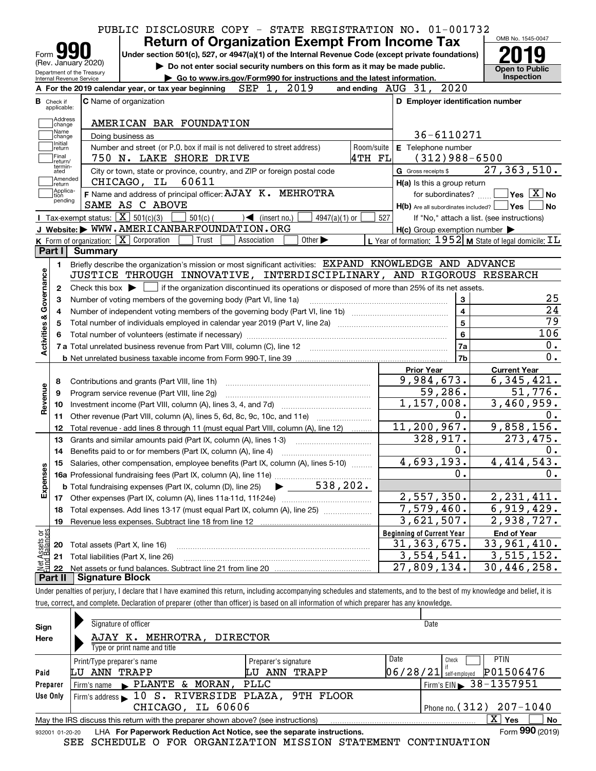PUBLIC DISCLOSURE COPY - STATE REGISTRATION NO. 01-001732

# Form 990 Return of Organization Exempt From Income Tax 2019

(Rev. January 2020)
Department of the Treasury
Internal Revenue Service

Under section 501(c), 527, or 4947(a)(1) of the Internal Revenue Code (except private foundations)
▶ Do not enter social security numbers on this form as it may be made public.
▶ Go to www.irs.gov/Form990 for instructions and the latest information.

OMB No. 1545-0047
**Open to Public Inspection**

**A** For the 2019 calendar year, or tax year beginning SEP 1, 2019 and ending AUG 31, 2020

**B** Check if applicable: Address change, Name change, Initial return, Final return/terminated, Amended return, Application pending

**C** Name of organization: AMERICAN BAR FOUNDATION
Doing business as
Number and street (or P.O. box if mail is not delivered to street address): 750 N. LAKE SHORE DRIVE — Room/suite: 4TH FL
City or town, state or province, country, and ZIP or foreign postal code: CHICAGO, IL 60611

**D** Employer identification number: 36-6110271
**E** Telephone number: (312)988-6500
**G** Gross receipts $ 27,363,510.

**F** Name and address of principal officer: AJAY K. MEHROTRA
SAME AS C ABOVE

H(a) Is this a group return for subordinates? Yes [ ] No [X]
H(b) Are all subordinates included? Yes [ ] No [ ]
If "No," attach a list. (see instructions)
H(c) Group exemption number ▶

**I** Tax-exempt status: [X] 501(c)(3) [ ] 501(c) ( ) ◀ (insert no.) [ ] 4947(a)(1) or [ ] 527

**J** Website: ▶ WWW.AMERICANBARFOUNDATION.ORG

**K** Form of organization: [X] Corporation [ ] Trust [ ] Association [ ] Other ▶
**L** Year of formation: 1952 **M** State of legal domicile: IL

## Part I Summary

**Activities & Governance**

1. Briefly describe the organization's mission or most significant activities: EXPAND KNOWLEDGE AND ADVANCE JUSTICE THROUGH INNOVATIVE, INTERDISCIPLINARY, AND RIGOROUS RESEARCH
2. Check this box ▶ [ ] if the organization discontinued its operations or disposed of more than 25% of its net assets.

| Line | Description | No. | Value |
|---|---|---|---|
| 3 | Number of voting members of the governing body (Part VI, line 1a) | 3 | 25 |
| 4 | Number of independent voting members of the governing body (Part VI, line 1b) | 4 | 24 |
| 5 | Total number of individuals employed in calendar year 2019 (Part V, line 2a) | 5 | 79 |
| 6 | Total number of volunteers (estimate if necessary) | 6 | 106 |
| 7a | Total unrelated business revenue from Part VIII, column (C), line 12 | 7a | 0. |
| b | Net unrelated business taxable income from Form 990-T, line 39 | 7b | 0. |

| Line | Description | Prior Year | Current Year |
|---|---|---|---|
| **Revenue** | | | |
| 8 | Contributions and grants (Part VIII, line 1h) | 9,984,673. | 6,345,421. |
| 9 | Program service revenue (Part VIII, line 2g) | 59,286. | 51,776. |
| 10 | Investment income (Part VIII, column (A), lines 3, 4, and 7d) | 1,157,008. | 3,460,959. |
| 11 | Other revenue (Part VIII, column (A), lines 5, 6d, 8c, 9c, 10c, and 11e) | 0. | 0. |
| 12 | Total revenue - add lines 8 through 11 (must equal Part VIII, column (A), line 12) | 11,200,967. | 9,858,156. |
| **Expenses** | | | |
| 13 | Grants and similar amounts paid (Part IX, column (A), lines 1-3) | 328,917. | 273,475. |
| 14 | Benefits paid to or for members (Part IX, column (A), line 4) | 0. | 0. |
| 15 | Salaries, other compensation, employee benefits (Part IX, column (A), lines 5-10) | 4,693,193. | 4,414,543. |
| 16a | Professional fundraising fees (Part IX, column (A), line 11e) | 0. | 0. |
| b | Total fundraising expenses (Part IX, column (D), line 25) ▶ 538,202. | | |
| 17 | Other expenses (Part IX, column (A), lines 11a-11d, 11f-24e) | 2,557,350. | 2,231,411. |
| 18 | Total expenses. Add lines 13-17 (must equal Part IX, column (A), line 25) | 7,579,460. | 6,919,429. |
| 19 | Revenue less expenses. Subtract line 18 from line 12 | 3,621,507. | 2,938,727. |
| **Net Assets or Fund Balances** | | **Beginning of Current Year** | **End of Year** |
| 20 | Total assets (Part X, line 16) | 31,363,675. | 33,961,410. |
| 21 | Total liabilities (Part X, line 26) | 3,554,541. | 3,515,152. |
| 22 | Net assets or fund balances. Subtract line 21 from line 20 | 27,809,134. | 30,446,258. |

## Part II Signature Block

Under penalties of perjury, I declare that I have examined this return, including accompanying schedules and statements, and to the best of my knowledge and belief, it is true, correct, and complete. Declaration of preparer (other than officer) is based on all information of which preparer has any knowledge.

**Sign Here**
Signature of officer — Date
AJAY K. MEHROTRA, DIRECTOR
Type or print name and title

**Paid Preparer Use Only**

| Print/Type preparer's name | Preparer's signature | Date | Check if self-employed | PTIN |
|---|---|---|---|---|
| LU ANN TRAPP | LU ANN TRAPP | 06/28/21 | [ ] | P01506476 |

Firm's name ▶ PLANTE & MORAN, PLLC — Firm's EIN ▶ 38-1357951
Firm's address ▶ 10 S. RIVERSIDE PLAZA, 9TH FLOOR, CHICAGO, IL 60606 — Phone no. (312) 207-1040

May the IRS discuss this return with the preparer shown above? (see instructions) [X] Yes [ ] No

932001 01-20-20 LHA For Paperwork Reduction Act Notice, see the separate instructions. Form **990** (2019)

SEE SCHEDULE O FOR ORGANIZATION MISSION STATEMENT CONTINUATION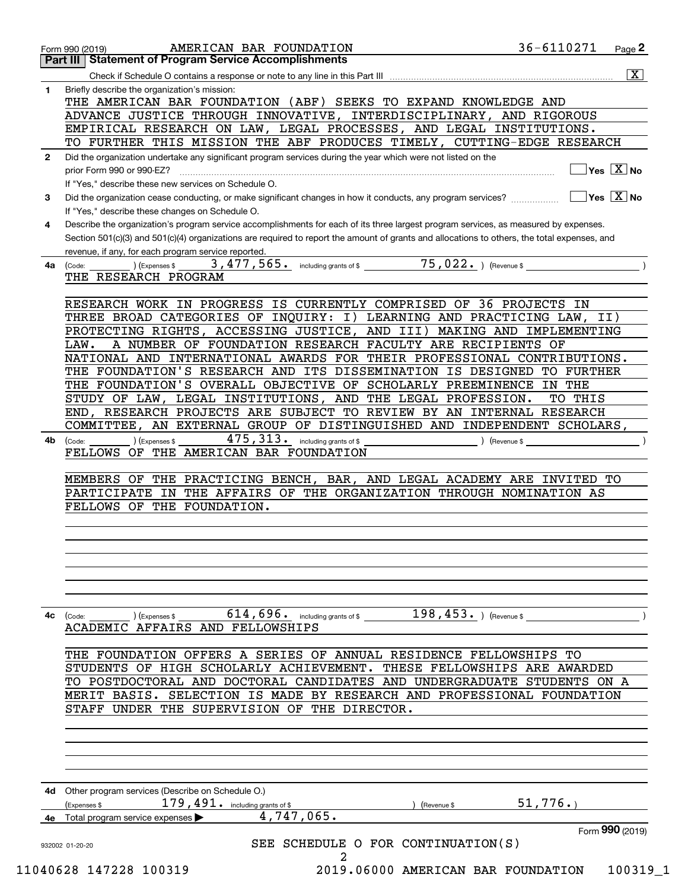Form 990 (2019) AMERICAN BAR FOUNDATION 36-6110271

**Part III | Statement of Program Service Accomplishments**

Check if Schedule O contains a response or note to any line in this Part III .......... [X]

**1** Briefly describe the organization's mission:

THE AMERICAN BAR FOUNDATION (ABF) SEEKS TO EXPAND KNOWLEDGE AND ADVANCE JUSTICE THROUGH INNOVATIVE, INTERDISCIPLINARY, AND RIGOROUS EMPIRICAL RESEARCH ON LAW, LEGAL PROCESSES, AND LEGAL INSTITUTIONS. TO FURTHER THIS MISSION THE ABF PRODUCES TIMELY, CUTTING-EDGE RESEARCH

**2** Did the organization undertake any significant program services during the year which were not listed on the prior Form 990 or 990-EZ? [ ] Yes [X] No

If "Yes," describe these new services on Schedule O.

**3** Did the organization cease conducting, or make significant changes in how it conducts, any program services? [ ] Yes [X] No

If "Yes," describe these changes on Schedule O.

**4** Describe the organization's program service accomplishments for each of its three largest program services, as measured by expenses. Section 501(c)(3) and 501(c)(4) organizations are required to report the amount of grants and allocations to others, the total expenses, and revenue, if any, for each program service reported.

**4a** (Code: ) (Expenses $ 3,477,565. including grants of $ 75,022. ) (Revenue $ )

THE RESEARCH PROGRAM

RESEARCH WORK IN PROGRESS IS CURRENTLY COMPRISED OF 36 PROJECTS IN THREE BROAD CATEGORIES OF INQUIRY: I) LEARNING AND PRACTICING LAW, II) PROTECTING RIGHTS, ACCESSING JUSTICE, AND III) MAKING AND IMPLEMENTING LAW. A NUMBER OF FOUNDATION RESEARCH FACULTY ARE RECIPIENTS OF NATIONAL AND INTERNATIONAL AWARDS FOR THEIR PROFESSIONAL CONTRIBUTIONS. THE FOUNDATION'S RESEARCH AND ITS DISSEMINATION IS DESIGNED TO FURTHER THE FOUNDATION'S OVERALL OBJECTIVE OF SCHOLARLY PREEMINENCE IN THE STUDY OF LAW, LEGAL INSTITUTIONS, AND THE LEGAL PROFESSION. TO THIS END, RESEARCH PROJECTS ARE SUBJECT TO REVIEW BY AN INTERNAL RESEARCH COMMITTEE, AN EXTERNAL GROUP OF DISTINGUISHED AND INDEPENDENT SCHOLARS,

**4b** (Code: ) (Expenses $ 475,313. including grants of $ ) (Revenue $ )

FELLOWS OF THE AMERICAN BAR FOUNDATION

MEMBERS OF THE PRACTICING BENCH, BAR, AND LEGAL ACADEMY ARE INVITED TO PARTICIPATE IN THE AFFAIRS OF THE ORGANIZATION THROUGH NOMINATION AS FELLOWS OF THE FOUNDATION.

**4c** (Code: ) (Expenses $ 614,696. including grants of $ 198,453. ) (Revenue $ )

ACADEMIC AFFAIRS AND FELLOWSHIPS

THE FOUNDATION OFFERS A SERIES OF ANNUAL RESIDENCE FELLOWSHIPS TO STUDENTS OF HIGH SCHOLARLY ACHIEVEMENT. THESE FELLOWSHIPS ARE AWARDED TO POSTDOCTORAL AND DOCTORAL CANDIDATES AND UNDERGRADUATE STUDENTS ON A MERIT BASIS. SELECTION IS MADE BY RESEARCH AND PROFESSIONAL FOUNDATION STAFF UNDER THE SUPERVISION OF THE DIRECTOR.

**4d** Other program services (Describe on Schedule O.)

(Expenses $ 179,491. including grants of $ ) (Revenue $ 51,776.)

**4e** Total program service expenses ▶ 4,747,065.

SEE SCHEDULE O FOR CONTINUATION(S)

Form **990** (2019)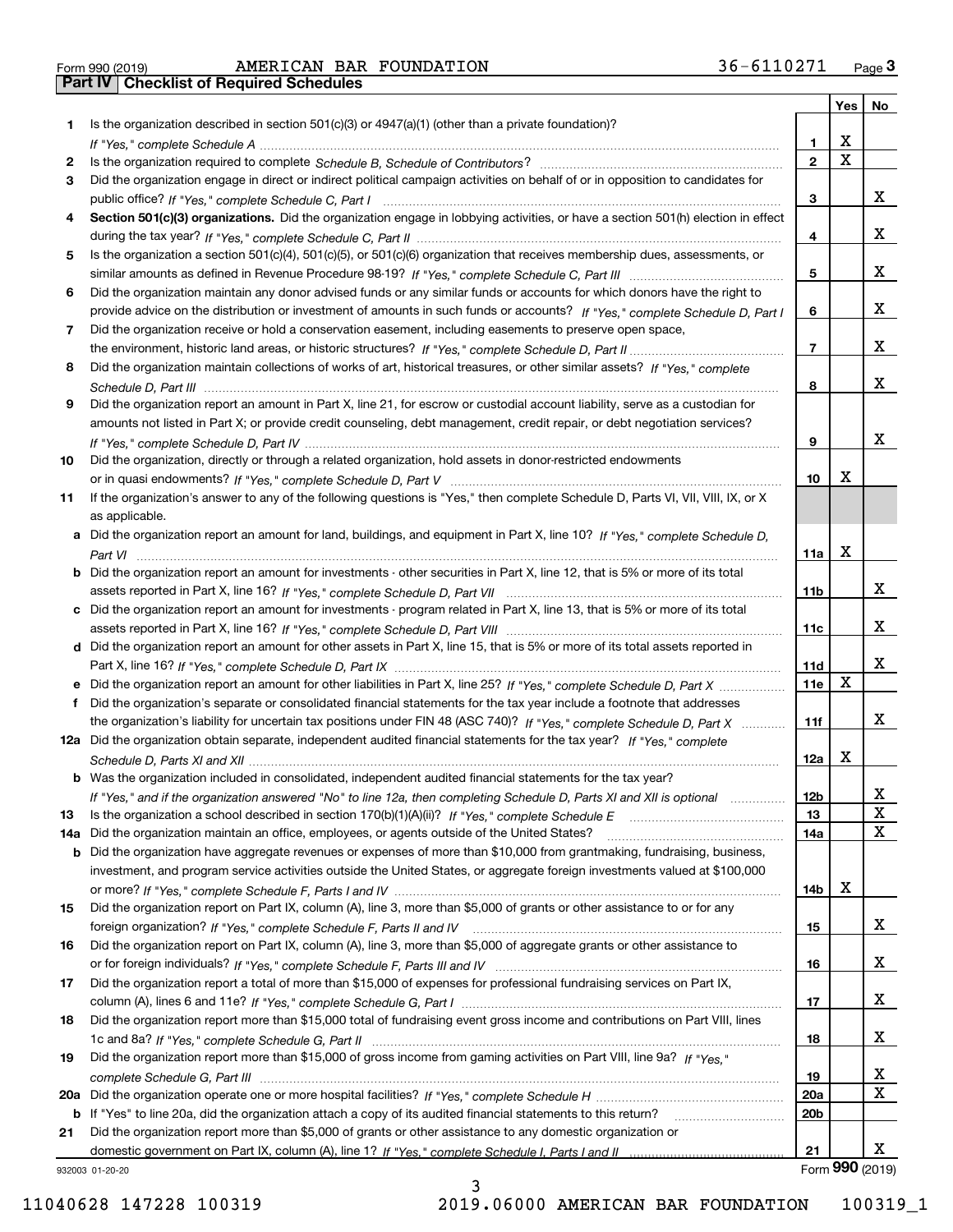Form 990 (2019) AMERICAN BAR FOUNDATION 36-6110271 Page 3

**Part IV Checklist of Required Schedules**

| | | | Yes | No |
|---|---|---|---|---|
| 1 | Is the organization described in section 501(c)(3) or 4947(a)(1) (other than a private foundation)? *If "Yes," complete Schedule A* | 1 | X | |
| 2 | Is the organization required to complete *Schedule B, Schedule of Contributors*? | 2 | X | |
| 3 | Did the organization engage in direct or indirect political campaign activities on behalf of or in opposition to candidates for public office? *If "Yes," complete Schedule C, Part I* | 3 | | X |
| 4 | **Section 501(c)(3) organizations.** Did the organization engage in lobbying activities, or have a section 501(h) election in effect during the tax year? *If "Yes," complete Schedule C, Part II* | 4 | | X |
| 5 | Is the organization a section 501(c)(4), 501(c)(5), or 501(c)(6) organization that receives membership dues, assessments, or similar amounts as defined in Revenue Procedure 98-19? *If "Yes," complete Schedule C, Part III* | 5 | | X |
| 6 | Did the organization maintain any donor advised funds or any similar funds or accounts for which donors have the right to provide advice on the distribution or investment of amounts in such funds or accounts? *If "Yes," complete Schedule D, Part I* | 6 | | X |
| 7 | Did the organization receive or hold a conservation easement, including easements to preserve open space, the environment, historic land areas, or historic structures? *If "Yes," complete Schedule D, Part II* | 7 | | X |
| 8 | Did the organization maintain collections of works of art, historical treasures, or other similar assets? *If "Yes," complete Schedule D, Part III* | 8 | | X |
| 9 | Did the organization report an amount in Part X, line 21, for escrow or custodial account liability, serve as a custodian for amounts not listed in Part X; or provide credit counseling, debt management, credit repair, or debt negotiation services? *If "Yes," complete Schedule D, Part IV* | 9 | | X |
| 10 | Did the organization, directly or through a related organization, hold assets in donor-restricted endowments or in quasi endowments? *If "Yes," complete Schedule D, Part V* | 10 | X | |
| 11 | If the organization's answer to any of the following questions is "Yes," then complete Schedule D, Parts VI, VII, VIII, IX, or X as applicable. | | | |
| a | Did the organization report an amount for land, buildings, and equipment in Part X, line 10? *If "Yes," complete Schedule D, Part VI* | 11a | X | |
| b | Did the organization report an amount for investments - other securities in Part X, line 12, that is 5% or more of its total assets reported in Part X, line 16? *If "Yes," complete Schedule D, Part VII* | 11b | | X |
| c | Did the organization report an amount for investments - program related in Part X, line 13, that is 5% or more of its total assets reported in Part X, line 16? *If "Yes," complete Schedule D, Part VIII* | 11c | | X |
| d | Did the organization report an amount for other assets in Part X, line 15, that is 5% or more of its total assets reported in Part X, line 16? *If "Yes," complete Schedule D, Part IX* | 11d | | X |
| e | Did the organization report an amount for other liabilities in Part X, line 25? *If "Yes," complete Schedule D, Part X* | 11e | X | |
| f | Did the organization's separate or consolidated financial statements for the tax year include a footnote that addresses the organization's liability for uncertain tax positions under FIN 48 (ASC 740)? *If "Yes," complete Schedule D, Part X* | 11f | | X |
| 12a | Did the organization obtain separate, independent audited financial statements for the tax year? *If "Yes," complete Schedule D, Parts XI and XII* | 12a | X | |
| b | Was the organization included in consolidated, independent audited financial statements for the tax year? *If "Yes," and if the organization answered "No" to line 12a, then completing Schedule D, Parts XI and XII is optional* | 12b | | X |
| 13 | Is the organization a school described in section 170(b)(1)(A)(ii)? *If "Yes," complete Schedule E* | 13 | | X |
| 14a | Did the organization maintain an office, employees, or agents outside of the United States? | 14a | | X |
| b | Did the organization have aggregate revenues or expenses of more than $10,000 from grantmaking, fundraising, business, investment, and program service activities outside the United States, or aggregate foreign investments valued at $100,000 or more? *If "Yes," complete Schedule F, Parts I and IV* | 14b | X | |
| 15 | Did the organization report on Part IX, column (A), line 3, more than $5,000 of grants or other assistance to or for any foreign organization? *If "Yes," complete Schedule F, Parts II and IV* | 15 | | X |
| 16 | Did the organization report on Part IX, column (A), line 3, more than $5,000 of aggregate grants or other assistance to or for foreign individuals? *If "Yes," complete Schedule F, Parts III and IV* | 16 | | X |
| 17 | Did the organization report a total of more than $15,000 of expenses for professional fundraising services on Part IX, column (A), lines 6 and 11e? *If "Yes," complete Schedule G, Part I* | 17 | | X |
| 18 | Did the organization report more than $15,000 total of fundraising event gross income and contributions on Part VIII, lines 1c and 8a? *If "Yes," complete Schedule G, Part II* | 18 | | X |
| 19 | Did the organization report more than $15,000 of gross income from gaming activities on Part VIII, line 9a? *If "Yes," complete Schedule G, Part III* | 19 | | X |
| 20a | Did the organization operate one or more hospital facilities? *If "Yes," complete Schedule H* | 20a | | X |
| b | If "Yes" to line 20a, did the organization attach a copy of its audited financial statements to this return? | 20b | | |
| 21 | Did the organization report more than $5,000 of grants or other assistance to any domestic organization or domestic government on Part IX, column (A), line 1? *If "Yes," complete Schedule I, Parts I and II* | 21 | | X |

932003 01-20-20 Form **990** (2019)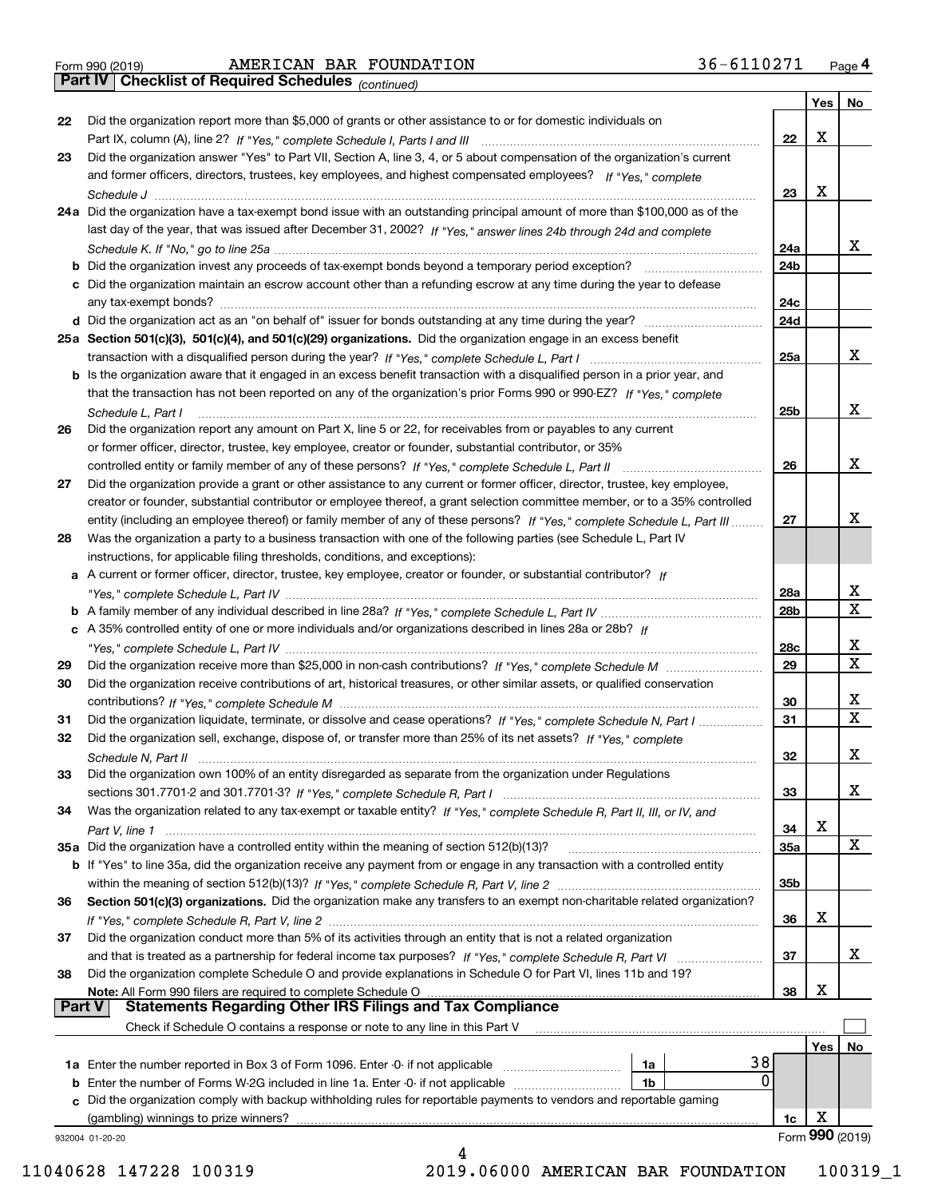Form 990 (2019) AMERICAN BAR FOUNDATION 36-6110271

## Part IV Checklist of Required Schedules *(continued)*

| | | | Yes | No |
|---|---|---|---|---|
| 22 | Did the organization report more than $5,000 of grants or other assistance to or for domestic individuals on Part IX, column (A), line 2? *If "Yes," complete Schedule I, Parts I and III* | 22 | X | |
| 23 | Did the organization answer "Yes" to Part VII, Section A, line 3, 4, or 5 about compensation of the organization's current and former officers, directors, trustees, key employees, and highest compensated employees? *If "Yes," complete Schedule J* | 23 | X | |
| 24a | Did the organization have a tax-exempt bond issue with an outstanding principal amount of more than $100,000 as of the last day of the year, that was issued after December 31, 2002? *If "Yes," answer lines 24b through 24d and complete Schedule K. If "No," go to line 25a* | 24a | | X |
| b | Did the organization invest any proceeds of tax-exempt bonds beyond a temporary period exception? | 24b | | |
| c | Did the organization maintain an escrow account other than a refunding escrow at any time during the year to defease any tax-exempt bonds? | 24c | | |
| d | Did the organization act as an "on behalf of" issuer for bonds outstanding at any time during the year? | 24d | | |
| 25a | **Section 501(c)(3), 501(c)(4), and 501(c)(29) organizations.** Did the organization engage in an excess benefit transaction with a disqualified person during the year? *If "Yes," complete Schedule L, Part I* | 25a | | X |
| b | Is the organization aware that it engaged in an excess benefit transaction with a disqualified person in a prior year, and that the transaction has not been reported on any of the organization's prior Forms 990 or 990-EZ? *If "Yes," complete Schedule L, Part I* | 25b | | X |
| 26 | Did the organization report any amount on Part X, line 5 or 22, for receivables from or payables to any current or former officer, director, trustee, key employee, creator or founder, substantial contributor, or 35% controlled entity or family member of any of these persons? *If "Yes," complete Schedule L, Part II* | 26 | | X |
| 27 | Did the organization provide a grant or other assistance to any current or former officer, director, trustee, key employee, creator or founder, substantial contributor or employee thereof, a grant selection committee member, or to a 35% controlled entity (including an employee thereof) or family member of any of these persons? *If "Yes," complete Schedule L, Part III* | 27 | | X |
| 28 | Was the organization a party to a business transaction with one of the following parties (see Schedule L, Part IV instructions, for applicable filing thresholds, conditions, and exceptions): | | | |
| a | A current or former officer, director, trustee, key employee, creator or founder, or substantial contributor? *If "Yes," complete Schedule L, Part IV* | 28a | | X |
| b | A family member of any individual described in line 28a? *If "Yes," complete Schedule L, Part IV* | 28b | | X |
| c | A 35% controlled entity of one or more individuals and/or organizations described in lines 28a or 28b? *If "Yes," complete Schedule L, Part IV* | 28c | | X |
| 29 | Did the organization receive more than $25,000 in non-cash contributions? *If "Yes," complete Schedule M* | 29 | | X |
| 30 | Did the organization receive contributions of art, historical treasures, or other similar assets, or qualified conservation contributions? *If "Yes," complete Schedule M* | 30 | | X |
| 31 | Did the organization liquidate, terminate, or dissolve and cease operations? *If "Yes," complete Schedule N, Part I* | 31 | | X |
| 32 | Did the organization sell, exchange, dispose of, or transfer more than 25% of its net assets? *If "Yes," complete Schedule N, Part II* | 32 | | X |
| 33 | Did the organization own 100% of an entity disregarded as separate from the organization under Regulations sections 301.7701-2 and 301.7701-3? *If "Yes," complete Schedule R, Part I* | 33 | | X |
| 34 | Was the organization related to any tax-exempt or taxable entity? *If "Yes," complete Schedule R, Part II, III, or IV, and Part V, line 1* | 34 | X | |
| 35a | Did the organization have a controlled entity within the meaning of section 512(b)(13)? | 35a | | X |
| b | If "Yes" to line 35a, did the organization receive any payment from or engage in any transaction with a controlled entity within the meaning of section 512(b)(13)? *If "Yes," complete Schedule R, Part V, line 2* | 35b | | |
| 36 | **Section 501(c)(3) organizations.** Did the organization make any transfers to an exempt non-charitable related organization? *If "Yes," complete Schedule R, Part V, line 2* | 36 | X | |
| 37 | Did the organization conduct more than 5% of its activities through an entity that is not a related organization and that is treated as a partnership for federal income tax purposes? *If "Yes," complete Schedule R, Part VI* | 37 | | X |
| 38 | Did the organization complete Schedule O and provide explanations in Schedule O for Part VI, lines 11b and 19? **Note:** All Form 990 filers are required to complete Schedule O | 38 | X | |

## Part V Statements Regarding Other IRS Filings and Tax Compliance

Check if Schedule O contains a response or note to any line in this Part V ☐

| | | | | | Yes | No |
|---|---|---|---|---|---|---|
| 1a | Enter the number reported in Box 3 of Form 1096. Enter -0- if not applicable | 1a | 38 | | | |
| b | Enter the number of Forms W-2G included in line 1a. Enter -0- if not applicable | 1b | 0 | | | |
| c | Did the organization comply with backup withholding rules for reportable payments to vendors and reportable gaming (gambling) winnings to prize winners? | | | 1c | X | |

932004 01-20-20

Form **990** (2019)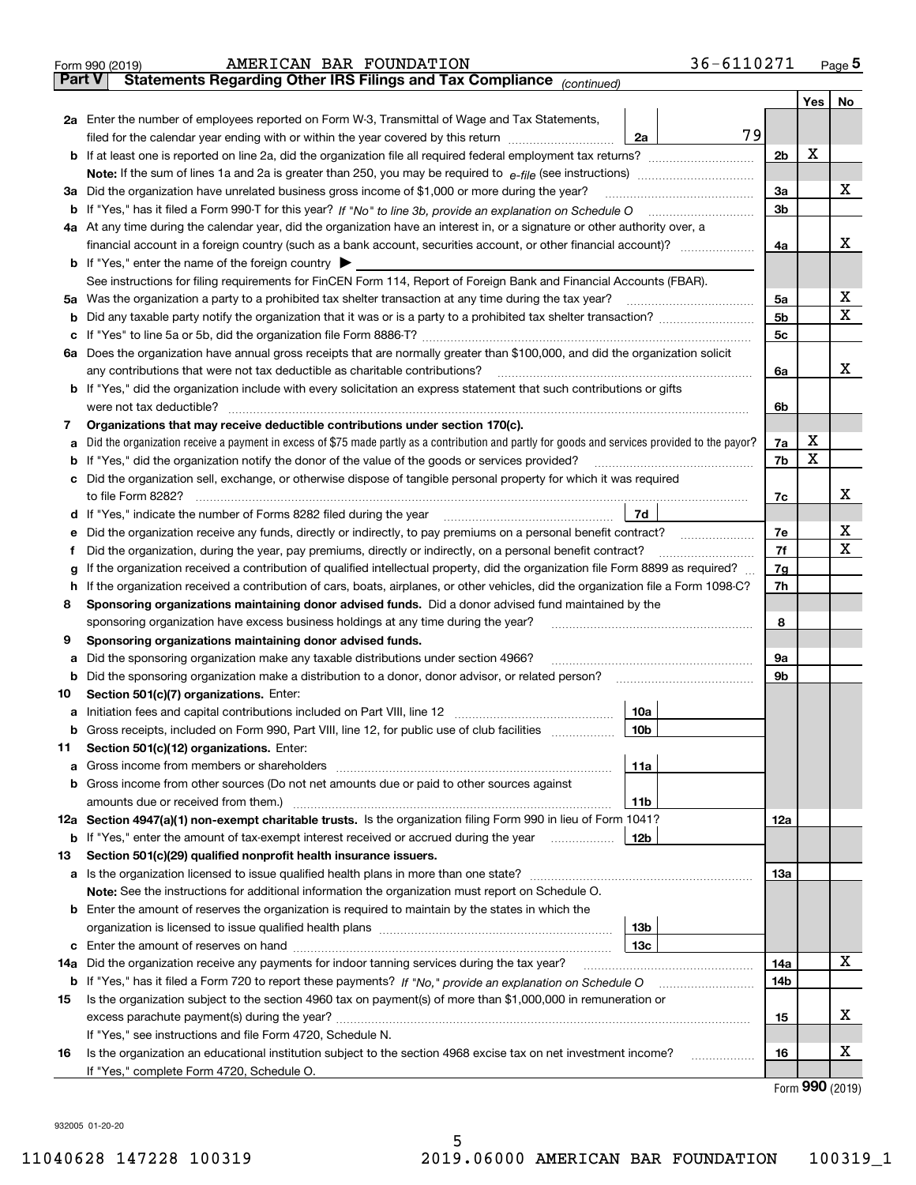Form 990 (2019) AMERICAN BAR FOUNDATION 36-6110271 Page **5**

## Part V Statements Regarding Other IRS Filings and Tax Compliance *(continued)*

| | | | | Yes | No |
|---|---|---|---|---|---|
| **2a** | Enter the number of employees reported on Form W-3, Transmittal of Wage and Tax Statements, filed for the calendar year ending with or within the year covered by this return | **2a** 79 | | | |
| **b** | If at least one is reported on line 2a, did the organization file all required federal employment tax returns? | | **2b** | X | |
| | **Note:** If the sum of lines 1a and 2a is greater than 250, you may be required to *e-file* (see instructions) | | | | |
| **3a** | Did the organization have unrelated business gross income of $1,000 or more during the year? | | **3a** | | X |
| **b** | If "Yes," has it filed a Form 990-T for this year? *If "No" to line 3b, provide an explanation on Schedule O* | | **3b** | | |
| **4a** | At any time during the calendar year, did the organization have an interest in, or a signature or other authority over, a financial account in a foreign country (such as a bank account, securities account, or other financial account)? | | **4a** | | X |
| **b** | If "Yes," enter the name of the foreign country ▶ | | | | |
| | See instructions for filing requirements for FinCEN Form 114, Report of Foreign Bank and Financial Accounts (FBAR). | | | | |
| **5a** | Was the organization a party to a prohibited tax shelter transaction at any time during the tax year? | | **5a** | | X |
| **b** | Did any taxable party notify the organization that it was or is a party to a prohibited tax shelter transaction? | | **5b** | | X |
| **c** | If "Yes" to line 5a or 5b, did the organization file Form 8886-T? | | **5c** | | |
| **6a** | Does the organization have annual gross receipts that are normally greater than $100,000, and did the organization solicit any contributions that were not tax deductible as charitable contributions? | | **6a** | | X |
| **b** | If "Yes," did the organization include with every solicitation an express statement that such contributions or gifts were not tax deductible? | | **6b** | | |
| **7** | **Organizations that may receive deductible contributions under section 170(c).** | | | | |
| **a** | Did the organization receive a payment in excess of $75 made partly as a contribution and partly for goods and services provided to the payor? | | **7a** | X | |
| **b** | If "Yes," did the organization notify the donor of the value of the goods or services provided? | | **7b** | X | |
| **c** | Did the organization sell, exchange, or otherwise dispose of tangible personal property for which it was required to file Form 8282? | | **7c** | | X |
| **d** | If "Yes," indicate the number of Forms 8282 filed during the year | **7d** | | | |
| **e** | Did the organization receive any funds, directly or indirectly, to pay premiums on a personal benefit contract? | | **7e** | | X |
| **f** | Did the organization, during the year, pay premiums, directly or indirectly, on a personal benefit contract? | | **7f** | | X |
| **g** | If the organization received a contribution of qualified intellectual property, did the organization file Form 8899 as required? | | **7g** | | |
| **h** | If the organization received a contribution of cars, boats, airplanes, or other vehicles, did the organization file a Form 1098-C? | | **7h** | | |
| **8** | **Sponsoring organizations maintaining donor advised funds.** Did a donor advised fund maintained by the sponsoring organization have excess business holdings at any time during the year? | | **8** | | |
| **9** | **Sponsoring organizations maintaining donor advised funds.** | | | | |
| **a** | Did the sponsoring organization make any taxable distributions under section 4966? | | **9a** | | |
| **b** | Did the sponsoring organization make a distribution to a donor, donor advisor, or related person? | | **9b** | | |
| **10** | **Section 501(c)(7) organizations.** Enter: | | | | |
| **a** | Initiation fees and capital contributions included on Part VIII, line 12 | **10a** | | | |
| **b** | Gross receipts, included on Form 990, Part VIII, line 12, for public use of club facilities | **10b** | | | |
| **11** | **Section 501(c)(12) organizations.** Enter: | | | | |
| **a** | Gross income from members or shareholders | **11a** | | | |
| **b** | Gross income from other sources (Do not net amounts due or paid to other sources against amounts due or received from them.) | **11b** | | | |
| **12a** | **Section 4947(a)(1) non-exempt charitable trusts.** Is the organization filing Form 990 in lieu of Form 1041? | | **12a** | | |
| **b** | If "Yes," enter the amount of tax-exempt interest received or accrued during the year | **12b** | | | |
| **13** | **Section 501(c)(29) qualified nonprofit health insurance issuers.** | | | | |
| **a** | Is the organization licensed to issue qualified health plans in more than one state? | | **13a** | | |
| | **Note:** See the instructions for additional information the organization must report on Schedule O. | | | | |
| **b** | Enter the amount of reserves the organization is required to maintain by the states in which the organization is licensed to issue qualified health plans | **13b** | | | |
| **c** | Enter the amount of reserves on hand | **13c** | | | |
| **14a** | Did the organization receive any payments for indoor tanning services during the tax year? | | **14a** | | X |
| **b** | If "Yes," has it filed a Form 720 to report these payments? *If "No," provide an explanation on Schedule O* | | **14b** | | |
| **15** | Is the organization subject to the section 4960 tax on payment(s) of more than $1,000,000 in remuneration or excess parachute payment(s) during the year? | | **15** | | X |
| | If "Yes," see instructions and file Form 4720, Schedule N. | | | | |
| **16** | Is the organization an educational institution subject to the section 4968 excise tax on net investment income? | | **16** | | X |
| | If "Yes," complete Form 4720, Schedule O. | | | | |

Form **990** (2019)

932005 01-20-20

11040628 147228 100319 2019.06000 AMERICAN BAR FOUNDATION 100319_1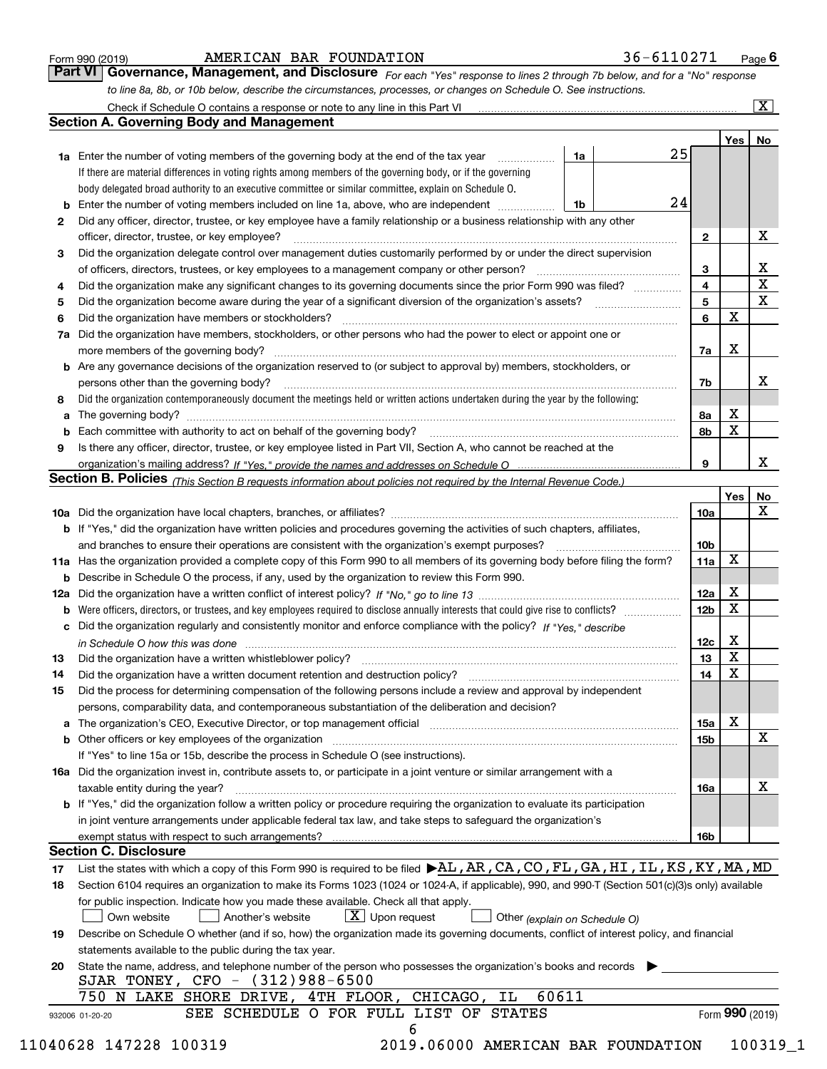Form 990 (2019) AMERICAN BAR FOUNDATION 36-6110271 Page 6

## Part VI Governance, Management, and Disclosure

*For each "Yes" response to lines 2 through 7b below, and for a "No" response to line 8a, 8b, or 10b below, describe the circumstances, processes, or changes on Schedule O. See instructions.*

Check if Schedule O contains a response or note to any line in this Part VI [X]

### Section A. Governing Body and Management

| | | | | Yes | No |
|---|---|---|---|---|---|
| 1a | Enter the number of voting members of the governing body at the end of the tax year. If there are material differences in voting rights among members of the governing body, or if the governing body delegated broad authority to an executive committee or similar committee, explain on Schedule O. | 1a | 25 | | |
| b | Enter the number of voting members included on line 1a, above, who are independent | 1b | 24 | | |
| 2 | Did any officer, director, trustee, or key employee have a family relationship or a business relationship with any other officer, director, trustee, or key employee? | 2 | | | X |
| 3 | Did the organization delegate control over management duties customarily performed by or under the direct supervision of officers, directors, trustees, or key employees to a management company or other person? | 3 | | | X |
| 4 | Did the organization make any significant changes to its governing documents since the prior Form 990 was filed? | 4 | | | X |
| 5 | Did the organization become aware during the year of a significant diversion of the organization's assets? | 5 | | | X |
| 6 | Did the organization have members or stockholders? | 6 | | X | |
| 7a | Did the organization have members, stockholders, or other persons who had the power to elect or appoint one or more members of the governing body? | 7a | | X | |
| b | Are any governance decisions of the organization reserved to (or subject to approval by) members, stockholders, or persons other than the governing body? | 7b | | | X |
| 8 | Did the organization contemporaneously document the meetings held or written actions undertaken during the year by the following: | | | | |
| a | The governing body? | 8a | | X | |
| b | Each committee with authority to act on behalf of the governing body? | 8b | | X | |
| 9 | Is there any officer, director, trustee, or key employee listed in Part VII, Section A, who cannot be reached at the organization's mailing address? *If "Yes," provide the names and addresses on Schedule O* | 9 | | | X |

### Section B. Policies *(This Section B requests information about policies not required by the Internal Revenue Code.)*

| | | | Yes | No |
|---|---|---|---|---|
| 10a | Did the organization have local chapters, branches, or affiliates? | 10a | | X |
| b | If "Yes," did the organization have written policies and procedures governing the activities of such chapters, affiliates, and branches to ensure their operations are consistent with the organization's exempt purposes? | 10b | | |
| 11a | Has the organization provided a complete copy of this Form 990 to all members of its governing body before filing the form? | 11a | X | |
| b | Describe in Schedule O the process, if any, used by the organization to review this Form 990. | | | |
| 12a | Did the organization have a written conflict of interest policy? *If "No," go to line 13* | 12a | X | |
| b | Were officers, directors, or trustees, and key employees required to disclose annually interests that could give rise to conflicts? | 12b | X | |
| c | Did the organization regularly and consistently monitor and enforce compliance with the policy? *If "Yes," describe in Schedule O how this was done* | 12c | X | |
| 13 | Did the organization have a written whistleblower policy? | 13 | X | |
| 14 | Did the organization have a written document retention and destruction policy? | 14 | X | |
| 15 | Did the process for determining compensation of the following persons include a review and approval by independent persons, comparability data, and contemporaneous substantiation of the deliberation and decision? | | | |
| a | The organization's CEO, Executive Director, or top management official | 15a | X | |
| b | Other officers or key employees of the organization | 15b | | X |
| | If "Yes" to line 15a or 15b, describe the process in Schedule O (see instructions). | | | |
| 16a | Did the organization invest in, contribute assets to, or participate in a joint venture or similar arrangement with a taxable entity during the year? | 16a | | X |
| b | If "Yes," did the organization follow a written policy or procedure requiring the organization to evaluate its participation in joint venture arrangements under applicable federal tax law, and take steps to safeguard the organization's exempt status with respect to such arrangements? | 16b | | |

### Section C. Disclosure

17 List the states with which a copy of this Form 990 is required to be filed ▶ AL,AR,CA,CO,FL,GA,HI,IL,KS,KY,MA,MD

18 Section 6104 requires an organization to make its Forms 1023 (1024 or 1024-A, if applicable), 990, and 990-T (Section 501(c)(3)s only) available for public inspection. Indicate how you made these available. Check all that apply.

[ ] Own website [ ] Another's website [X] Upon request [ ] Other *(explain on Schedule O)*

19 Describe on Schedule O whether (and if so, how) the organization made its governing documents, conflict of interest policy, and financial statements available to the public during the tax year.

20 State the name, address, and telephone number of the person who possesses the organization's books and records ▶

SJAR TONEY, CFO - (312)988-6500
750 N LAKE SHORE DRIVE, 4TH FLOOR, CHICAGO, IL 60611

SEE SCHEDULE O FOR FULL LIST OF STATES

Form 990 (2019)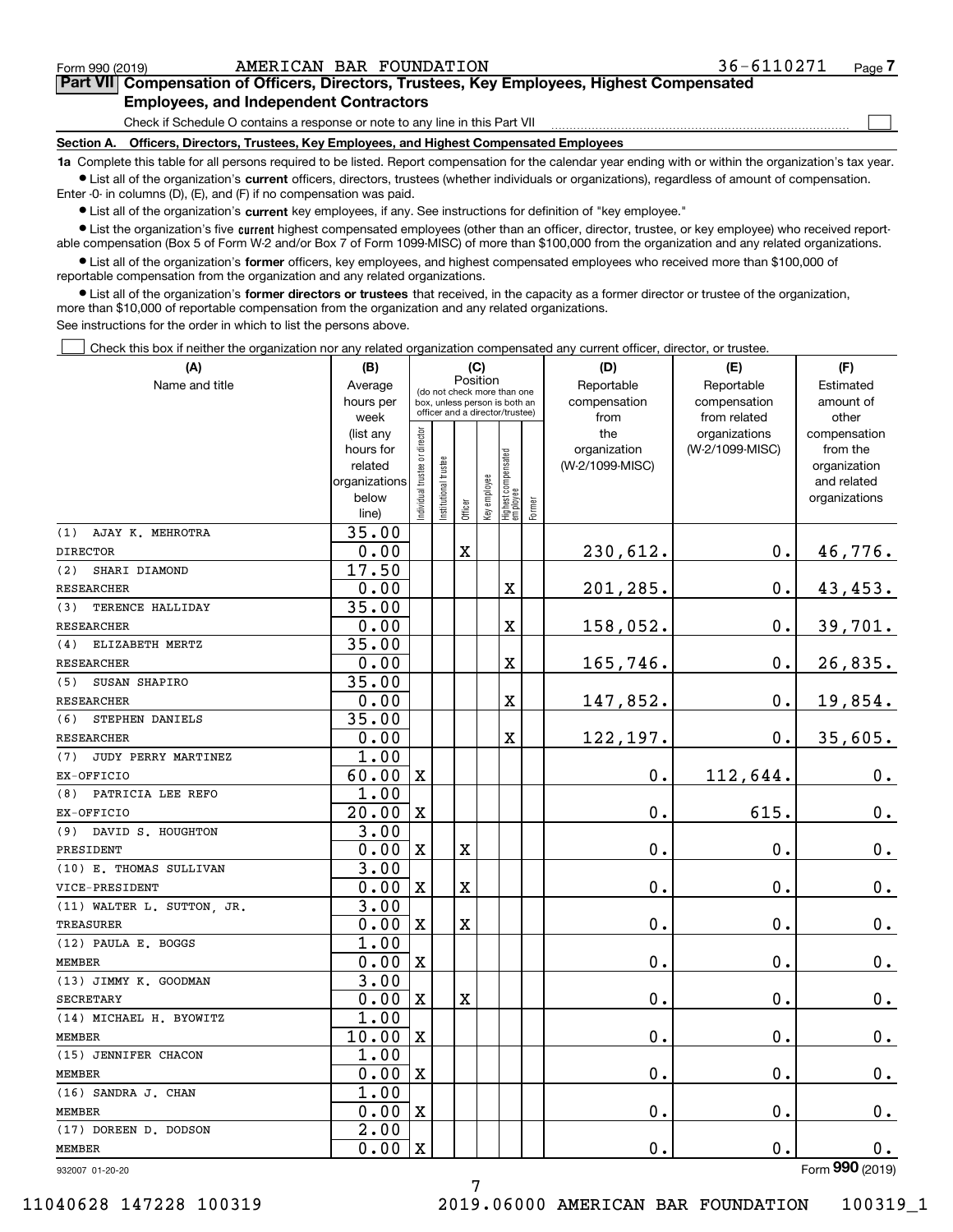Form 990 (2019) AMERICAN BAR FOUNDATION 36-6110271 Page **7**

## Part VII Compensation of Officers, Directors, Trustees, Key Employees, Highest Compensated Employees, and Independent Contractors

Check if Schedule O contains a response or note to any line in this Part VII ☐

### Section A. Officers, Directors, Trustees, Key Employees, and Highest Compensated Employees

**1a** Complete this table for all persons required to be listed. Report compensation for the calendar year ending with or within the organization's tax year.

- List all of the organization's **current** officers, directors, trustees (whether individuals or organizations), regardless of amount of compensation. Enter -0- in columns (D), (E), and (F) if no compensation was paid.
- List all of the organization's **current** key employees, if any. See instructions for definition of "key employee."
- List the organization's five **current** highest compensated employees (other than an officer, director, trustee, or key employee) who received reportable compensation (Box 5 of Form W-2 and/or Box 7 of Form 1099-MISC) of more than $100,000 from the organization and any related organizations.
- List all of the organization's **former** officers, key employees, and highest compensated employees who received more than $100,000 of reportable compensation from the organization and any related organizations.
- List all of the organization's **former directors or trustees** that received, in the capacity as a former director or trustee of the organization, more than $10,000 of reportable compensation from the organization and any related organizations.

See instructions for the order in which to list the persons above.

☐ Check this box if neither the organization nor any related organization compensated any current officer, director, or trustee.

| (A) Name and title | (B) Average hours per week (list any hours for related organizations below line) | (C) Position: Individual trustee or director | Institutional trustee | Officer | Key employee | Highest compensated employee | Former | (D) Reportable compensation from the organization (W-2/1099-MISC) | (E) Reportable compensation from related organizations (W-2/1099-MISC) | (F) Estimated amount of other compensation from the organization and related organizations |
|---|---|---|---|---|---|---|---|---|---|---|
| (1) AJAY K. MEHROTRA<br>DIRECTOR | 35.00<br>0.00 | | | X | | | | 230,612. | 0. | 46,776. |
| (2) SHARI DIAMOND<br>RESEARCHER | 17.50<br>0.00 | | | | | X | | 201,285. | 0. | 43,453. |
| (3) TERENCE HALLIDAY<br>RESEARCHER | 35.00<br>0.00 | | | | | X | | 158,052. | 0. | 39,701. |
| (4) ELIZABETH MERTZ<br>RESEARCHER | 35.00<br>0.00 | | | | | X | | 165,746. | 0. | 26,835. |
| (5) SUSAN SHAPIRO<br>RESEARCHER | 35.00<br>0.00 | | | | | X | | 147,852. | 0. | 19,854. |
| (6) STEPHEN DANIELS<br>RESEARCHER | 35.00<br>0.00 | | | | | X | | 122,197. | 0. | 35,605. |
| (7) JUDY PERRY MARTINEZ<br>EX-OFFICIO | 1.00<br>60.00 | X | | | | | | 0. | 112,644. | 0. |
| (8) PATRICIA LEE REFO<br>EX-OFFICIO | 1.00<br>20.00 | X | | | | | | 0. | 615. | 0. |
| (9) DAVID S. HOUGHTON<br>PRESIDENT | 3.00<br>0.00 | X | | X | | | | 0. | 0. | 0. |
| (10) E. THOMAS SULLIVAN<br>VICE-PRESIDENT | 3.00<br>0.00 | X | | X | | | | 0. | 0. | 0. |
| (11) WALTER L. SUTTON, JR.<br>TREASURER | 3.00<br>0.00 | X | | X | | | | 0. | 0. | 0. |
| (12) PAULA E. BOGGS<br>MEMBER | 1.00<br>0.00 | X | | | | | | 0. | 0. | 0. |
| (13) JIMMY K. GOODMAN<br>SECRETARY | 3.00<br>0.00 | X | | X | | | | 0. | 0. | 0. |
| (14) MICHAEL H. BYOWITZ<br>MEMBER | 1.00<br>10.00 | X | | | | | | 0. | 0. | 0. |
| (15) JENNIFER CHACON<br>MEMBER | 1.00<br>0.00 | X | | | | | | 0. | 0. | 0. |
| (16) SANDRA J. CHAN<br>MEMBER | 1.00<br>0.00 | X | | | | | | 0. | 0. | 0. |
| (17) DOREEN D. DODSON<br>MEMBER | 2.00<br>0.00 | X | | | | | | 0. | 0. | 0. |

932007 01-20-20 Form **990** (2019)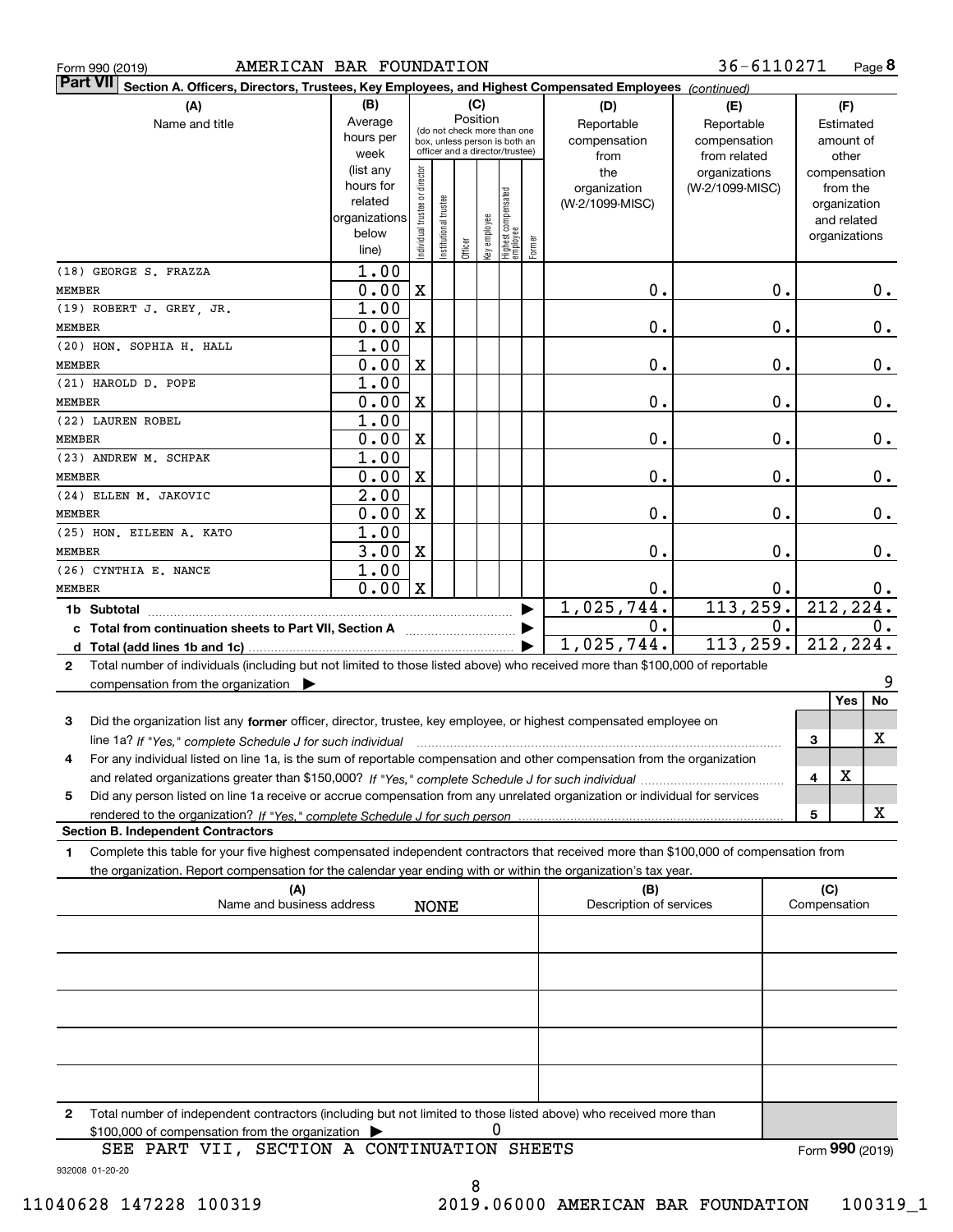Form 990 (2019) AMERICAN BAR FOUNDATION 36-6110271

## Part VII Section A. Officers, Directors, Trustees, Key Employees, and Highest Compensated Employees *(continued)*

| (A) Name and title | (B) Average hours per week (list any hours for related organizations below line) | (C) Position: Individual trustee or director | Institutional trustee | Officer | Key employee | Highest compensated employee | Former | (D) Reportable compensation from the organization (W-2/1099-MISC) | (E) Reportable compensation from related organizations (W-2/1099-MISC) | (F) Estimated amount of other compensation from the organization and related organizations |
|---|---|---|---|---|---|---|---|---|---|---|
| (18) GEORGE S. FRAZZA<br>MEMBER | 1.00<br>0.00 | X | | | | | | 0. | 0. | 0. |
| (19) ROBERT J. GREY, JR.<br>MEMBER | 1.00<br>0.00 | X | | | | | | 0. | 0. | 0. |
| (20) HON. SOPHIA H. HALL<br>MEMBER | 1.00<br>0.00 | X | | | | | | 0. | 0. | 0. |
| (21) HAROLD D. POPE<br>MEMBER | 1.00<br>0.00 | X | | | | | | 0. | 0. | 0. |
| (22) LAUREN ROBEL<br>MEMBER | 1.00<br>0.00 | X | | | | | | 0. | 0. | 0. |
| (23) ANDREW M. SCHPAK<br>MEMBER | 1.00<br>0.00 | X | | | | | | 0. | 0. | 0. |
| (24) ELLEN M. JAKOVIC<br>MEMBER | 2.00<br>0.00 | X | | | | | | 0. | 0. | 0. |
| (25) HON. EILEEN A. KATO<br>MEMBER | 1.00<br>3.00 | X | | | | | | 0. | 0. | 0. |
| (26) CYNTHIA E. NANCE<br>MEMBER | 1.00<br>0.00 | X | | | | | | 0. | 0. | 0. |
| **1b Subtotal** | | | | | | | | 1,025,744. | 113,259. | 212,224. |
| **c Total from continuation sheets to Part VII, Section A** | | | | | | | | 0. | 0. | 0. |
| **d Total (add lines 1b and 1c)** | | | | | | | | 1,025,744. | 113,259. | 212,224. |

2 Total number of individuals (including but not limited to those listed above) who received more than $100,000 of reportable compensation from the organization ▶ 9

| | | Yes | No |
|---|---|---|---|
| 3 Did the organization list any **former** officer, director, trustee, key employee, or highest compensated employee on line 1a? *If "Yes," complete Schedule J for such individual* | 3 | | X |
| 4 For any individual listed on line 1a, is the sum of reportable compensation and other compensation from the organization and related organizations greater than $150,000? *If "Yes," complete Schedule J for such individual* | 4 | X | |
| 5 Did any person listed on line 1a receive or accrue compensation from any unrelated organization or individual for services rendered to the organization? *If "Yes," complete Schedule J for such person* | 5 | | X |

### Section B. Independent Contractors

1 Complete this table for your five highest compensated independent contractors that received more than $100,000 of compensation from the organization. Report compensation for the calendar year ending with or within the organization's tax year.

| (A) Name and business address | (B) Description of services | (C) Compensation |
|---|---|---|
| NONE | | |
| | | |
| | | |
| | | |
| | | |

2 Total number of independent contractors (including but not limited to those listed above) who received more than $100,000 of compensation from the organization ▶ 0

SEE PART VII, SECTION A CONTINUATION SHEETS

Form **990** (2019)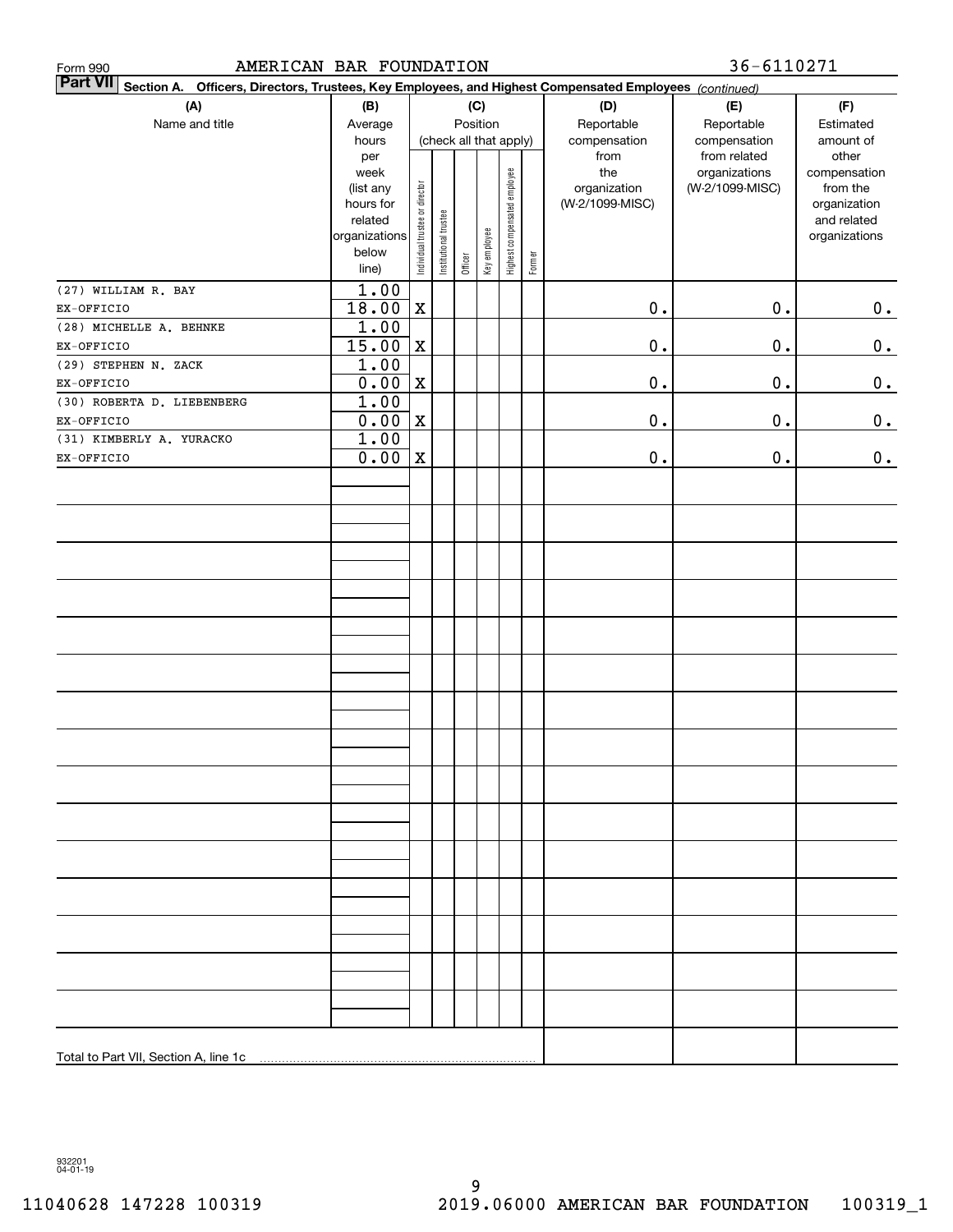Form 990 AMERICAN BAR FOUNDATION 36-6110271

**Part VII** Section A. Officers, Directors, Trustees, Key Employees, and Highest Compensated Employees *(continued)*

| (A) Name and title | (B) Average hours per week (list any hours for related organizations below line) | (C) Position: Individual trustee or director | Institutional trustee | Officer | Key employee | Highest compensated employee | Former | (D) Reportable compensation from the organization (W-2/1099-MISC) | (E) Reportable compensation from related organizations (W-2/1099-MISC) | (F) Estimated amount of other compensation from the organization and related organizations |
|---|---|---|---|---|---|---|---|---|---|---|
| (27) WILLIAM R. BAY<br>EX-OFFICIO | 1.00<br>18.00 | X | | | | | | 0. | 0. | 0. |
| (28) MICHELLE A. BEHNKE<br>EX-OFFICIO | 1.00<br>15.00 | X | | | | | | 0. | 0. | 0. |
| (29) STEPHEN N. ZACK<br>EX-OFFICIO | 1.00<br>0.00 | X | | | | | | 0. | 0. | 0. |
| (30) ROBERTA D. LIEBENBERG<br>EX-OFFICIO | 1.00<br>0.00 | X | | | | | | 0. | 0. | 0. |
| (31) KIMBERLY A. YURACKO<br>EX-OFFICIO | 1.00<br>0.00 | X | | | | | | 0. | 0. | 0. |
| Total to Part VII, Section A, line 1c | | | | | | | | | | |

932201 04-01-19

11040628 147228 100319 2019.06000 AMERICAN BAR FOUNDATION 100319_1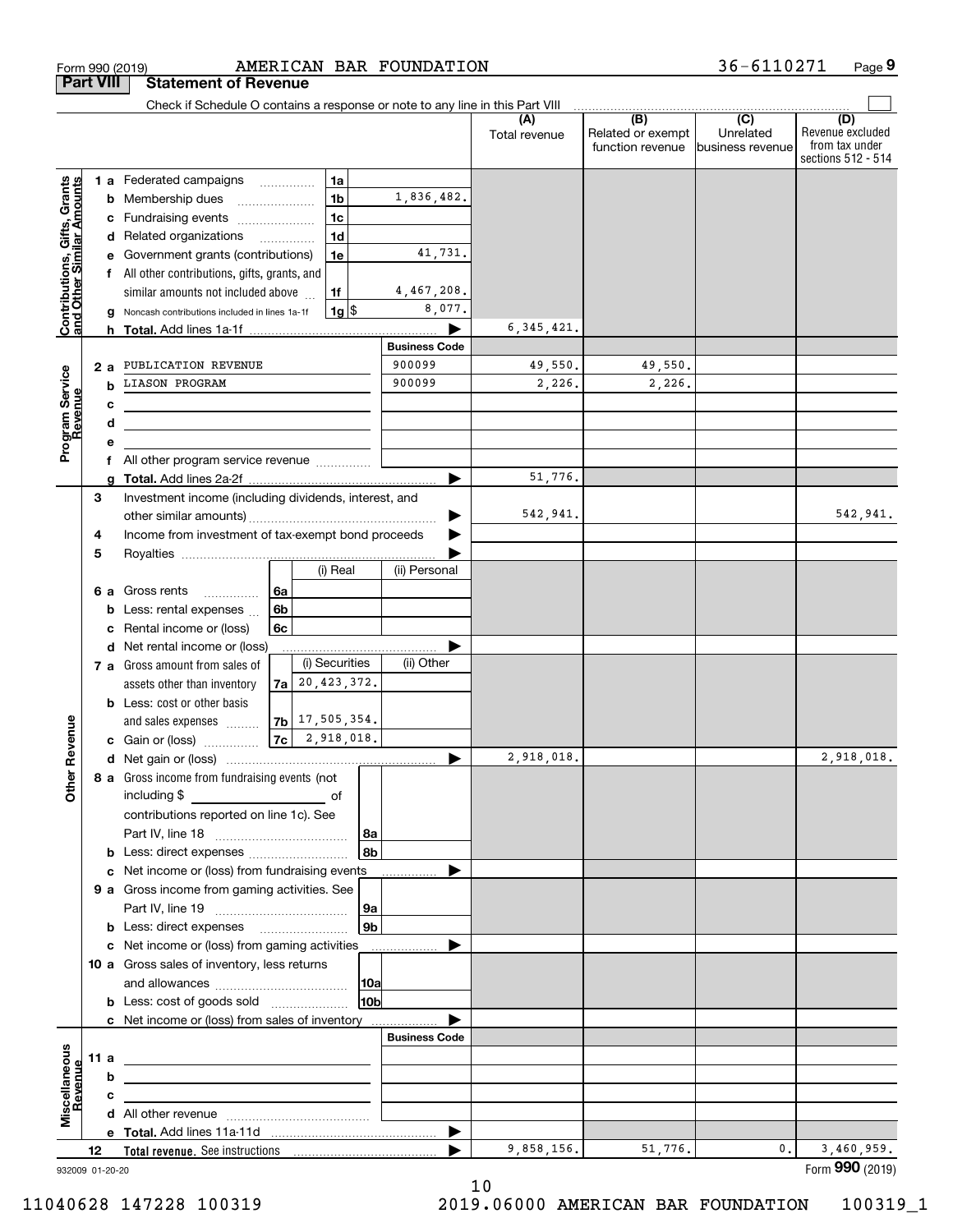Form 990 (2019) AMERICAN BAR FOUNDATION 36-6110271

## Part VIII Statement of Revenue

Check if Schedule O contains a response or note to any line in this Part VIII

| | | | | (A) Total revenue | (B) Related or exempt function revenue | (C) Unrelated business revenue | (D) Revenue excluded from tax under sections 512 - 514 |
|---|---|---|---|---|---|---|---|
| **Contributions, Gifts, Grants and Other Similar Amounts** | 1a Federated campaigns | 1a | | | | | |
| | b Membership dues | 1b | 1,836,482. | | | | |
| | c Fundraising events | 1c | | | | | |
| | d Related organizations | 1d | | | | | |
| | e Government grants (contributions) | 1e | 41,731. | | | | |
| | f All other contributions, gifts, grants, and similar amounts not included above | 1f | 4,467,208. | | | | |
| | g Noncash contributions included in lines 1a-1f | 1g $ | 8,077. | | | | |
| | h **Total.** Add lines 1a-1f | | | 6,345,421. | | | |
| **Program Service Revenue** | | | **Business Code** | | | | |
| | 2a PUBLICATION REVENUE | | 900099 | 49,550. | 49,550. | | |
| | b LIASON PROGRAM | | 900099 | 2,226. | 2,226. | | |
| | c | | | | | | |
| | d | | | | | | |
| | e | | | | | | |
| | f All other program service revenue | | | | | | |
| | g **Total.** Add lines 2a-2f | | | 51,776. | | | |
| **Other Revenue** | 3 Investment income (including dividends, interest, and other similar amounts) | | | 542,941. | | | 542,941. |
| | 4 Income from investment of tax-exempt bond proceeds | | | | | | |
| | 5 Royalties | | | | | | |
| | | | (i) Real / (ii) Personal | | | | |
| | 6a Gross rents | 6a | | | | | |
| | b Less: rental expenses | 6b | | | | | |
| | c Rental income or (loss) | 6c | | | | | |
| | d Net rental income or (loss) | | | | | | |
| | | | (i) Securities / (ii) Other | | | | |
| | 7a Gross amount from sales of assets other than inventory | 7a | 20,423,372. | | | | |
| | b Less: cost or other basis and sales expenses | 7b | 17,505,354. | | | | |
| | c Gain or (loss) | 7c | 2,918,018. | | | | |
| | d Net gain or (loss) | | | 2,918,018. | | | 2,918,018. |
| | 8a Gross income from fundraising events (not including $ ___ of contributions reported on line 1c). See Part IV, line 18 | 8a | | | | | |
| | b Less: direct expenses | 8b | | | | | |
| | c Net income or (loss) from fundraising events | | | | | | |
| | 9a Gross income from gaming activities. See Part IV, line 19 | 9a | | | | | |
| | b Less: direct expenses | 9b | | | | | |
| | c Net income or (loss) from gaming activities | | | | | | |
| | 10a Gross sales of inventory, less returns and allowances | 10a | | | | | |
| | b Less: cost of goods sold | 10b | | | | | |
| | c Net income or (loss) from sales of inventory | | | | | | |
| **Miscellaneous Revenue** | | | **Business Code** | | | | |
| | 11a | | | | | | |
| | b | | | | | | |
| | c | | | | | | |
| | d All other revenue | | | | | | |
| | e **Total.** Add lines 11a-11d | | | | | | |
| | 12 **Total revenue.** See instructions | | | 9,858,156. | 51,776. | 0. | 3,460,959. |

932009 01-20-20 Form **990** (2019)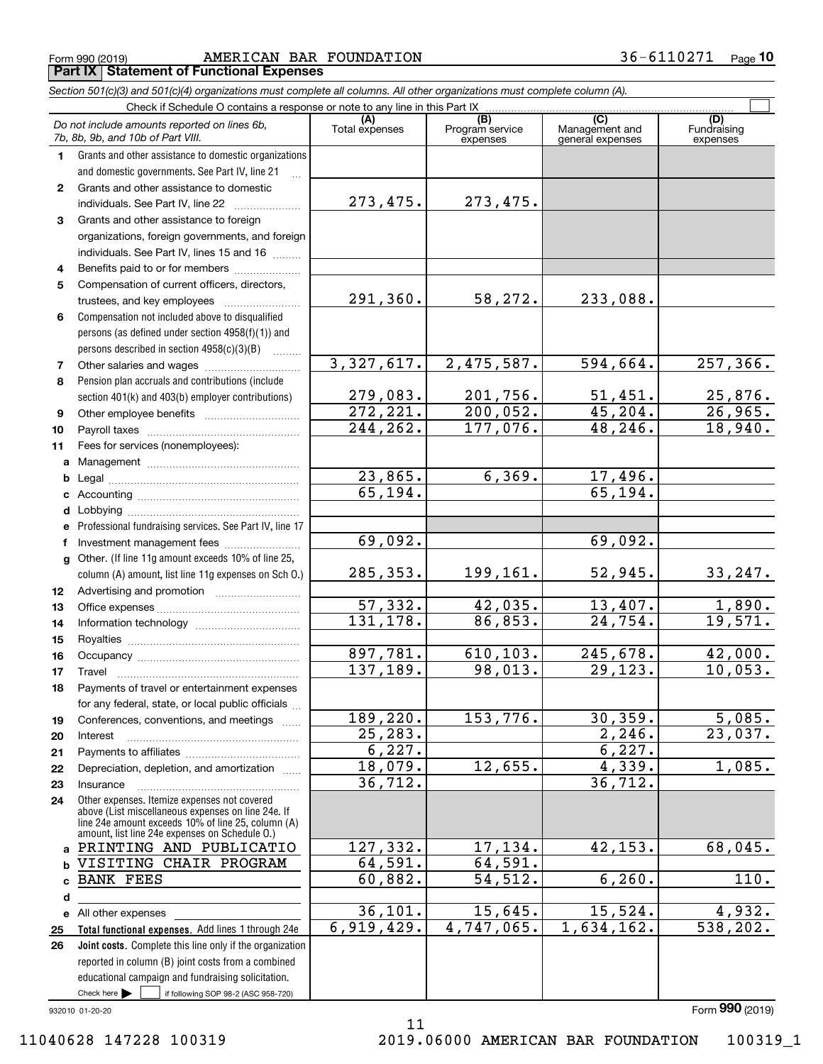Form 990 (2019) AMERICAN BAR FOUNDATION 36-6110271 Page 10

## Part IX Statement of Functional Expenses

*Section 501(c)(3) and 501(c)(4) organizations must complete all columns. All other organizations must complete column (A).*

Check if Schedule O contains a response or note to any line in this Part IX

| *Do not include amounts reported on lines 6b, 7b, 8b, 9b, and 10b of Part VIII.* | (A) Total expenses | (B) Program service expenses | (C) Management and general expenses | (D) Fundraising expenses |
|---|---|---|---|---|
| 1 Grants and other assistance to domestic organizations and domestic governments. See Part IV, line 21 | | | | |
| 2 Grants and other assistance to domestic individuals. See Part IV, line 22 | 273,475. | 273,475. | | |
| 3 Grants and other assistance to foreign organizations, foreign governments, and foreign individuals. See Part IV, lines 15 and 16 | | | | |
| 4 Benefits paid to or for members | | | | |
| 5 Compensation of current officers, directors, trustees, and key employees | 291,360. | 58,272. | 233,088. | |
| 6 Compensation not included above to disqualified persons (as defined under section 4958(f)(1)) and persons described in section 4958(c)(3)(B) | | | | |
| 7 Other salaries and wages | 3,327,617. | 2,475,587. | 594,664. | 257,366. |
| 8 Pension plan accruals and contributions (include section 401(k) and 403(b) employer contributions) | 279,083. | 201,756. | 51,451. | 25,876. |
| 9 Other employee benefits | 272,221. | 200,052. | 45,204. | 26,965. |
| 10 Payroll taxes | 244,262. | 177,076. | 48,246. | 18,940. |
| 11 Fees for services (nonemployees): | | | | |
| a Management | | | | |
| b Legal | 23,865. | 6,369. | 17,496. | |
| c Accounting | 65,194. | | 65,194. | |
| d Lobbying | | | | |
| e Professional fundraising services. See Part IV, line 17 | | | | |
| f Investment management fees | 69,092. | | 69,092. | |
| g Other. (If line 11g amount exceeds 10% of line 25, column (A) amount, list line 11g expenses on Sch O.) | 285,353. | 199,161. | 52,945. | 33,247. |
| 12 Advertising and promotion | | | | |
| 13 Office expenses | 57,332. | 42,035. | 13,407. | 1,890. |
| 14 Information technology | 131,178. | 86,853. | 24,754. | 19,571. |
| 15 Royalties | | | | |
| 16 Occupancy | 897,781. | 610,103. | 245,678. | 42,000. |
| 17 Travel | 137,189. | 98,013. | 29,123. | 10,053. |
| 18 Payments of travel or entertainment expenses for any federal, state, or local public officials | | | | |
| 19 Conferences, conventions, and meetings | 189,220. | 153,776. | 30,359. | 5,085. |
| 20 Interest | 25,283. | | 2,246. | 23,037. |
| 21 Payments to affiliates | 6,227. | | 6,227. | |
| 22 Depreciation, depletion, and amortization | 18,079. | 12,655. | 4,339. | 1,085. |
| 23 Insurance | 36,712. | | 36,712. | |
| 24 Other expenses. Itemize expenses not covered above (List miscellaneous expenses on line 24e. If line 24e amount exceeds 10% of line 25, column (A) amount, list line 24e expenses on Schedule O.) | | | | |
| a PRINTING AND PUBLICATIO | 127,332. | 17,134. | 42,153. | 68,045. |
| b VISITING CHAIR PROGRAM | 64,591. | 64,591. | | |
| c BANK FEES | 60,882. | 54,512. | 6,260. | 110. |
| d | | | | |
| e All other expenses | 36,101. | 15,645. | 15,524. | 4,932. |
| 25 **Total functional expenses.** Add lines 1 through 24e | 6,919,429. | 4,747,065. | 1,634,162. | 538,202. |
| 26 **Joint costs.** Complete this line only if the organization reported in column (B) joint costs from a combined educational campaign and fundraising solicitation. Check here ☐ if following SOP 98-2 (ASC 958-720) | | | | |

932010 01-20-20

Form **990** (2019)

11040628 147228 100319 2019.06000 AMERICAN BAR FOUNDATION 100319_1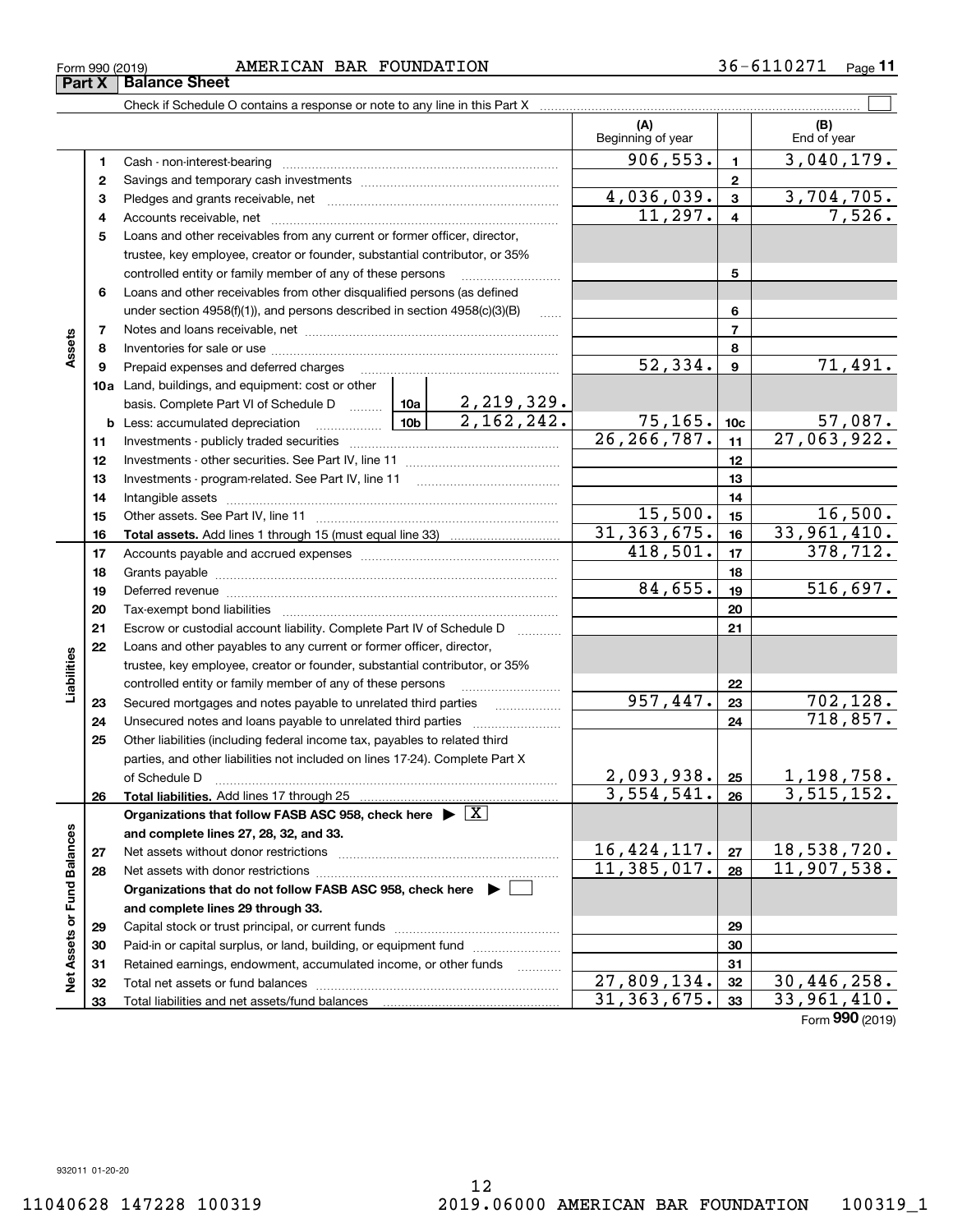Form 990 (2019) AMERICAN BAR FOUNDATION 36-6110271

## Part X Balance Sheet

Check if Schedule O contains a response or note to any line in this Part X

| | | | | (A) Beginning of year | | (B) End of year |
|---|---|---|---|---|---|---|
| **Assets** | 1 | Cash - non-interest-bearing | | 906,553. | 1 | 3,040,179. |
| | 2 | Savings and temporary cash investments | | | 2 | |
| | 3 | Pledges and grants receivable, net | | 4,036,039. | 3 | 3,704,705. |
| | 4 | Accounts receivable, net | | 11,297. | 4 | 7,526. |
| | 5 | Loans and other receivables from any current or former officer, director, trustee, key employee, creator or founder, substantial contributor, or 35% controlled entity or family member of any of these persons | | | 5 | |
| | 6 | Loans and other receivables from other disqualified persons (as defined under section 4958(f)(1)), and persons described in section 4958(c)(3)(B) | | | 6 | |
| | 7 | Notes and loans receivable, net | | | 7 | |
| | 8 | Inventories for sale or use | | | 8 | |
| | 9 | Prepaid expenses and deferred charges | | 52,334. | 9 | 71,491. |
| | 10a | Land, buildings, and equipment: cost or other basis. Complete Part VI of Schedule D | 10a 2,219,329. | | | |
| | b | Less: accumulated depreciation | 10b 2,162,242. | 75,165. | 10c | 57,087. |
| | 11 | Investments - publicly traded securities | | 26,266,787. | 11 | 27,063,922. |
| | 12 | Investments - other securities. See Part IV, line 11 | | | 12 | |
| | 13 | Investments - program-related. See Part IV, line 11 | | | 13 | |
| | 14 | Intangible assets | | | 14 | |
| | 15 | Other assets. See Part IV, line 11 | | 15,500. | 15 | 16,500. |
| | 16 | **Total assets.** Add lines 1 through 15 (must equal line 33) | | 31,363,675. | 16 | 33,961,410. |
| **Liabilities** | 17 | Accounts payable and accrued expenses | | 418,501. | 17 | 378,712. |
| | 18 | Grants payable | | | 18 | |
| | 19 | Deferred revenue | | 84,655. | 19 | 516,697. |
| | 20 | Tax-exempt bond liabilities | | | 20 | |
| | 21 | Escrow or custodial account liability. Complete Part IV of Schedule D | | | 21 | |
| | 22 | Loans and other payables to any current or former officer, director, trustee, key employee, creator or founder, substantial contributor, or 35% controlled entity or family member of any of these persons | | | 22 | |
| | 23 | Secured mortgages and notes payable to unrelated third parties | | 957,447. | 23 | 702,128. |
| | 24 | Unsecured notes and loans payable to unrelated third parties | | | 24 | 718,857. |
| | 25 | Other liabilities (including federal income tax, payables to related third parties, and other liabilities not included on lines 17-24). Complete Part X of Schedule D | | 2,093,938. | 25 | 1,198,758. |
| | 26 | **Total liabilities.** Add lines 17 through 25 | | 3,554,541. | 26 | 3,515,152. |
| **Net Assets or Fund Balances** | | **Organizations that follow FASB ASC 958, check here** ▶ [X] **and complete lines 27, 28, 32, and 33.** | | | | |
| | 27 | Net assets without donor restrictions | | 16,424,117. | 27 | 18,538,720. |
| | 28 | Net assets with donor restrictions | | 11,385,017. | 28 | 11,907,538. |
| | | **Organizations that do not follow FASB ASC 958, check here** ▶ [ ] **and complete lines 29 through 33.** | | | | |
| | 29 | Capital stock or trust principal, or current funds | | | 29 | |
| | 30 | Paid-in or capital surplus, or land, building, or equipment fund | | | 30 | |
| | 31 | Retained earnings, endowment, accumulated income, or other funds | | | 31 | |
| | 32 | Total net assets or fund balances | | 27,809,134. | 32 | 30,446,258. |
| | 33 | Total liabilities and net assets/fund balances | | 31,363,675. | 33 | 33,961,410. |

Form **990** (2019)

932011 01-20-20

11040628 147228 100319 2019.06000 AMERICAN BAR FOUNDATION 100319_1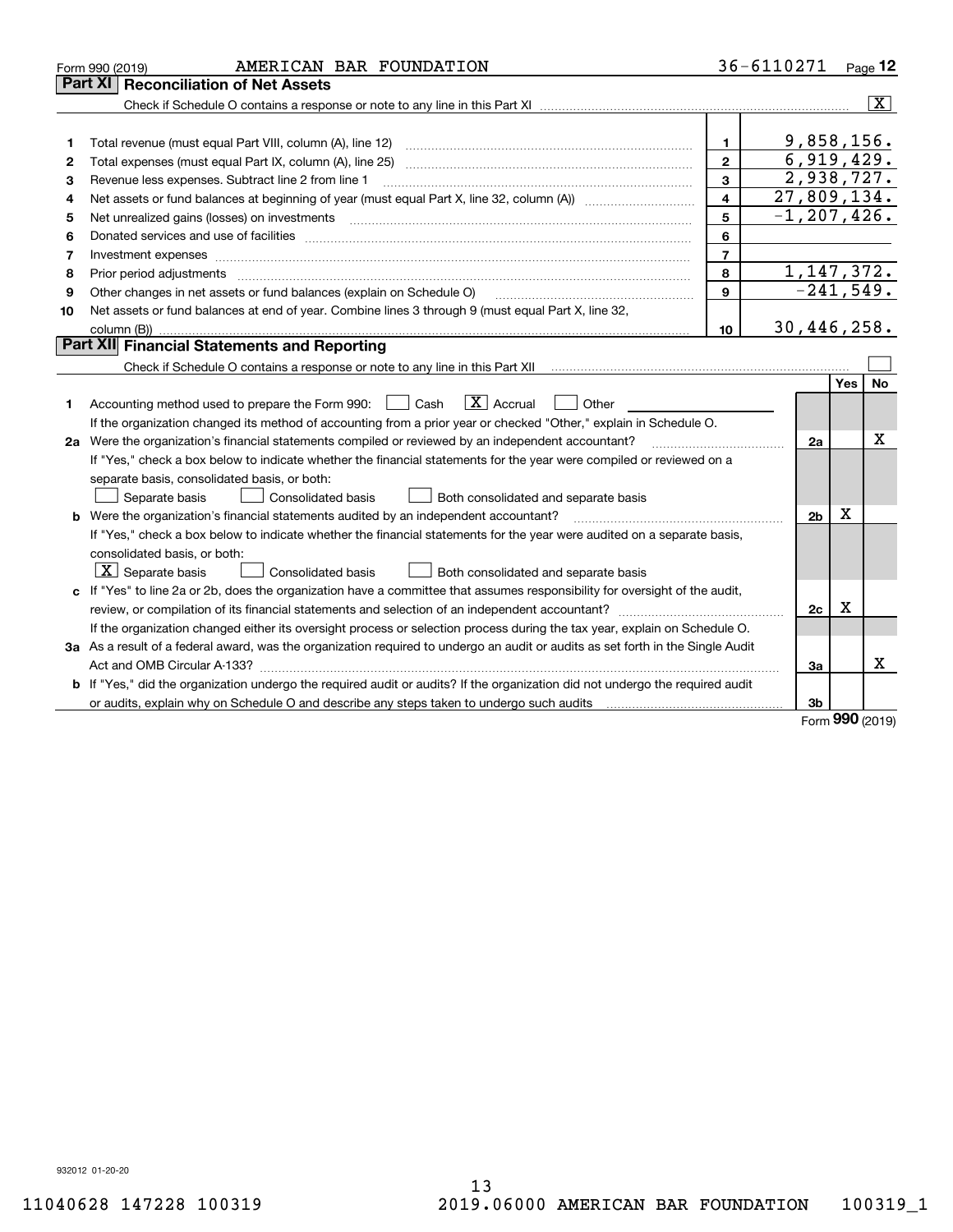Form 990 (2019) AMERICAN BAR FOUNDATION 36-6110271

## Part XI Reconciliation of Net Assets

Check if Schedule O contains a response or note to any line in this Part XI .......... [X]

| | | | |
|---|---|---|---|
| 1 | Total revenue (must equal Part VIII, column (A), line 12) | 1 | 9,858,156. |
| 2 | Total expenses (must equal Part IX, column (A), line 25) | 2 | 6,919,429. |
| 3 | Revenue less expenses. Subtract line 2 from line 1 | 3 | 2,938,727. |
| 4 | Net assets or fund balances at beginning of year (must equal Part X, line 32, column (A)) | 4 | 27,809,134. |
| 5 | Net unrealized gains (losses) on investments | 5 | -1,207,426. |
| 6 | Donated services and use of facilities | 6 | |
| 7 | Investment expenses | 7 | |
| 8 | Prior period adjustments | 8 | 1,147,372. |
| 9 | Other changes in net assets or fund balances (explain on Schedule O) | 9 | -241,549. |
| 10 | Net assets or fund balances at end of year. Combine lines 3 through 9 (must equal Part X, line 32, column (B)) | 10 | 30,446,258. |

## Part XII Financial Statements and Reporting

Check if Schedule O contains a response or note to any line in this Part XII .......... [ ]

| | | | Yes | No |
|---|---|---|---|---|
| 1 | Accounting method used to prepare the Form 990: [ ] Cash [X] Accrual [ ] Other<br>If the organization changed its method of accounting from a prior year or checked "Other," explain in Schedule O. | | | |
| 2a | Were the organization's financial statements compiled or reviewed by an independent accountant?<br>If "Yes," check a box below to indicate whether the financial statements for the year were compiled or reviewed on a separate basis, consolidated basis, or both:<br>[ ] Separate basis [ ] Consolidated basis [ ] Both consolidated and separate basis | 2a | | X |
| b | Were the organization's financial statements audited by an independent accountant?<br>If "Yes," check a box below to indicate whether the financial statements for the year were audited on a separate basis, consolidated basis, or both:<br>[X] Separate basis [ ] Consolidated basis [ ] Both consolidated and separate basis | 2b | X | |
| c | If "Yes" to line 2a or 2b, does the organization have a committee that assumes responsibility for oversight of the audit, review, or compilation of its financial statements and selection of an independent accountant?<br>If the organization changed either its oversight process or selection process during the tax year, explain on Schedule O. | 2c | X | |
| 3a | As a result of a federal award, was the organization required to undergo an audit or audits as set forth in the Single Audit Act and OMB Circular A-133? | 3a | | X |
| b | If "Yes," did the organization undergo the required audit or audits? If the organization did not undergo the required audit or audits, explain why on Schedule O and describe any steps taken to undergo such audits | 3b | | |

Form 990 (2019)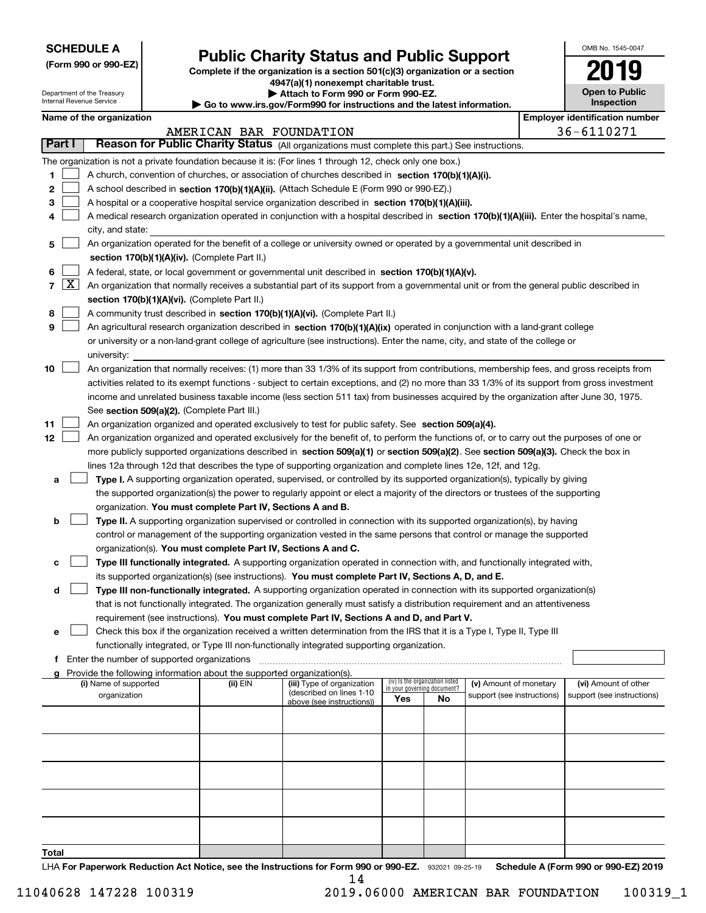**SCHEDULE A** **(Form 990 or 990-EZ)**

Department of the Treasury
Internal Revenue Service

# Public Charity Status and Public Support

**Complete if the organization is a section 501(c)(3) organization or a section 4947(a)(1) nonexempt charitable trust.**
**▶ Attach to Form 990 or Form 990-EZ.**
**▶ Go to www.irs.gov/Form990 for instructions and the latest information.**

OMB No. 1545-0047

**2019**

**Open to Public Inspection**

**Name of the organization**: AMERICAN BAR FOUNDATION

**Employer identification number**: 36-6110271

## Part I — Reason for Public Charity Status (All organizations must complete this part.) See instructions.

The organization is not a private foundation because it is: (For lines 1 through 12, check only one box.)

1. [ ] A church, convention of churches, or association of churches described in **section 170(b)(1)(A)(i).**
2. [ ] A school described in **section 170(b)(1)(A)(ii).** (Attach Schedule E (Form 990 or 990-EZ).)
3. [ ] A hospital or a cooperative hospital service organization described in **section 170(b)(1)(A)(iii).**
4. [ ] A medical research organization operated in conjunction with a hospital described in **section 170(b)(1)(A)(iii).** Enter the hospital's name, city, and state:
5. [ ] An organization operated for the benefit of a college or university owned or operated by a governmental unit described in **section 170(b)(1)(A)(iv).** (Complete Part II.)
6. [ ] A federal, state, or local government or governmental unit described in **section 170(b)(1)(A)(v).**
7. [X] An organization that normally receives a substantial part of its support from a governmental unit or from the general public described in **section 170(b)(1)(A)(vi).** (Complete Part II.)
8. [ ] A community trust described in **section 170(b)(1)(A)(vi).** (Complete Part II.)
9. [ ] An agricultural research organization described in **section 170(b)(1)(A)(ix)** operated in conjunction with a land-grant college or university or a non-land-grant college of agriculture (see instructions). Enter the name, city, and state of the college or university:
10. [ ] An organization that normally receives: (1) more than 33 1/3% of its support from contributions, membership fees, and gross receipts from activities related to its exempt functions - subject to certain exceptions, and (2) no more than 33 1/3% of its support from gross investment income and unrelated business taxable income (less section 511 tax) from businesses acquired by the organization after June 30, 1975. See **section 509(a)(2).** (Complete Part III.)
11. [ ] An organization organized and operated exclusively to test for public safety. See **section 509(a)(4).**
12. [ ] An organization organized and operated exclusively for the benefit of, to perform the functions of, or to carry out the purposes of one or more publicly supported organizations described in **section 509(a)(1)** or **section 509(a)(2).** See **section 509(a)(3).** Check the box in lines 12a through 12d that describes the type of supporting organization and complete lines 12e, 12f, and 12g.
   - **a** [ ] **Type I.** A supporting organization operated, supervised, or controlled by its supported organization(s), typically by giving the supported organization(s) the power to regularly appoint or elect a majority of the directors or trustees of the supporting organization. **You must complete Part IV, Sections A and B.**
   - **b** [ ] **Type II.** A supporting organization supervised or controlled in connection with its supported organization(s), by having control or management of the supporting organization vested in the same persons that control or manage the supported organization(s). **You must complete Part IV, Sections A and C.**
   - **c** [ ] **Type III functionally integrated.** A supporting organization operated in connection with, and functionally integrated with, its supported organization(s) (see instructions). **You must complete Part IV, Sections A, D, and E.**
   - **d** [ ] **Type III non-functionally integrated.** A supporting organization operated in connection with its supported organization(s) that is not functionally integrated. The organization generally must satisfy a distribution requirement and an attentiveness requirement (see instructions). **You must complete Part IV, Sections A and D, and Part V.**
   - **e** [ ] Check this box if the organization received a written determination from the IRS that it is a Type I, Type II, Type III functionally integrated, or Type III non-functionally integrated supporting organization.
   - **f** Enter the number of supported organizations
   - **g** Provide the following information about the supported organization(s).

| (i) Name of supported organization | (ii) EIN | (iii) Type of organization (described on lines 1-10 above (see instructions)) | (iv) Is the organization listed in your governing document? Yes | No | (v) Amount of monetary support (see instructions) | (vi) Amount of other support (see instructions) |
|---|---|---|---|---|---|---|
| | | | | | | |
| | | | | | | |
| | | | | | | |
| | | | | | | |
| | | | | | | |
| **Total** | | | | | | |

LHA **For Paperwork Reduction Act Notice, see the Instructions for Form 990 or 990-EZ.** 932021 09-25-19 **Schedule A (Form 990 or 990-EZ) 2019**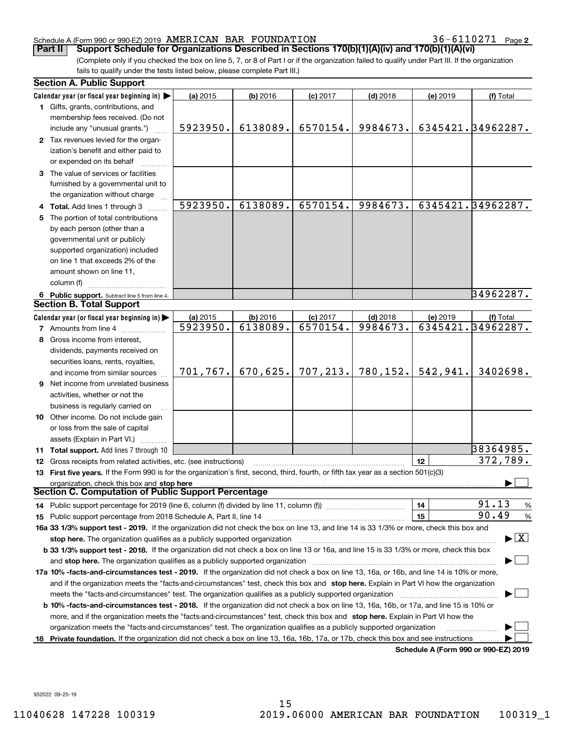Schedule A (Form 990 or 990-EZ) 2019 AMERICAN BAR FOUNDATION 36-6110271 Page 2

**Part II Support Schedule for Organizations Described in Sections 170(b)(1)(A)(iv) and 170(b)(1)(A)(vi)**

(Complete only if you checked the box on line 5, 7, or 8 of Part I or if the organization failed to qualify under Part III. If the organization fails to qualify under the tests listed below, please complete Part III.)

## Section A. Public Support

| Calendar year (or fiscal year beginning in) ▶ | (a) 2015 | (b) 2016 | (c) 2017 | (d) 2018 | (e) 2019 | (f) Total |
|---|---|---|---|---|---|---|
| **1** Gifts, grants, contributions, and membership fees received. (Do not include any "unusual grants.") | 5923950. | 6138089. | 6570154. | 9984673. | 6345421. | 34962287. |
| **2** Tax revenues levied for the organization's benefit and either paid to or expended on its behalf | | | | | | |
| **3** The value of services or facilities furnished by a governmental unit to the organization without charge | | | | | | |
| **4 Total.** Add lines 1 through 3 | 5923950. | 6138089. | 6570154. | 9984673. | 6345421. | 34962287. |
| **5** The portion of total contributions by each person (other than a governmental unit or publicly supported organization) included on line 1 that exceeds 2% of the amount shown on line 11, column (f) | | | | | | |
| **6 Public support.** Subtract line 5 from line 4. | | | | | | 34962287. |

## Section B. Total Support

| Calendar year (or fiscal year beginning in) ▶ | (a) 2015 | (b) 2016 | (c) 2017 | (d) 2018 | (e) 2019 | (f) Total |
|---|---|---|---|---|---|---|
| **7** Amounts from line 4 | 5923950. | 6138089. | 6570154. | 9984673. | 6345421. | 34962287. |
| **8** Gross income from interest, dividends, payments received on securities loans, rents, royalties, and income from similar sources | 701,767. | 670,625. | 707,213. | 780,152. | 542,941. | 3402698. |
| **9** Net income from unrelated business activities, whether or not the business is regularly carried on | | | | | | |
| **10** Other income. Do not include gain or loss from the sale of capital assets (Explain in Part VI.) | | | | | | |
| **11 Total support.** Add lines 7 through 10 | | | | | | 38364985. |

**12** Gross receipts from related activities, etc. (see instructions) ..... **12** 372,789.

**13 First five years.** If the Form 990 is for the organization's first, second, third, fourth, or fifth tax year as a section 501(c)(3) organization, check this box and **stop here** ▶ ☐

## Section C. Computation of Public Support Percentage

**14** Public support percentage for 2019 (line 6, column (f) divided by line 11, column (f)) ..... **14** 91.13 %

**15** Public support percentage from 2018 Schedule A, Part II, line 14 ..... **15** 90.49 %

**16a 33 1/3% support test - 2019.** If the organization did not check the box on line 13, and line 14 is 33 1/3% or more, check this box and **stop here.** The organization qualifies as a publicly supported organization ▶ ☒

**b 33 1/3% support test - 2018.** If the organization did not check a box on line 13 or 16a, and line 15 is 33 1/3% or more, check this box and **stop here.** The organization qualifies as a publicly supported organization ▶ ☐

**17a 10% -facts-and-circumstances test - 2019.** If the organization did not check a box on line 13, 16a, or 16b, and line 14 is 10% or more, and if the organization meets the "facts-and-circumstances" test, check this box and **stop here.** Explain in Part VI how the organization meets the "facts-and-circumstances" test. The organization qualifies as a publicly supported organization ▶ ☐

**b 10% -facts-and-circumstances test - 2018.** If the organization did not check a box on line 13, 16a, 16b, or 17a, and line 15 is 10% or more, and if the organization meets the "facts-and-circumstances" test, check this box and **stop here.** Explain in Part VI how the organization meets the "facts-and-circumstances" test. The organization qualifies as a publicly supported organization ▶ ☐

**18 Private foundation.** If the organization did not check a box on line 13, 16a, 16b, 17a, or 17b, check this box and see instructions ▶ ☐

**Schedule A (Form 990 or 990-EZ) 2019**

932022 09-25-19

11040628 147228 100319 2019.06000 AMERICAN BAR FOUNDATION 100319_1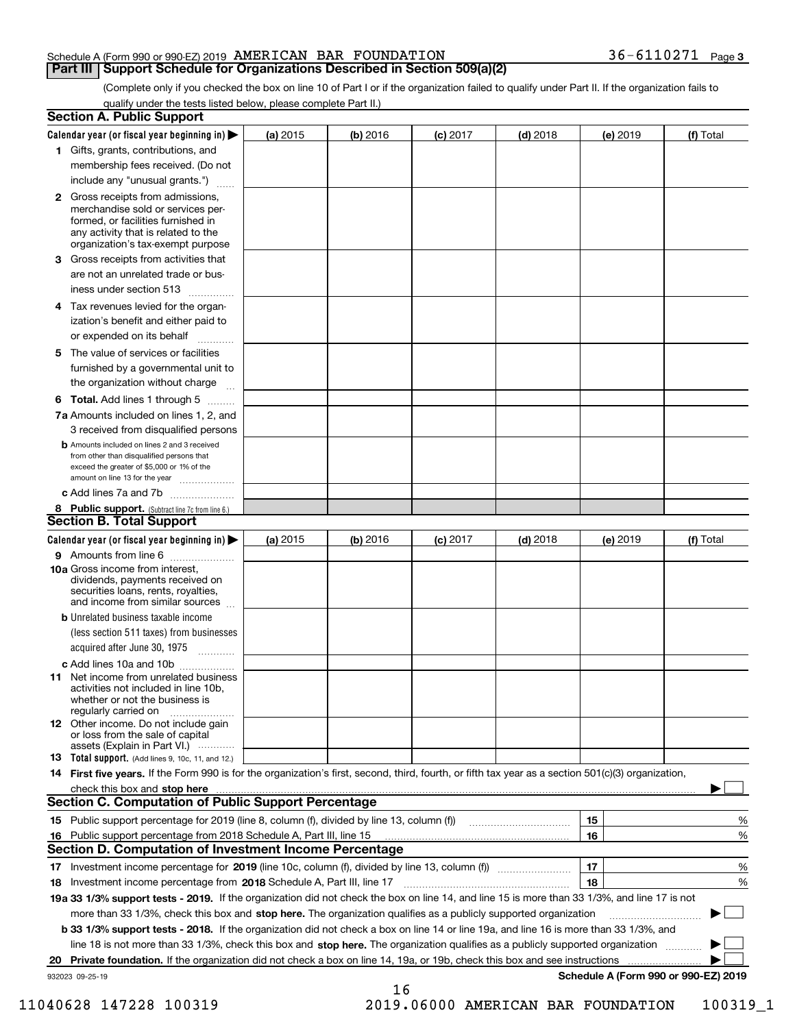Schedule A (Form 990 or 990-EZ) 2019 AMERICAN BAR FOUNDATION 36-6110271 Page 3

## Part III Support Schedule for Organizations Described in Section 509(a)(2)

(Complete only if you checked the box on line 10 of Part I or if the organization failed to qualify under Part II. If the organization fails to qualify under the tests listed below, please complete Part II.)

### Section A. Public Support

| Calendar year (or fiscal year beginning in) ▶ | (a) 2015 | (b) 2016 | (c) 2017 | (d) 2018 | (e) 2019 | (f) Total |
|---|---|---|---|---|---|---|
| **1** Gifts, grants, contributions, and membership fees received. (Do not include any "unusual grants.") | | | | | | |
| **2** Gross receipts from admissions, merchandise sold or services performed, or facilities furnished in any activity that is related to the organization's tax-exempt purpose | | | | | | |
| **3** Gross receipts from activities that are not an unrelated trade or business under section 513 | | | | | | |
| **4** Tax revenues levied for the organization's benefit and either paid to or expended on its behalf | | | | | | |
| **5** The value of services or facilities furnished by a governmental unit to the organization without charge | | | | | | |
| **6 Total.** Add lines 1 through 5 | | | | | | |
| **7a** Amounts included on lines 1, 2, and 3 received from disqualified persons | | | | | | |
| **b** Amounts included on lines 2 and 3 received from other than disqualified persons that exceed the greater of $5,000 or 1% of the amount on line 13 for the year | | | | | | |
| **c** Add lines 7a and 7b | | | | | | |
| **8 Public support.** (Subtract line 7c from line 6.) | | | | | | |

### Section B. Total Support

| Calendar year (or fiscal year beginning in) ▶ | (a) 2015 | (b) 2016 | (c) 2017 | (d) 2018 | (e) 2019 | (f) Total |
|---|---|---|---|---|---|---|
| **9** Amounts from line 6 | | | | | | |
| **10a** Gross income from interest, dividends, payments received on securities loans, rents, royalties, and income from similar sources | | | | | | |
| **b** Unrelated business taxable income (less section 511 taxes) from businesses acquired after June 30, 1975 | | | | | | |
| **c** Add lines 10a and 10b | | | | | | |
| **11** Net income from unrelated business activities not included in line 10b, whether or not the business is regularly carried on | | | | | | |
| **12** Other income. Do not include gain or loss from the sale of capital assets (Explain in Part VI.) | | | | | | |
| **13 Total support.** (Add lines 9, 10c, 11, and 12.) | | | | | | |

**14 First five years.** If the Form 990 is for the organization's first, second, third, fourth, or fifth tax year as a section 501(c)(3) organization, check this box and **stop here** ▶ ☐

### Section C. Computation of Public Support Percentage

| | | | |
|---|---|---|---|
| **15** | Public support percentage for 2019 (line 8, column (f), divided by line 13, column (f)) | 15 | % |
| **16** | Public support percentage from 2018 Schedule A, Part III, line 15 | 16 | % |

### Section D. Computation of Investment Income Percentage

| | | | |
|---|---|---|---|
| **17** | Investment income percentage for **2019** (line 10c, column (f), divided by line 13, column (f)) | 17 | % |
| **18** | Investment income percentage from **2018** Schedule A, Part III, line 17 | 18 | % |

**19a 33 1/3% support tests - 2019.** If the organization did not check the box on line 14, and line 15 is more than 33 1/3%, and line 17 is not more than 33 1/3%, check this box and **stop here.** The organization qualifies as a publicly supported organization ▶ ☐

**b 33 1/3% support tests - 2018.** If the organization did not check a box on line 14 or line 19a, and line 16 is more than 33 1/3%, and line 18 is not more than 33 1/3%, check this box and **stop here.** The organization qualifies as a publicly supported organization ▶ ☐

**20 Private foundation.** If the organization did not check a box on line 14, 19a, or 19b, check this box and see instructions ▶ ☐

932023 09-25-19 **Schedule A (Form 990 or 990-EZ) 2019**

11040628 147228 100319 2019.06000 AMERICAN BAR FOUNDATION 100319_1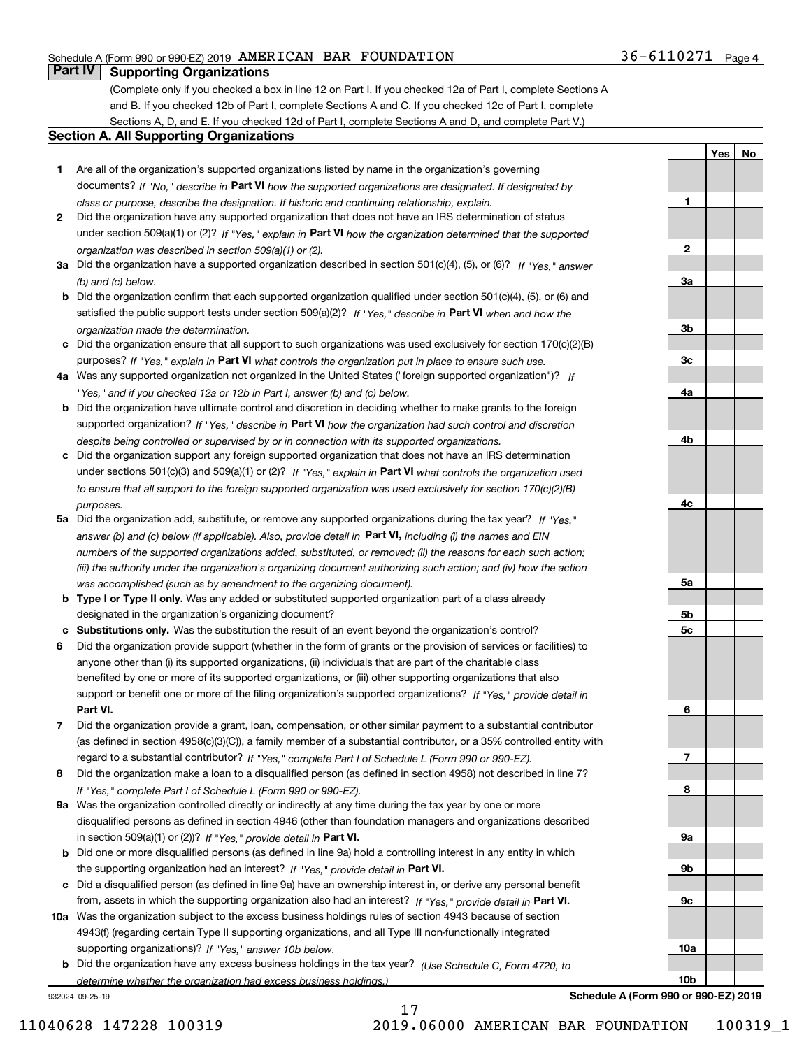Schedule A (Form 990 or 990-EZ) 2019 AMERICAN BAR FOUNDATION 36-6110271 Page 4

## Part IV Supporting Organizations

(Complete only if you checked a box in line 12 on Part I. If you checked 12a of Part I, complete Sections A and B. If you checked 12b of Part I, complete Sections A and C. If you checked 12c of Part I, complete Sections A, D, and E. If you checked 12d of Part I, complete Sections A and D, and complete Part V.)

### Section A. All Supporting Organizations

| | | Line | Yes | No |
|---|---|---|---|---|
| **1** | Are all of the organization's supported organizations listed by name in the organization's governing documents? *If "No," describe in* **Part VI** *how the supported organizations are designated. If designated by class or purpose, describe the designation. If historic and continuing relationship, explain.* | 1 | | |
| **2** | Did the organization have any supported organization that does not have an IRS determination of status under section 509(a)(1) or (2)? *If "Yes," explain in* **Part VI** *how the organization determined that the supported organization was described in section 509(a)(1) or (2).* | 2 | | |
| **3a** | Did the organization have a supported organization described in section 501(c)(4), (5), or (6)? *If "Yes," answer (b) and (c) below.* | 3a | | |
| **b** | Did the organization confirm that each supported organization qualified under section 501(c)(4), (5), or (6) and satisfied the public support tests under section 509(a)(2)? *If "Yes," describe in* **Part VI** *when and how the organization made the determination.* | 3b | | |
| **c** | Did the organization ensure that all support to such organizations was used exclusively for section 170(c)(2)(B) purposes? *If "Yes," explain in* **Part VI** *what controls the organization put in place to ensure such use.* | 3c | | |
| **4a** | Was any supported organization not organized in the United States ("foreign supported organization")? *If "Yes," and if you checked 12a or 12b in Part I, answer (b) and (c) below.* | 4a | | |
| **b** | Did the organization have ultimate control and discretion in deciding whether to make grants to the foreign supported organization? *If "Yes," describe in* **Part VI** *how the organization had such control and discretion despite being controlled or supervised by or in connection with its supported organizations.* | 4b | | |
| **c** | Did the organization support any foreign supported organization that does not have an IRS determination under sections 501(c)(3) and 509(a)(1) or (2)? *If "Yes," explain in* **Part VI** *what controls the organization used to ensure that all support to the foreign supported organization was used exclusively for section 170(c)(2)(B) purposes.* | 4c | | |
| **5a** | Did the organization add, substitute, or remove any supported organizations during the tax year? *If "Yes," answer (b) and (c) below (if applicable). Also, provide detail in* **Part VI,** *including (i) the names and EIN numbers of the supported organizations added, substituted, or removed; (ii) the reasons for each such action; (iii) the authority under the organization's organizing document authorizing such action; and (iv) how the action was accomplished (such as by amendment to the organizing document).* | 5a | | |
| **b** | **Type I or Type II only.** Was any added or substituted supported organization part of a class already designated in the organization's organizing document? | 5b | | |
| **c** | **Substitutions only.** Was the substitution the result of an event beyond the organization's control? | 5c | | |
| **6** | Did the organization provide support (whether in the form of grants or the provision of services or facilities) to anyone other than (i) its supported organizations, (ii) individuals that are part of the charitable class benefited by one or more of its supported organizations, or (iii) other supporting organizations that also support or benefit one or more of the filing organization's supported organizations? *If "Yes," provide detail in* **Part VI.** | 6 | | |
| **7** | Did the organization provide a grant, loan, compensation, or other similar payment to a substantial contributor (as defined in section 4958(c)(3)(C)), a family member of a substantial contributor, or a 35% controlled entity with regard to a substantial contributor? *If "Yes," complete Part I of Schedule L (Form 990 or 990-EZ).* | 7 | | |
| **8** | Did the organization make a loan to a disqualified person (as defined in section 4958) not described in line 7? *If "Yes," complete Part I of Schedule L (Form 990 or 990-EZ).* | 8 | | |
| **9a** | Was the organization controlled directly or indirectly at any time during the tax year by one or more disqualified persons as defined in section 4946 (other than foundation managers and organizations described in section 509(a)(1) or (2))? *If "Yes," provide detail in* **Part VI.** | 9a | | |
| **b** | Did one or more disqualified persons (as defined in line 9a) hold a controlling interest in any entity in which the supporting organization had an interest? *If "Yes," provide detail in* **Part VI.** | 9b | | |
| **c** | Did a disqualified person (as defined in line 9a) have an ownership interest in, or derive any personal benefit from, assets in which the supporting organization also had an interest? *If "Yes," provide detail in* **Part VI.** | 9c | | |
| **10a** | Was the organization subject to the excess business holdings rules of section 4943 because of section 4943(f) (regarding certain Type II supporting organizations, and all Type III non-functionally integrated supporting organizations)? *If "Yes," answer 10b below.* | 10a | | |
| **b** | Did the organization have any excess business holdings in the tax year? *(Use Schedule C, Form 4720, to determine whether the organization had excess business holdings.)* | 10b | | |

932024 09-25-19

**Schedule A (Form 990 or 990-EZ) 2019**

11040628 147228 100319 2019.06000 AMERICAN BAR FOUNDATION 100319_1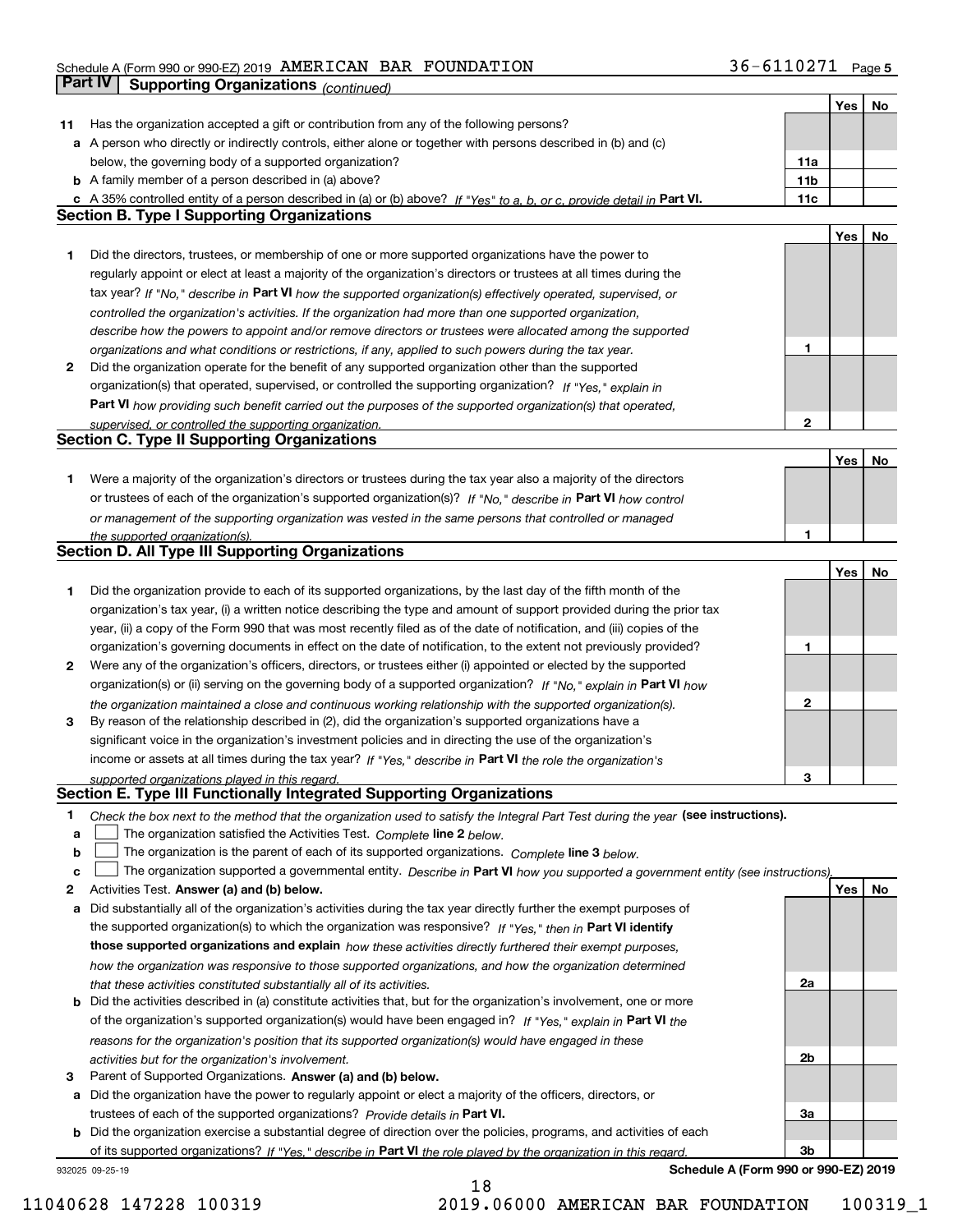## Part IV Supporting Organizations *(continued)*

| | | | Yes | No |
|---|---|---|---|---|
| **11** | Has the organization accepted a gift or contribution from any of the following persons? | | | |
| **a** | A person who directly or indirectly controls, either alone or together with persons described in (b) and (c) below, the governing body of a supported organization? | 11a | | |
| **b** | A family member of a person described in (a) above? | 11b | | |
| **c** | A 35% controlled entity of a person described in (a) or (b) above? *If "Yes" to a, b, or c, provide detail in* **Part VI.** | 11c | | |

### Section B. Type I Supporting Organizations

| | | | Yes | No |
|---|---|---|---|---|
| **1** | Did the directors, trustees, or membership of one or more supported organizations have the power to regularly appoint or elect at least a majority of the organization's directors or trustees at all times during the tax year? *If "No," describe in* **Part VI** *how the supported organization(s) effectively operated, supervised, or controlled the organization's activities. If the organization had more than one supported organization, describe how the powers to appoint and/or remove directors or trustees were allocated among the supported organizations and what conditions or restrictions, if any, applied to such powers during the tax year.* | 1 | | |
| **2** | Did the organization operate for the benefit of any supported organization other than the supported organization(s) that operated, supervised, or controlled the supporting organization? *If "Yes," explain in* **Part VI** *how providing such benefit carried out the purposes of the supported organization(s) that operated, supervised, or controlled the supporting organization.* | 2 | | |

### Section C. Type II Supporting Organizations

| | | | Yes | No |
|---|---|---|---|---|
| **1** | Were a majority of the organization's directors or trustees during the tax year also a majority of the directors or trustees of each of the organization's supported organization(s)? *If "No," describe in* **Part VI** *how control or management of the supporting organization was vested in the same persons that controlled or managed the supported organization(s).* | 1 | | |

### Section D. All Type III Supporting Organizations

| | | | Yes | No |
|---|---|---|---|---|
| **1** | Did the organization provide to each of its supported organizations, by the last day of the fifth month of the organization's tax year, (i) a written notice describing the type and amount of support provided during the prior tax year, (ii) a copy of the Form 990 that was most recently filed as of the date of notification, and (iii) copies of the organization's governing documents in effect on the date of notification, to the extent not previously provided? | 1 | | |
| **2** | Were any of the organization's officers, directors, or trustees either (i) appointed or elected by the supported organization(s) or (ii) serving on the governing body of a supported organization? *If "No," explain in* **Part VI** *how the organization maintained a close and continuous working relationship with the supported organization(s).* | 2 | | |
| **3** | By reason of the relationship described in (2), did the organization's supported organizations have a significant voice in the organization's investment policies and in directing the use of the organization's income or assets at all times during the tax year? *If "Yes," describe in* **Part VI** *the role the organization's supported organizations played in this regard.* | 3 | | |

### Section E. Type III Functionally Integrated Supporting Organizations

**1** *Check the box next to the method that the organization used to satisfy the Integral Part Test during the year* **(see instructions).**

- **a** ☐ The organization satisfied the Activities Test. *Complete* **line 2** *below.*
- **b** ☐ The organization is the parent of each of its supported organizations. *Complete* **line 3** *below.*
- **c** ☐ The organization supported a governmental entity. *Describe in* **Part VI** *how you supported a government entity (see instructions).*

| | | | Yes | No |
|---|---|---|---|---|
| **2** | Activities Test. **Answer (a) and (b) below.** | | | |
| **a** | Did substantially all of the organization's activities during the tax year directly further the exempt purposes of the supported organization(s) to which the organization was responsive? *If "Yes," then in* **Part VI identify those supported organizations and explain** *how these activities directly furthered their exempt purposes, how the organization was responsive to those supported organizations, and how the organization determined that these activities constituted substantially all of its activities.* | 2a | | |
| **b** | Did the activities described in (a) constitute activities that, but for the organization's involvement, one or more of the organization's supported organization(s) would have been engaged in? *If "Yes," explain in* **Part VI** *the reasons for the organization's position that its supported organization(s) would have engaged in these activities but for the organization's involvement.* | 2b | | |
| **3** | Parent of Supported Organizations. **Answer (a) and (b) below.** | | | |
| **a** | Did the organization have the power to regularly appoint or elect a majority of the officers, directors, or trustees of each of the supported organizations? *Provide details in* **Part VI.** | 3a | | |
| **b** | Did the organization exercise a substantial degree of direction over the policies, programs, and activities of each of its supported organizations? *If "Yes," describe in* **Part VI** *the role played by the organization in this regard.* | 3b | | |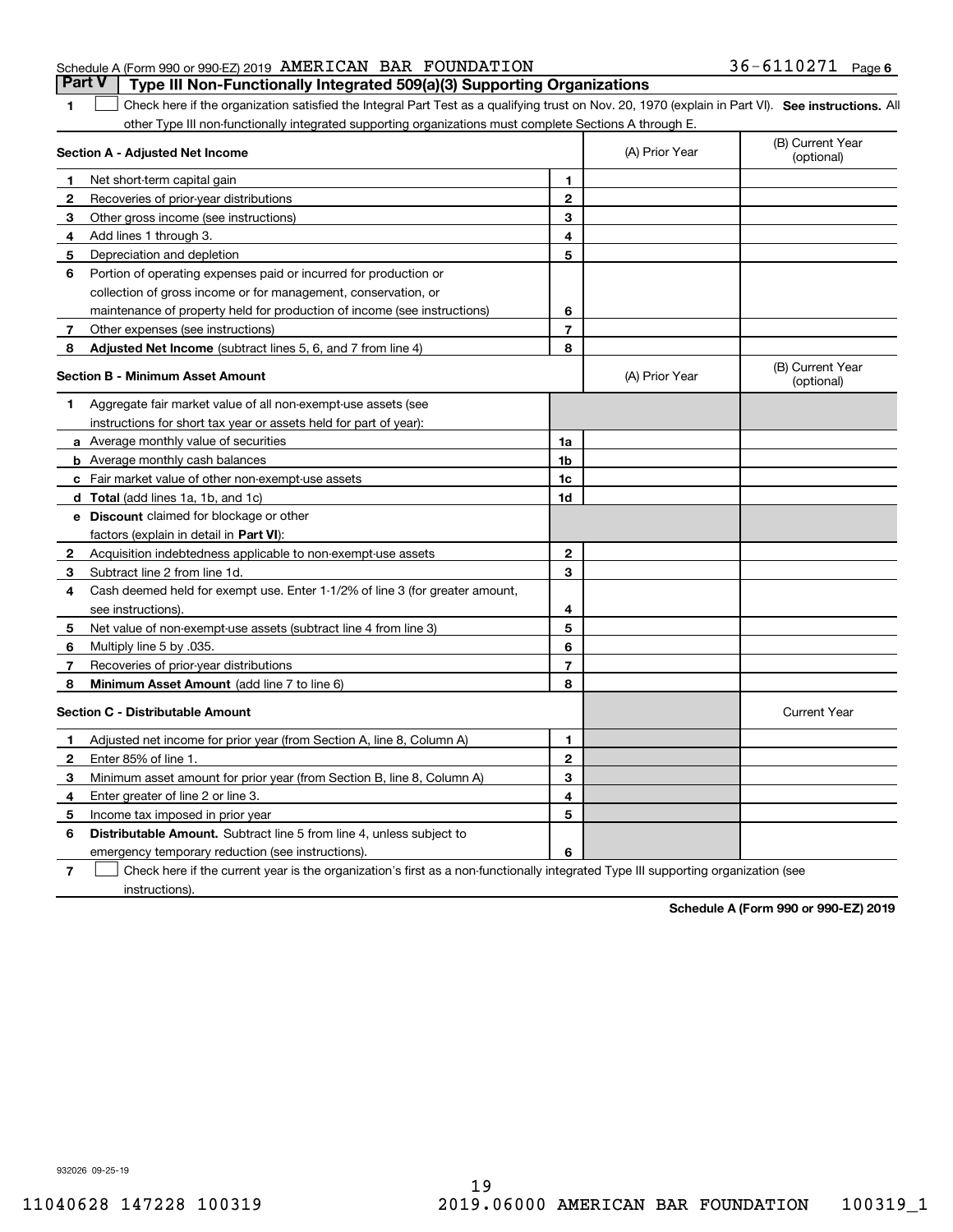Schedule A (Form 990 or 990-EZ) 2019 AMERICAN BAR FOUNDATION 36-6110271 Page 6

## Part V Type III Non-Functionally Integrated 509(a)(3) Supporting Organizations

1 ☐ Check here if the organization satisfied the Integral Part Test as a qualifying trust on Nov. 20, 1970 (explain in Part VI). **See instructions.** All other Type III non-functionally integrated supporting organizations must complete Sections A through E.

| **Section A - Adjusted Net Income** | | | (A) Prior Year | (B) Current Year (optional) |
|---|---|---|---|---|
| **1** | Net short-term capital gain | **1** | | |
| **2** | Recoveries of prior-year distributions | **2** | | |
| **3** | Other gross income (see instructions) | **3** | | |
| **4** | Add lines 1 through 3. | **4** | | |
| **5** | Depreciation and depletion | **5** | | |
| **6** | Portion of operating expenses paid or incurred for production or collection of gross income or for management, conservation, or maintenance of property held for production of income (see instructions) | **6** | | |
| **7** | Other expenses (see instructions) | **7** | | |
| **8** | **Adjusted Net Income** (subtract lines 5, 6, and 7 from line 4) | **8** | | |

| **Section B - Minimum Asset Amount** | | | (A) Prior Year | (B) Current Year (optional) |
|---|---|---|---|---|
| **1** | Aggregate fair market value of all non-exempt-use assets (see instructions for short tax year or assets held for part of year): | | | |
| **a** | Average monthly value of securities | **1a** | | |
| **b** | Average monthly cash balances | **1b** | | |
| **c** | Fair market value of other non-exempt-use assets | **1c** | | |
| **d** | **Total** (add lines 1a, 1b, and 1c) | **1d** | | |
| **e** | **Discount** claimed for blockage or other factors (explain in detail in **Part VI**): | | | |
| **2** | Acquisition indebtedness applicable to non-exempt-use assets | **2** | | |
| **3** | Subtract line 2 from line 1d. | **3** | | |
| **4** | Cash deemed held for exempt use. Enter 1-1/2% of line 3 (for greater amount, see instructions). | **4** | | |
| **5** | Net value of non-exempt-use assets (subtract line 4 from line 3) | **5** | | |
| **6** | Multiply line 5 by .035. | **6** | | |
| **7** | Recoveries of prior-year distributions | **7** | | |
| **8** | **Minimum Asset Amount** (add line 7 to line 6) | **8** | | |

| **Section C - Distributable Amount** | | | | Current Year |
|---|---|---|---|---|
| **1** | Adjusted net income for prior year (from Section A, line 8, Column A) | **1** | | |
| **2** | Enter 85% of line 1. | **2** | | |
| **3** | Minimum asset amount for prior year (from Section B, line 8, Column A) | **3** | | |
| **4** | Enter greater of line 2 or line 3. | **4** | | |
| **5** | Income tax imposed in prior year | **5** | | |
| **6** | **Distributable Amount.** Subtract line 5 from line 4, unless subject to emergency temporary reduction (see instructions). | **6** | | |

7 ☐ Check here if the current year is the organization's first as a non-functionally integrated Type III supporting organization (see instructions).

**Schedule A (Form 990 or 990-EZ) 2019**

932026 09-25-19

11040628 147228 100319 2019.06000 AMERICAN BAR FOUNDATION 100319_1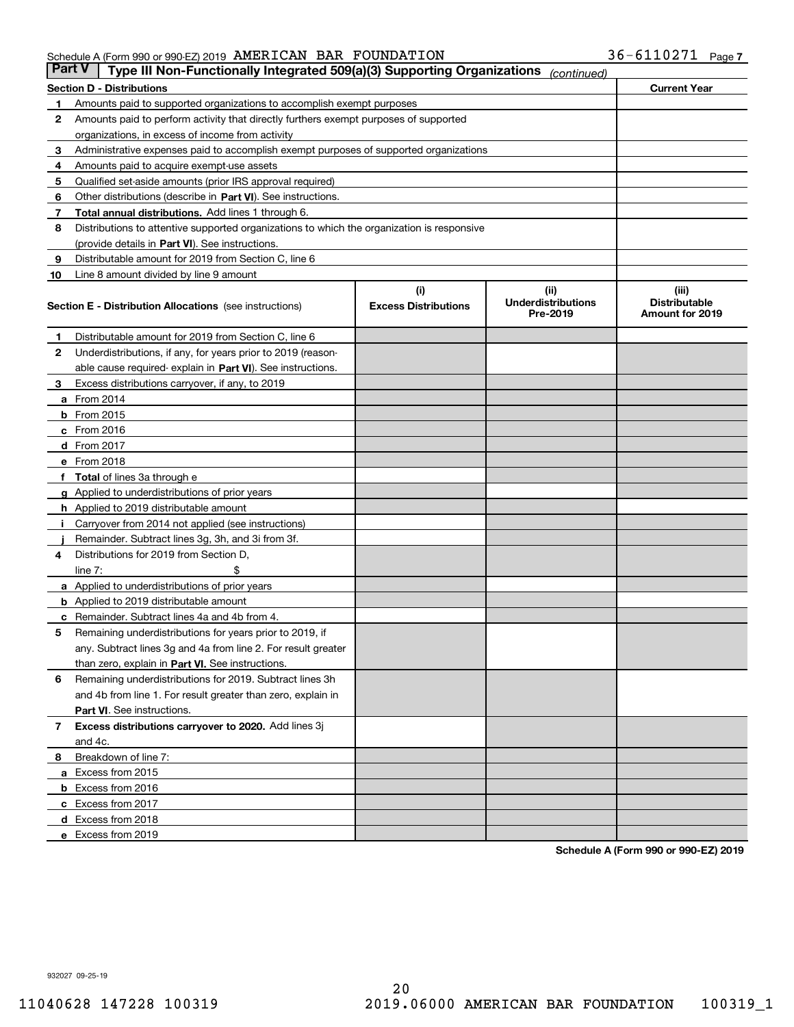Schedule A (Form 990 or 990-EZ) 2019 AMERICAN BAR FOUNDATION 36-6110271 Page 7

**Part V** | **Type III Non-Functionally Integrated 509(a)(3) Supporting Organizations** *(continued)*

| **Section D - Distributions** | | **Current Year** |
|---|---|---|
| 1 | Amounts paid to supported organizations to accomplish exempt purposes | |
| 2 | Amounts paid to perform activity that directly furthers exempt purposes of supported organizations, in excess of income from activity | |
| 3 | Administrative expenses paid to accomplish exempt purposes of supported organizations | |
| 4 | Amounts paid to acquire exempt-use assets | |
| 5 | Qualified set-aside amounts (prior IRS approval required) | |
| 6 | Other distributions (describe in **Part VI**). See instructions. | |
| 7 | **Total annual distributions.** Add lines 1 through 6. | |
| 8 | Distributions to attentive supported organizations to which the organization is responsive (provide details in **Part VI**). See instructions. | |
| 9 | Distributable amount for 2019 from Section C, line 6 | |
| 10 | Line 8 amount divided by line 9 amount | |

| **Section E - Distribution Allocations** (see instructions) | (i) **Excess Distributions** | (ii) **Underdistributions Pre-2019** | (iii) **Distributable Amount for 2019** |
|---|---|---|---|
| **1** Distributable amount for 2019 from Section C, line 6 | | | |
| **2** Underdistributions, if any, for years prior to 2019 (reasonable cause required- explain in **Part VI**). See instructions. | | | |
| **3** Excess distributions carryover, if any, to 2019 | | | |
| **a** From 2014 | | | |
| **b** From 2015 | | | |
| **c** From 2016 | | | |
| **d** From 2017 | | | |
| **e** From 2018 | | | |
| **f** **Total** of lines 3a through e | | | |
| **g** Applied to underdistributions of prior years | | | |
| **h** Applied to 2019 distributable amount | | | |
| **i** Carryover from 2014 not applied (see instructions) | | | |
| **j** Remainder. Subtract lines 3g, 3h, and 3i from 3f. | | | |
| **4** Distributions for 2019 from Section D, line 7: $ | | | |
| **a** Applied to underdistributions of prior years | | | |
| **b** Applied to 2019 distributable amount | | | |
| **c** Remainder. Subtract lines 4a and 4b from 4. | | | |
| **5** Remaining underdistributions for years prior to 2019, if any. Subtract lines 3g and 4a from line 2. For result greater than zero, explain in **Part VI**. See instructions. | | | |
| **6** Remaining underdistributions for 2019. Subtract lines 3h and 4b from line 1. For result greater than zero, explain in **Part VI**. See instructions. | | | |
| **7** **Excess distributions carryover to 2020.** Add lines 3j and 4c. | | | |
| **8** Breakdown of line 7: | | | |
| **a** Excess from 2015 | | | |
| **b** Excess from 2016 | | | |
| **c** Excess from 2017 | | | |
| **d** Excess from 2018 | | | |
| **e** Excess from 2019 | | | |

**Schedule A (Form 990 or 990-EZ) 2019**

932027 09-25-19

11040628 147228 100319 2019.06000 AMERICAN BAR FOUNDATION 100319_1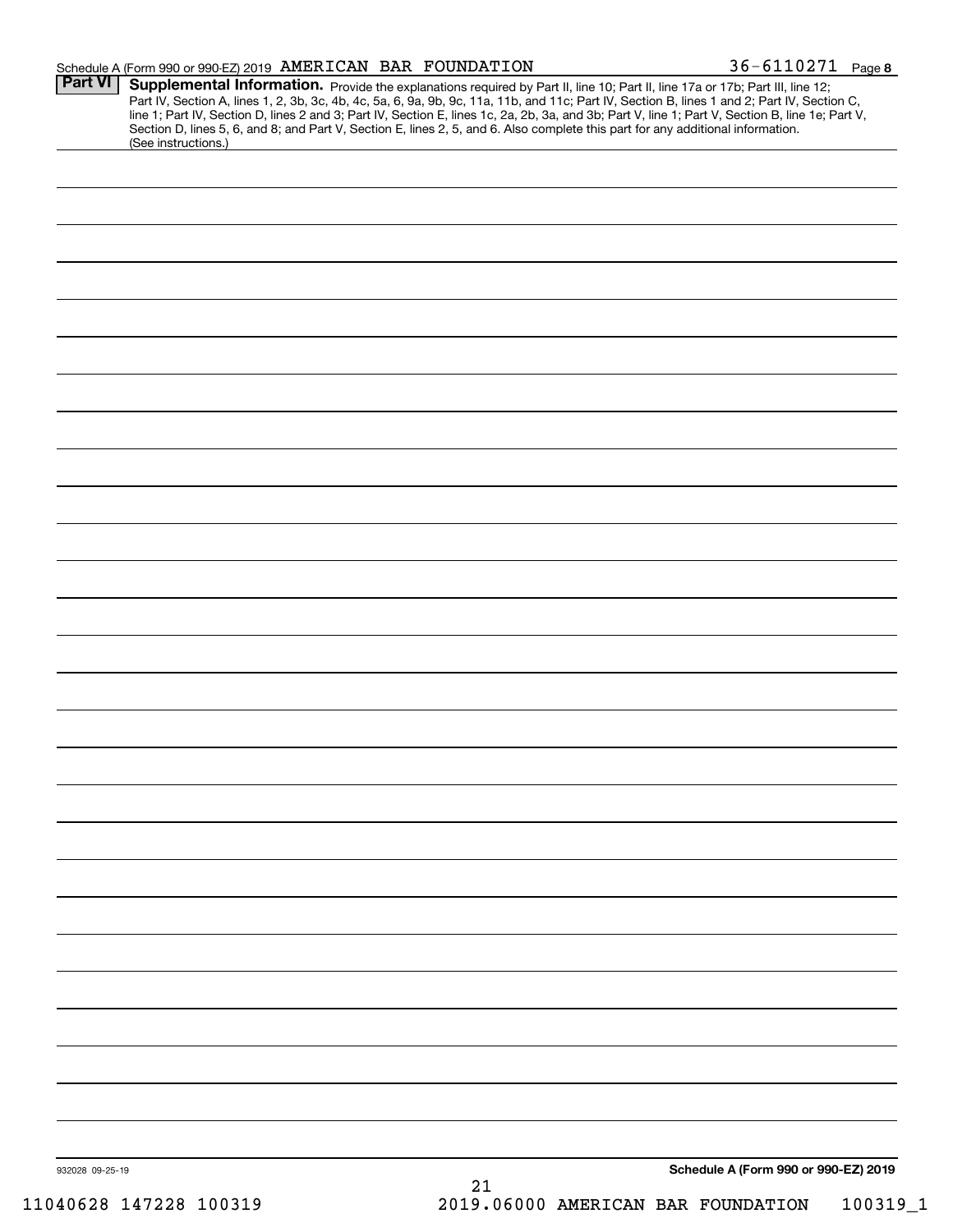**Part VI** **Supplemental Information.** Provide the explanations required by Part II, line 10; Part II, line 17a or 17b; Part III, line 12; Part IV, Section A, lines 1, 2, 3b, 3c, 4b, 4c, 5a, 6, 9a, 9b, 9c, 11a, 11b, and 11c; Part IV, Section B, lines 1 and 2; Part IV, Section C, line 1; Part IV, Section D, lines 2 and 3; Part IV, Section E, lines 1c, 2a, 2b, 3a, and 3b; Part V, line 1; Part V, Section B, line 1e; Part V, Section D, lines 5, 6, and 8; and Part V, Section E, lines 2, 5, and 6. Also complete this part for any additional information. (See instructions.)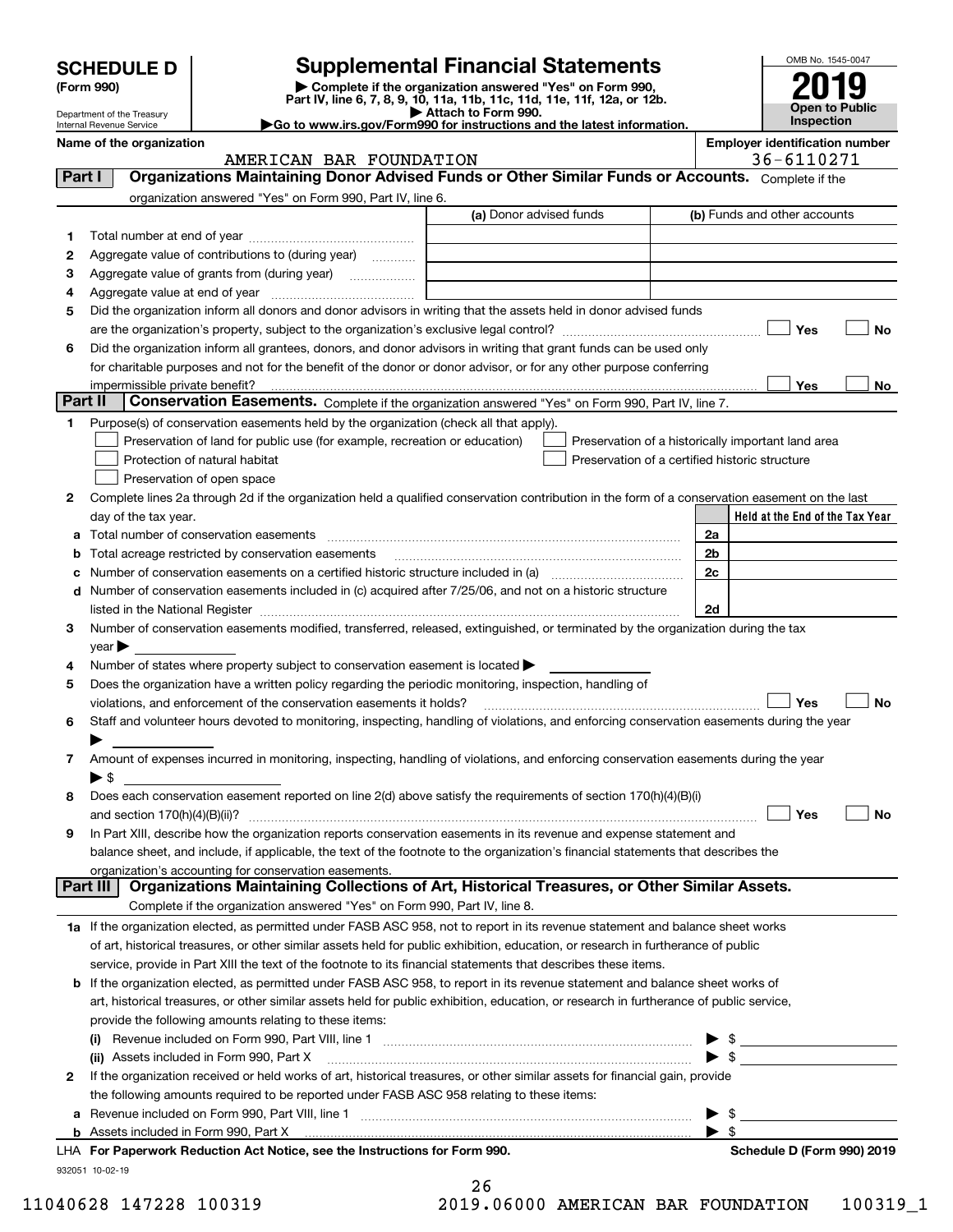# SCHEDULE D (Form 990)

Department of the Treasury
Internal Revenue Service

## Supplemental Financial Statements

▶ Complete if the organization answered "Yes" on Form 990, Part IV, line 6, 7, 8, 9, 10, 11a, 11b, 11c, 11d, 11e, 11f, 12a, or 12b.
▶ Attach to Form 990.
▶Go to www.irs.gov/Form990 for instructions and the latest information.

OMB No. 1545-0047

**2019**

**Open to Public Inspection**

**Name of the organization**
AMERICAN BAR FOUNDATION

**Employer identification number**
36-6110271

**Part I — Organizations Maintaining Donor Advised Funds or Other Similar Funds or Accounts.** Complete if the organization answered "Yes" on Form 990, Part IV, line 6.

| | | (a) Donor advised funds | (b) Funds and other accounts |
|---|---|---|---|
| 1 | Total number at end of year | | |
| 2 | Aggregate value of contributions to (during year) | | |
| 3 | Aggregate value of grants from (during year) | | |
| 4 | Aggregate value at end of year | | |

5 Did the organization inform all donors and donor advisors in writing that the assets held in donor advised funds are the organization's property, subject to the organization's exclusive legal control? ☐ Yes ☐ No

6 Did the organization inform all grantees, donors, and donor advisors in writing that grant funds can be used only for charitable purposes and not for the benefit of the donor or donor advisor, or for any other purpose conferring impermissible private benefit? ☐ Yes ☐ No

**Part II — Conservation Easements.** Complete if the organization answered "Yes" on Form 990, Part IV, line 7.

1 Purpose(s) of conservation easements held by the organization (check all that apply).
- ☐ Preservation of land for public use (for example, recreation or education)
- ☐ Protection of natural habitat
- ☐ Preservation of open space
- ☐ Preservation of a historically important land area
- ☐ Preservation of a certified historic structure

2 Complete lines 2a through 2d if the organization held a qualified conservation contribution in the form of a conservation easement on the last day of the tax year.

| | | | Held at the End of the Tax Year |
|---|---|---|---|
| a | Total number of conservation easements | 2a | |
| b | Total acreage restricted by conservation easements | 2b | |
| c | Number of conservation easements on a certified historic structure included in (a) | 2c | |
| d | Number of conservation easements included in (c) acquired after 7/25/06, and not on a historic structure listed in the National Register | 2d | |

3 Number of conservation easements modified, transferred, released, extinguished, or terminated by the organization during the tax year ▶

4 Number of states where property subject to conservation easement is located ▶

5 Does the organization have a written policy regarding the periodic monitoring, inspection, handling of violations, and enforcement of the conservation easements it holds? ☐ Yes ☐ No

6 Staff and volunteer hours devoted to monitoring, inspecting, handling of violations, and enforcing conservation easements during the year ▶

7 Amount of expenses incurred in monitoring, inspecting, handling of violations, and enforcing conservation easements during the year ▶ $

8 Does each conservation easement reported on line 2(d) above satisfy the requirements of section 170(h)(4)(B)(i) and section 170(h)(4)(B)(ii)? ☐ Yes ☐ No

9 In Part XIII, describe how the organization reports conservation easements in its revenue and expense statement and balance sheet, and include, if applicable, the text of the footnote to the organization's financial statements that describes the organization's accounting for conservation easements.

**Part III — Organizations Maintaining Collections of Art, Historical Treasures, or Other Similar Assets.** Complete if the organization answered "Yes" on Form 990, Part IV, line 8.

1a If the organization elected, as permitted under FASB ASC 958, not to report in its revenue statement and balance sheet works of art, historical treasures, or other similar assets held for public exhibition, education, or research in furtherance of public service, provide in Part XIII the text of the footnote to its financial statements that describes these items.

b If the organization elected, as permitted under FASB ASC 958, to report in its revenue statement and balance sheet works of art, historical treasures, or other similar assets held for public exhibition, education, or research in furtherance of public service, provide the following amounts relating to these items:

(i) Revenue included on Form 990, Part VIII, line 1 ▶ $

(ii) Assets included in Form 990, Part X ▶ $

2 If the organization received or held works of art, historical treasures, or other similar assets for financial gain, provide the following amounts required to be reported under FASB ASC 958 relating to these items:

a Revenue included on Form 990, Part VIII, line 1 ▶ $

b Assets included in Form 990, Part X ▶ $

LHA **For Paperwork Reduction Act Notice, see the Instructions for Form 990.** **Schedule D (Form 990) 2019**

932051 10-02-19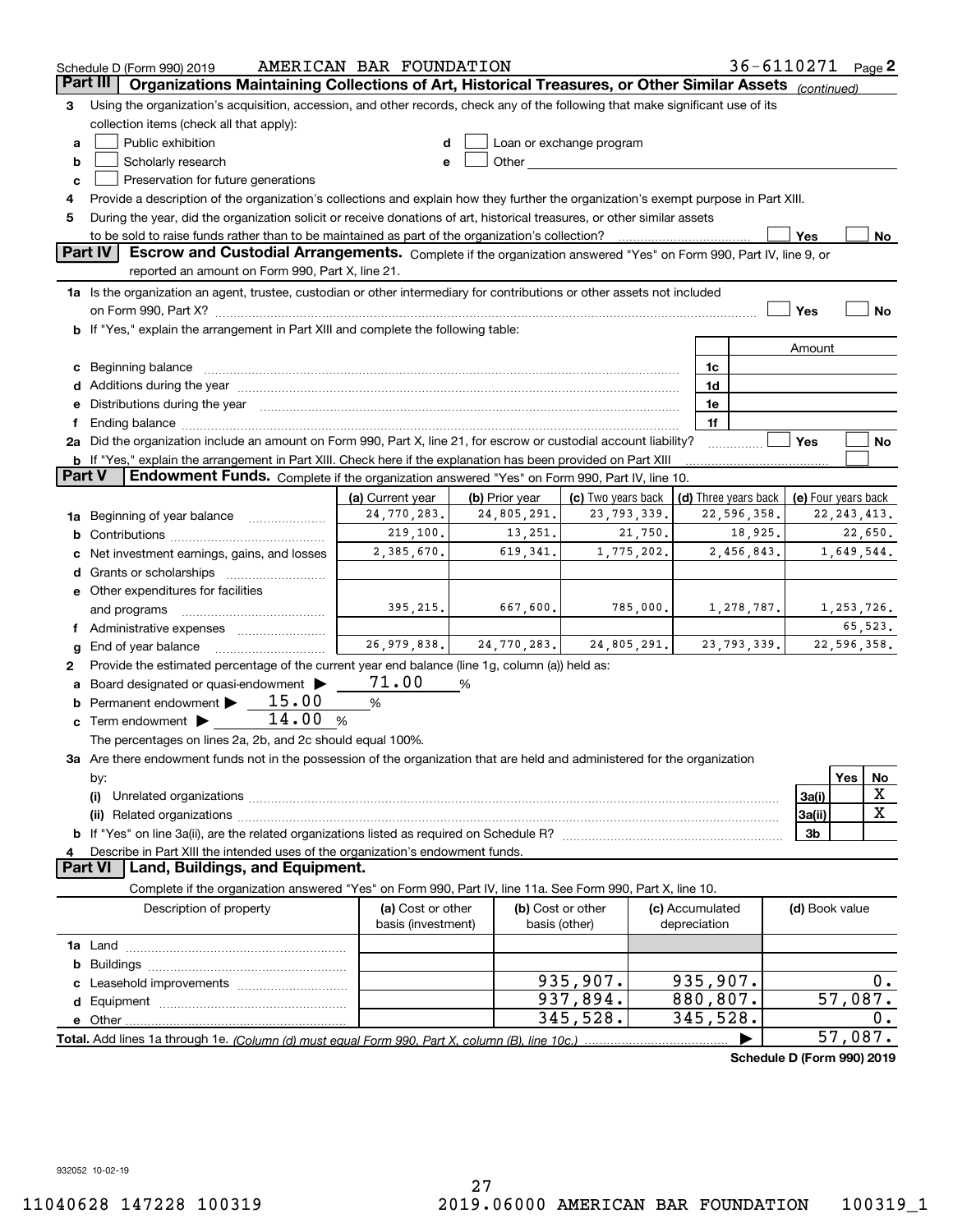Schedule D (Form 990) 2019 AMERICAN BAR FOUNDATION 36-6110271 Page 2

## Part III Organizations Maintaining Collections of Art, Historical Treasures, or Other Similar Assets *(continued)*

3 Using the organization's acquisition, accession, and other records, check any of the following that make significant use of its collection items (check all that apply):

- a ☐ Public exhibition
- b ☐ Scholarly research
- c ☐ Preservation for future generations
- d ☐ Loan or exchange program
- e ☐ Other

4 Provide a description of the organization's collections and explain how they further the organization's exempt purpose in Part XIII.

5 During the year, did the organization solicit or receive donations of art, historical treasures, or other similar assets to be sold to raise funds rather than to be maintained as part of the organization's collection? ☐ Yes ☐ No

## Part IV Escrow and Custodial Arrangements.

Complete if the organization answered "Yes" on Form 990, Part IV, line 9, or reported an amount on Form 990, Part X, line 21.

1a Is the organization an agent, trustee, custodian or other intermediary for contributions or other assets not included on Form 990, Part X? ☐ Yes ☐ No

b If "Yes," explain the arrangement in Part XIII and complete the following table:

| | | Amount |
|---|---|---|
| c Beginning balance | 1c | |
| d Additions during the year | 1d | |
| e Distributions during the year | 1e | |
| f Ending balance | 1f | |

2a Did the organization include an amount on Form 990, Part X, line 21, for escrow or custodial account liability? ☐ Yes ☐ No

b If "Yes," explain the arrangement in Part XIII. Check here if the explanation has been provided on Part XIII ☐

## Part V Endowment Funds.

Complete if the organization answered "Yes" on Form 990, Part IV, line 10.

| | (a) Current year | (b) Prior year | (c) Two years back | (d) Three years back | (e) Four years back |
|---|---|---|---|---|---|
| 1a Beginning of year balance | 24,770,283. | 24,805,291. | 23,793,339. | 22,596,358. | 22,243,413. |
| b Contributions | 219,100. | 13,251. | 21,750. | 18,925. | 22,650. |
| c Net investment earnings, gains, and losses | 2,385,670. | 619,341. | 1,775,202. | 2,456,843. | 1,649,544. |
| d Grants or scholarships | | | | | |
| e Other expenditures for facilities and programs | 395,215. | 667,600. | 785,000. | 1,278,787. | 1,253,726. |
| f Administrative expenses | | | | | 65,523. |
| g End of year balance | 26,979,838. | 24,770,283. | 24,805,291. | 23,793,339. | 22,596,358. |

2 Provide the estimated percentage of the current year end balance (line 1g, column (a)) held as:

- a Board designated or quasi-endowment ▶ 71.00 %
- b Permanent endowment ▶ 15.00 %
- c Term endowment ▶ 14.00 %

The percentages on lines 2a, 2b, and 2c should equal 100%.

3a Are there endowment funds not in the possession of the organization that are held and administered for the organization by:

| | | Yes | No |
|---|---|---|---|
| (i) Unrelated organizations | 3a(i) | | X |
| (ii) Related organizations | 3a(ii) | | X |
| b If "Yes" on line 3a(ii), are the related organizations listed as required on Schedule R? | 3b | | |

4 Describe in Part XIII the intended uses of the organization's endowment funds.

## Part VI Land, Buildings, and Equipment.

Complete if the organization answered "Yes" on Form 990, Part IV, line 11a. See Form 990, Part X, line 10.

| Description of property | (a) Cost or other basis (investment) | (b) Cost or other basis (other) | (c) Accumulated depreciation | (d) Book value |
|---|---|---|---|---|
| 1a Land | | | | |
| b Buildings | | | | |
| c Leasehold improvements | | 935,907. | 935,907. | 0. |
| d Equipment | | 937,894. | 880,807. | 57,087. |
| e Other | | 345,528. | 345,528. | 0. |
| Total. Add lines 1a through 1e. *(Column (d) must equal Form 990, Part X, column (B), line 10c.)* | | | ▶ | 57,087. |

Schedule D (Form 990) 2019

932052 10-02-19

11040628 147228 100319 2019.06000 AMERICAN BAR FOUNDATION 100319_1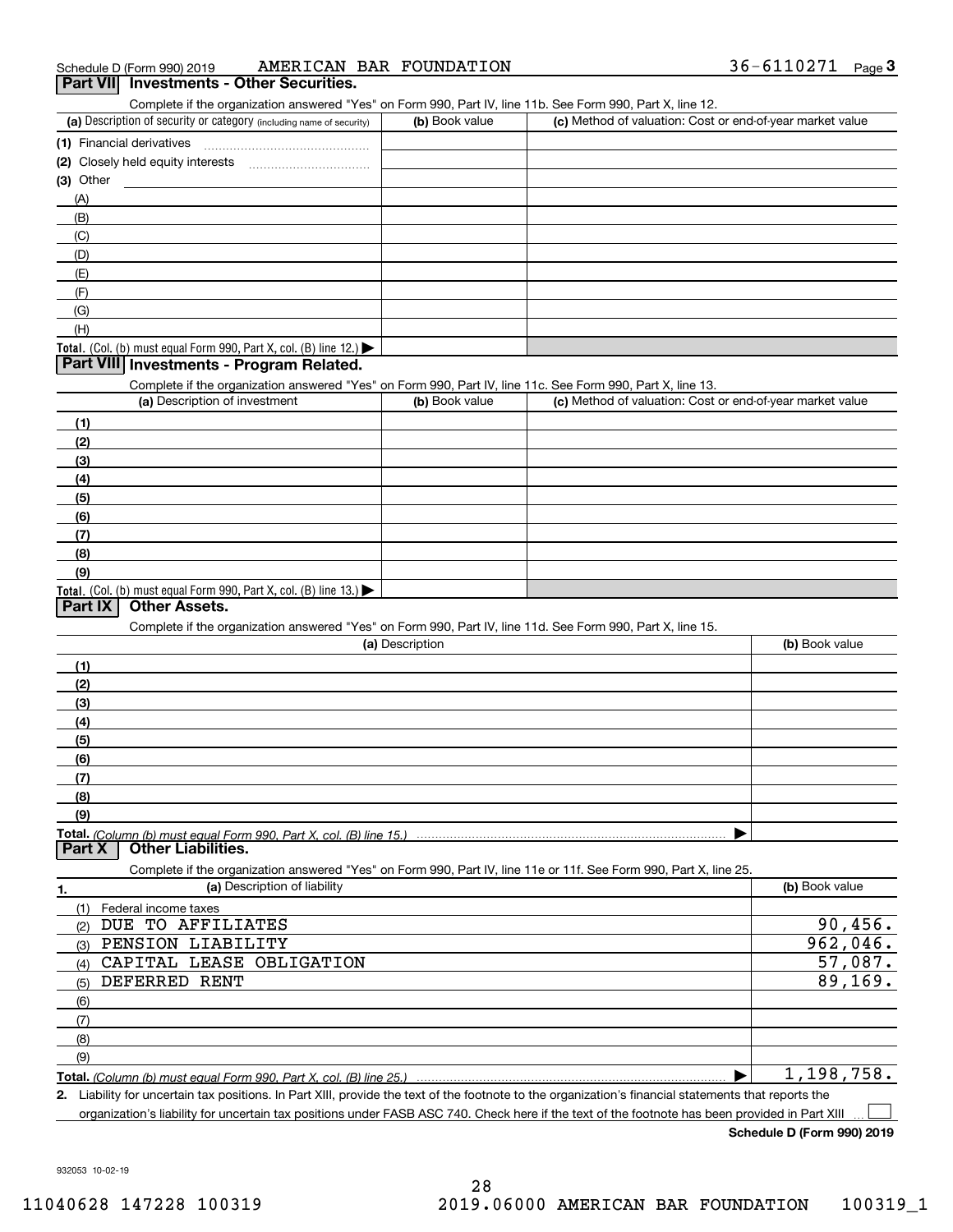Schedule D (Form 990) 2019 AMERICAN BAR FOUNDATION 36-6110271

## Part VII Investments - Other Securities.

Complete if the organization answered "Yes" on Form 990, Part IV, line 11b. See Form 990, Part X, line 12.

| (a) Description of security or category (including name of security) | (b) Book value | (c) Method of valuation: Cost or end-of-year market value |
|---|---|---|
| (1) Financial derivatives | | |
| (2) Closely held equity interests | | |
| (3) Other | | |
| (A) | | |
| (B) | | |
| (C) | | |
| (D) | | |
| (E) | | |
| (F) | | |
| (G) | | |
| (H) | | |
| **Total.** (Col. (b) must equal Form 990, Part X, col. (B) line 12.) | | |

## Part VIII Investments - Program Related.

Complete if the organization answered "Yes" on Form 990, Part IV, line 11c. See Form 990, Part X, line 13.

| (a) Description of investment | (b) Book value | (c) Method of valuation: Cost or end-of-year market value |
|---|---|---|
| (1) | | |
| (2) | | |
| (3) | | |
| (4) | | |
| (5) | | |
| (6) | | |
| (7) | | |
| (8) | | |
| (9) | | |
| **Total.** (Col. (b) must equal Form 990, Part X, col. (B) line 13.) | | |

## Part IX Other Assets.

Complete if the organization answered "Yes" on Form 990, Part IV, line 11d. See Form 990, Part X, line 15.

| (a) Description | (b) Book value |
|---|---|
| (1) | |
| (2) | |
| (3) | |
| (4) | |
| (5) | |
| (6) | |
| (7) | |
| (8) | |
| (9) | |
| **Total.** *(Column (b) must equal Form 990, Part X, col. (B) line 15.)* | |

## Part X Other Liabilities.

Complete if the organization answered "Yes" on Form 990, Part IV, line 11e or 11f. See Form 990, Part X, line 25.

| 1. (a) Description of liability | (b) Book value |
|---|---|
| (1) Federal income taxes | |
| (2) DUE TO AFFILIATES | 90,456. |
| (3) PENSION LIABILITY | 962,046. |
| (4) CAPITAL LEASE OBLIGATION | 57,087. |
| (5) DEFERRED RENT | 89,169. |
| (6) | |
| (7) | |
| (8) | |
| (9) | |
| **Total.** *(Column (b) must equal Form 990, Part X, col. (B) line 25.)* | 1,198,758. |

2. Liability for uncertain tax positions. In Part XIII, provide the text of the footnote to the organization's financial statements that reports the organization's liability for uncertain tax positions under FASB ASC 740. Check here if the text of the footnote has been provided in Part XIII ☐

Schedule D (Form 990) 2019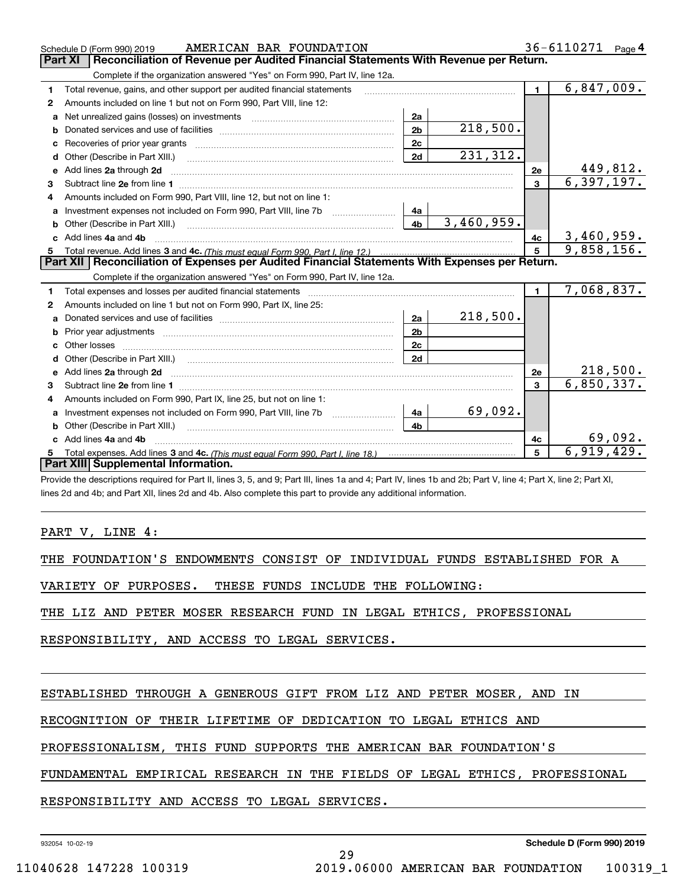Schedule D (Form 990) 2019 AMERICAN BAR FOUNDATION 36-6110271 Page 4

## Part XI Reconciliation of Revenue per Audited Financial Statements With Revenue per Return.

Complete if the organization answered "Yes" on Form 990, Part IV, line 12a.

| | | | | | |
|---|---|---|---|---|---|
| 1 | Total revenue, gains, and other support per audited financial statements | | | 1 | 6,847,009. |
| 2 | Amounts included on line 1 but not on Form 990, Part VIII, line 12: | | | | |
| a | Net unrealized gains (losses) on investments | 2a | | | |
| b | Donated services and use of facilities | 2b | 218,500. | | |
| c | Recoveries of prior year grants | 2c | | | |
| d | Other (Describe in Part XIII.) | 2d | 231,312. | | |
| e | Add lines 2a through 2d | | | 2e | 449,812. |
| 3 | Subtract line 2e from line 1 | | | 3 | 6,397,197. |
| 4 | Amounts included on Form 990, Part VIII, line 12, but not on line 1: | | | | |
| a | Investment expenses not included on Form 990, Part VIII, line 7b | 4a | | | |
| b | Other (Describe in Part XIII.) | 4b | 3,460,959. | | |
| c | Add lines 4a and 4b | | | 4c | 3,460,959. |
| 5 | Total revenue. Add lines 3 and 4c. *(This must equal Form 990, Part I, line 12.)* | | | 5 | 9,858,156. |

## Part XII Reconciliation of Expenses per Audited Financial Statements With Expenses per Return.

Complete if the organization answered "Yes" on Form 990, Part IV, line 12a.

| | | | | | |
|---|---|---|---|---|---|
| 1 | Total expenses and losses per audited financial statements | | | 1 | 7,068,837. |
| 2 | Amounts included on line 1 but not on Form 990, Part IX, line 25: | | | | |
| a | Donated services and use of facilities | 2a | 218,500. | | |
| b | Prior year adjustments | 2b | | | |
| c | Other losses | 2c | | | |
| d | Other (Describe in Part XIII.) | 2d | | | |
| e | Add lines 2a through 2d | | | 2e | 218,500. |
| 3 | Subtract line 2e from line 1 | | | 3 | 6,850,337. |
| 4 | Amounts included on Form 990, Part IX, line 25, but not on line 1: | | | | |
| a | Investment expenses not included on Form 990, Part VIII, line 7b | 4a | 69,092. | | |
| b | Other (Describe in Part XIII.) | 4b | | | |
| c | Add lines 4a and 4b | | | 4c | 69,092. |
| 5 | Total expenses. Add lines 3 and 4c. *(This must equal Form 990, Part I, line 18.)* | | | 5 | 6,919,429. |

## Part XIII Supplemental Information.

Provide the descriptions required for Part II, lines 3, 5, and 9; Part III, lines 1a and 4; Part IV, lines 1b and 2b; Part V, line 4; Part X, line 2; Part XI, lines 2d and 4b; and Part XII, lines 2d and 4b. Also complete this part to provide any additional information.

PART V, LINE 4:

THE FOUNDATION'S ENDOWMENTS CONSIST OF INDIVIDUAL FUNDS ESTABLISHED FOR A VARIETY OF PURPOSES. THESE FUNDS INCLUDE THE FOLLOWING:

THE LIZ AND PETER MOSER RESEARCH FUND IN LEGAL ETHICS, PROFESSIONAL RESPONSIBILITY, AND ACCESS TO LEGAL SERVICES.

ESTABLISHED THROUGH A GENEROUS GIFT FROM LIZ AND PETER MOSER, AND IN RECOGNITION OF THEIR LIFETIME OF DEDICATION TO LEGAL ETHICS AND PROFESSIONALISM, THIS FUND SUPPORTS THE AMERICAN BAR FOUNDATION'S FUNDAMENTAL EMPIRICAL RESEARCH IN THE FIELDS OF LEGAL ETHICS, PROFESSIONAL RESPONSIBILITY AND ACCESS TO LEGAL SERVICES.

932054 10-02-19 Schedule D (Form 990) 2019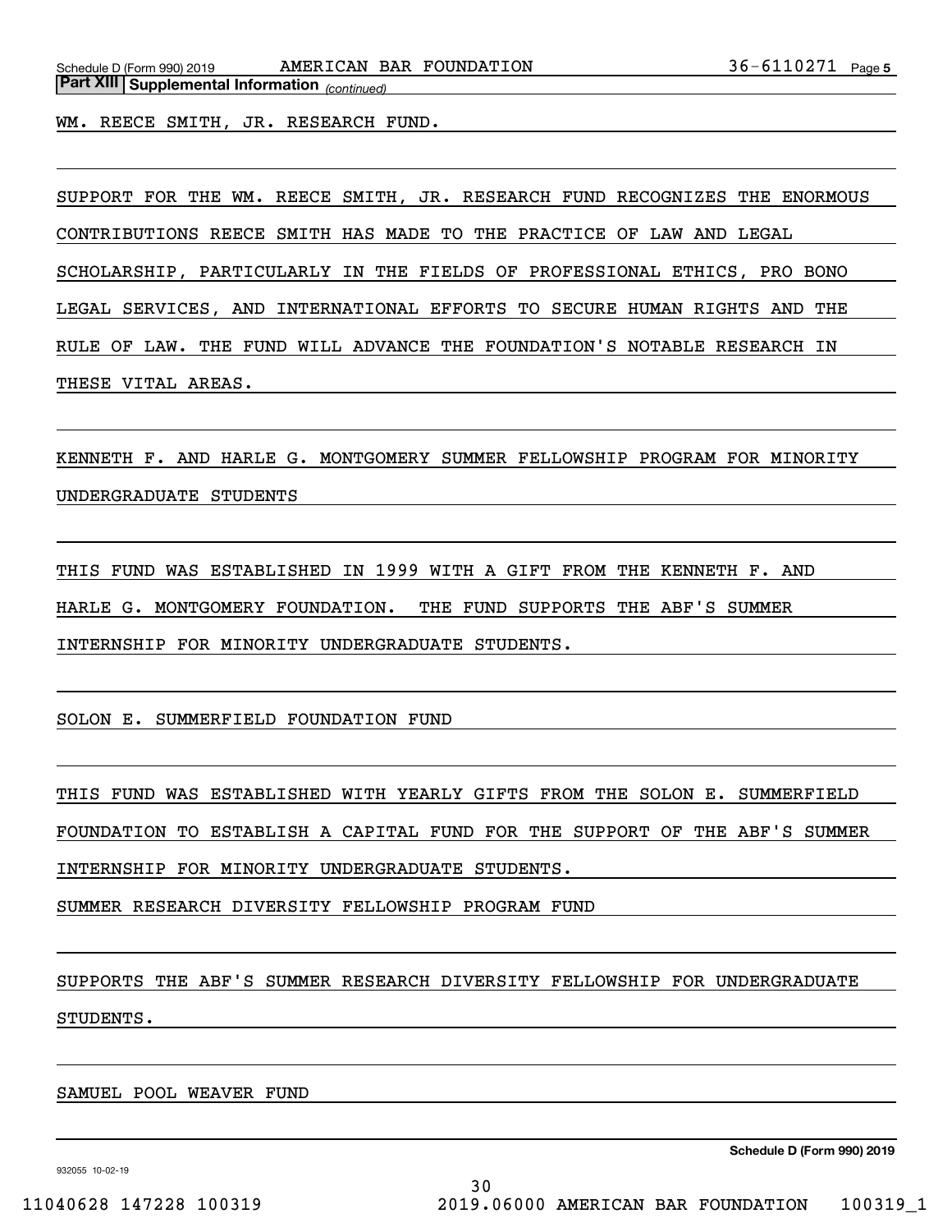**Part XIII** **Supplemental Information** *(continued)*

WM. REECE SMITH, JR. RESEARCH FUND.

SUPPORT FOR THE WM. REECE SMITH, JR. RESEARCH FUND RECOGNIZES THE ENORMOUS CONTRIBUTIONS REECE SMITH HAS MADE TO THE PRACTICE OF LAW AND LEGAL SCHOLARSHIP, PARTICULARLY IN THE FIELDS OF PROFESSIONAL ETHICS, PRO BONO LEGAL SERVICES, AND INTERNATIONAL EFFORTS TO SECURE HUMAN RIGHTS AND THE RULE OF LAW. THE FUND WILL ADVANCE THE FOUNDATION'S NOTABLE RESEARCH IN THESE VITAL AREAS.

KENNETH F. AND HARLE G. MONTGOMERY SUMMER FELLOWSHIP PROGRAM FOR MINORITY UNDERGRADUATE STUDENTS

THIS FUND WAS ESTABLISHED IN 1999 WITH A GIFT FROM THE KENNETH F. AND HARLE G. MONTGOMERY FOUNDATION. THE FUND SUPPORTS THE ABF'S SUMMER INTERNSHIP FOR MINORITY UNDERGRADUATE STUDENTS.

SOLON E. SUMMERFIELD FOUNDATION FUND

THIS FUND WAS ESTABLISHED WITH YEARLY GIFTS FROM THE SOLON E. SUMMERFIELD FOUNDATION TO ESTABLISH A CAPITAL FUND FOR THE SUPPORT OF THE ABF'S SUMMER INTERNSHIP FOR MINORITY UNDERGRADUATE STUDENTS.

SUMMER RESEARCH DIVERSITY FELLOWSHIP PROGRAM FUND

SUPPORTS THE ABF'S SUMMER RESEARCH DIVERSITY FELLOWSHIP FOR UNDERGRADUATE STUDENTS.

SAMUEL POOL WEAVER FUND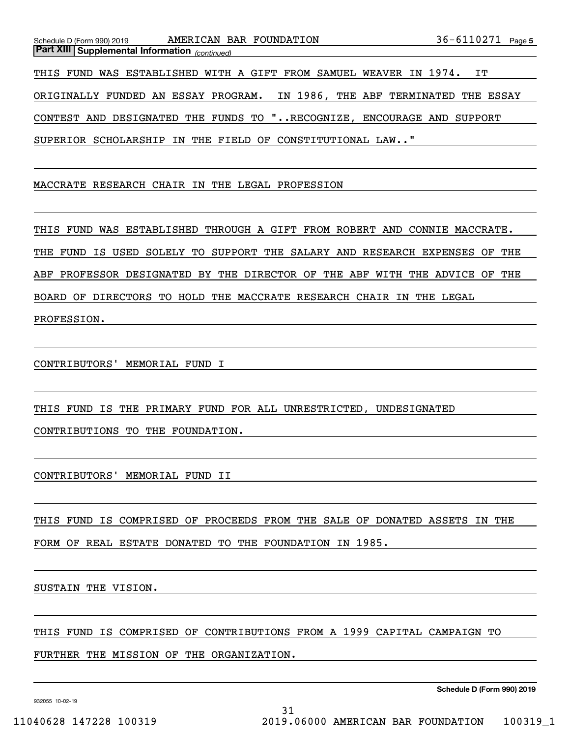**Part XIII Supplemental Information** *(continued)*

THIS FUND WAS ESTABLISHED WITH A GIFT FROM SAMUEL WEAVER IN 1974. IT ORIGINALLY FUNDED AN ESSAY PROGRAM. IN 1986, THE ABF TERMINATED THE ESSAY CONTEST AND DESIGNATED THE FUNDS TO "..RECOGNIZE, ENCOURAGE AND SUPPORT SUPERIOR SCHOLARSHIP IN THE FIELD OF CONSTITUTIONAL LAW.."

MACCRATE RESEARCH CHAIR IN THE LEGAL PROFESSION

THIS FUND WAS ESTABLISHED THROUGH A GIFT FROM ROBERT AND CONNIE MACCRATE. THE FUND IS USED SOLELY TO SUPPORT THE SALARY AND RESEARCH EXPENSES OF THE ABF PROFESSOR DESIGNATED BY THE DIRECTOR OF THE ABF WITH THE ADVICE OF THE BOARD OF DIRECTORS TO HOLD THE MACCRATE RESEARCH CHAIR IN THE LEGAL PROFESSION.

CONTRIBUTORS' MEMORIAL FUND I

THIS FUND IS THE PRIMARY FUND FOR ALL UNRESTRICTED, UNDESIGNATED CONTRIBUTIONS TO THE FOUNDATION.

CONTRIBUTORS' MEMORIAL FUND II

THIS FUND IS COMPRISED OF PROCEEDS FROM THE SALE OF DONATED ASSETS IN THE FORM OF REAL ESTATE DONATED TO THE FOUNDATION IN 1985.

SUSTAIN THE VISION.

THIS FUND IS COMPRISED OF CONTRIBUTIONS FROM A 1999 CAPITAL CAMPAIGN TO FURTHER THE MISSION OF THE ORGANIZATION.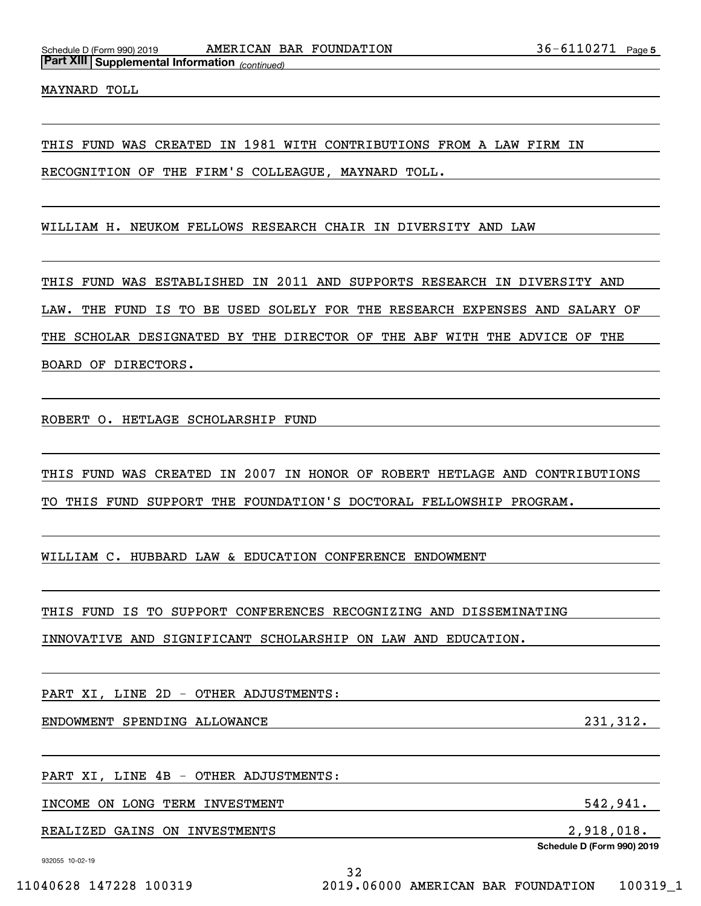**Part XIII | Supplemental Information** *(continued)*

MAYNARD TOLL

THIS FUND WAS CREATED IN 1981 WITH CONTRIBUTIONS FROM A LAW FIRM IN RECOGNITION OF THE FIRM'S COLLEAGUE, MAYNARD TOLL.

WILLIAM H. NEUKOM FELLOWS RESEARCH CHAIR IN DIVERSITY AND LAW

THIS FUND WAS ESTABLISHED IN 2011 AND SUPPORTS RESEARCH IN DIVERSITY AND LAW. THE FUND IS TO BE USED SOLELY FOR THE RESEARCH EXPENSES AND SALARY OF THE SCHOLAR DESIGNATED BY THE DIRECTOR OF THE ABF WITH THE ADVICE OF THE BOARD OF DIRECTORS.

ROBERT O. HETLAGE SCHOLARSHIP FUND

THIS FUND WAS CREATED IN 2007 IN HONOR OF ROBERT HETLAGE AND CONTRIBUTIONS TO THIS FUND SUPPORT THE FOUNDATION'S DOCTORAL FELLOWSHIP PROGRAM.

WILLIAM C. HUBBARD LAW & EDUCATION CONFERENCE ENDOWMENT

THIS FUND IS TO SUPPORT CONFERENCES RECOGNIZING AND DISSEMINATING INNOVATIVE AND SIGNIFICANT SCHOLARSHIP ON LAW AND EDUCATION.

PART XI, LINE 2D - OTHER ADJUSTMENTS:

| | |
|---|---|
| ENDOWMENT SPENDING ALLOWANCE | 231,312. |

PART XI, LINE 4B - OTHER ADJUSTMENTS:

| | |
|---|---|
| INCOME ON LONG TERM INVESTMENT | 542,941. |
| REALIZED GAINS ON INVESTMENTS | 2,918,018. |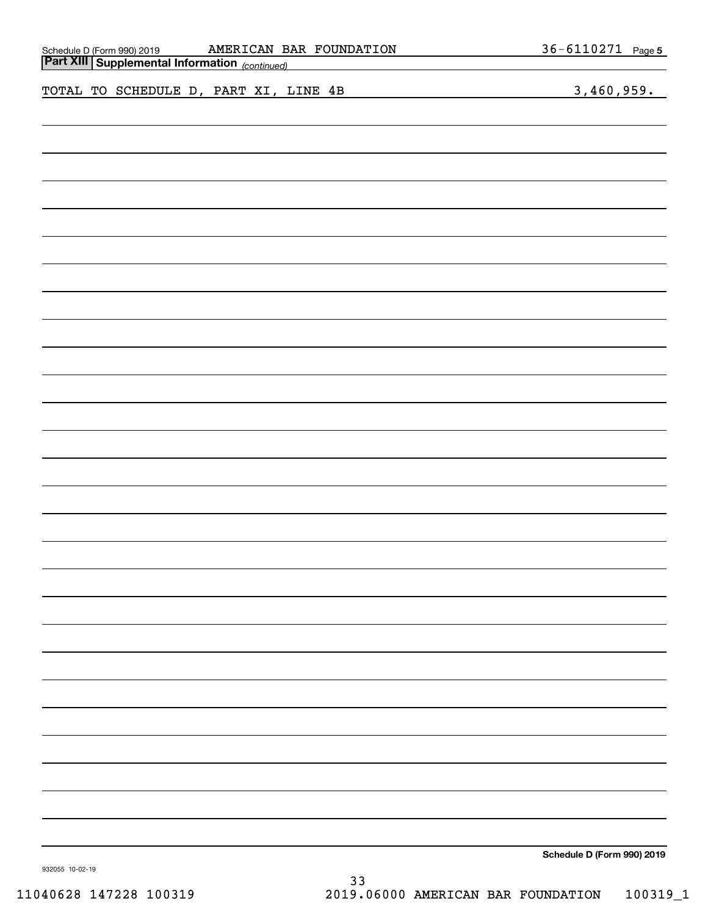## Part XIII Supplemental Information *(continued)*

TOTAL TO SCHEDULE D, PART XI, LINE 4B 3,460,959.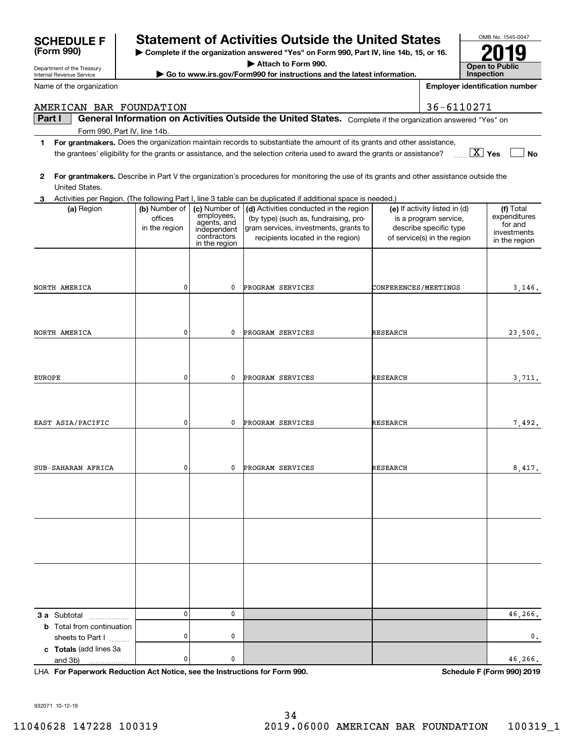# SCHEDULE F (Form 990)

Department of the Treasury
Internal Revenue Service

## Statement of Activities Outside the United States

▶ Complete if the organization answered "Yes" on Form 990, Part IV, line 14b, 15, or 16.
▶ Attach to Form 990.
▶ Go to www.irs.gov/Form990 for instructions and the latest information.

OMB No. 1545-0047

**2019**

**Open to Public Inspection**

Name of the organization: AMERICAN BAR FOUNDATION

Employer identification number: 36-6110271

### Part I General Information on Activities Outside the United States. Complete if the organization answered "Yes" on Form 990, Part IV, line 14b.

**1** **For grantmakers.** Does the organization maintain records to substantiate the amount of its grants and other assistance, the grantees' eligibility for the grants or assistance, and the selection criteria used to award the grants or assistance? [X] Yes [ ] No

**2** **For grantmakers.** Describe in Part V the organization's procedures for monitoring the use of its grants and other assistance outside the United States.

**3** Activities per Region. (The following Part I, line 3 table can be duplicated if additional space is needed.)

| (a) Region | (b) Number of offices in the region | (c) Number of employees, agents, and independent contractors in the region | (d) Activities conducted in the region (by type) (such as, fundraising, program services, investments, grants to recipients located in the region) | (e) If activity listed in (d) is a program service, describe specific type of service(s) in the region | (f) Total expenditures for and investments in the region |
|---|---|---|---|---|---|
| NORTH AMERICA | 0 | 0 | PROGRAM SERVICES | CONFERENCES/MEETINGS | 3,146. |
| NORTH AMERICA | 0 | 0 | PROGRAM SERVICES | RESEARCH | 23,500. |
| EUROPE | 0 | 0 | PROGRAM SERVICES | RESEARCH | 3,711. |
| EAST ASIA/PACIFIC | 0 | 0 | PROGRAM SERVICES | RESEARCH | 7,492. |
| SUB-SAHARAN AFRICA | 0 | 0 | PROGRAM SERVICES | RESEARCH | 8,417. |
| | | | | | |
| | | | | | |
| | | | | | |
| **3 a** Subtotal | 0 | 0 | | | 46,266. |
| **b** Total from continuation sheets to Part I | 0 | 0 | | | 0. |
| **c** **Totals** (add lines 3a and 3b) | 0 | 0 | | | 46,266. |

LHA **For Paperwork Reduction Act Notice, see the Instructions for Form 990.** **Schedule F (Form 990) 2019**

932071 10-12-19

11040628 147228 100319 2019.06000 AMERICAN BAR FOUNDATION 100319_1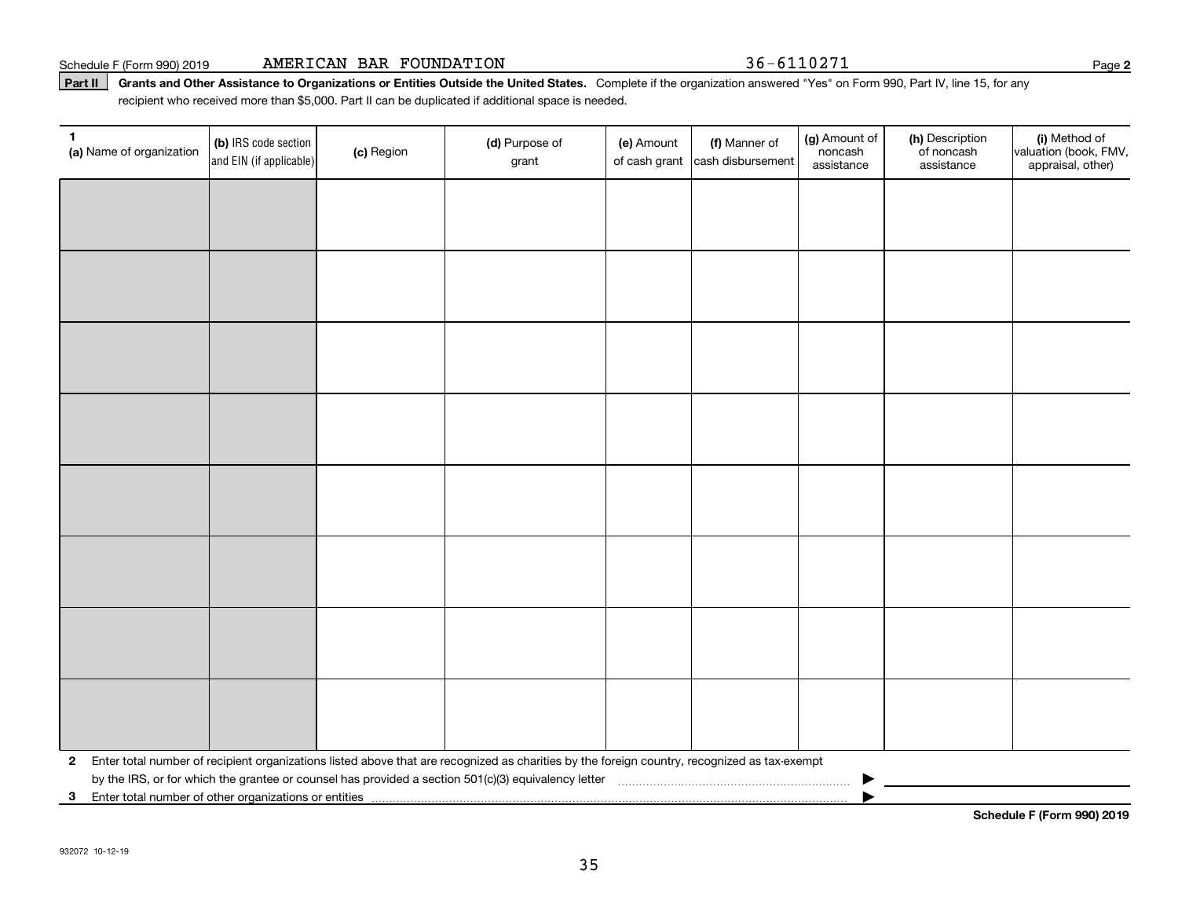Schedule F (Form 990) 2019 AMERICAN BAR FOUNDATION 36-6110271

**Part II** **Grants and Other Assistance to Organizations or Entities Outside the United States.** Complete if the organization answered "Yes" on Form 990, Part IV, line 15, for any recipient who received more than $5,000. Part II can be duplicated if additional space is needed.

| 1 (a) Name of organization | (b) IRS code section and EIN (if applicable) | (c) Region | (d) Purpose of grant | (e) Amount of cash grant | (f) Manner of cash disbursement | (g) Amount of noncash assistance | (h) Description of noncash assistance | (i) Method of valuation (book, FMV, appraisal, other) |
|---|---|---|---|---|---|---|---|---|
| | | | | | | | | |
| | | | | | | | | |
| | | | | | | | | |
| | | | | | | | | |
| | | | | | | | | |
| | | | | | | | | |
| | | | | | | | | |
| | | | | | | | | |

**2** Enter total number of recipient organizations listed above that are recognized as charities by the foreign country, recognized as tax-exempt by the IRS, or for which the grantee or counsel has provided a section 501(c)(3) equivalency letter ▶

**3** Enter total number of other organizations or entities ▶

**Schedule F (Form 990) 2019**

932072 10-12-19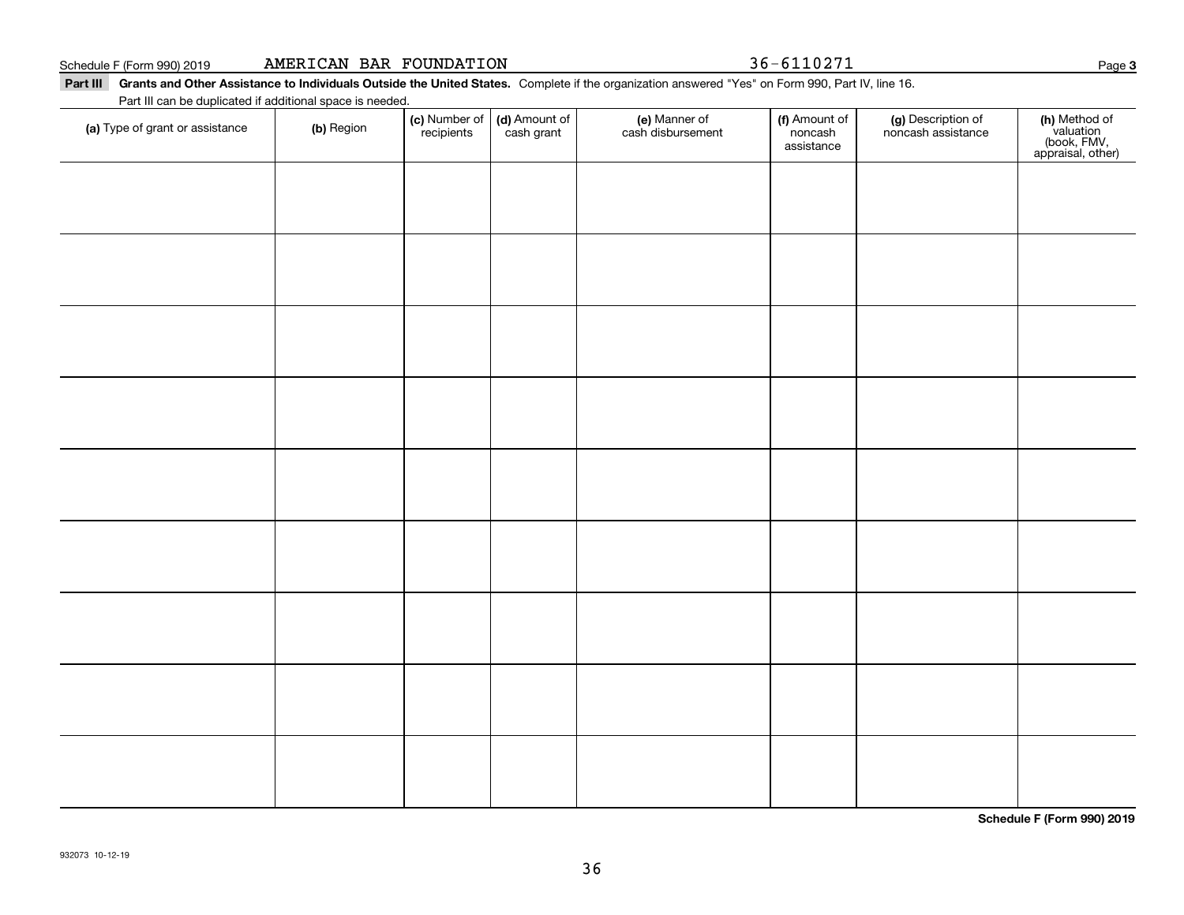Schedule F (Form 990) 2019 AMERICAN BAR FOUNDATION 36-6110271

**Part III Grants and Other Assistance to Individuals Outside the United States.** Complete if the organization answered "Yes" on Form 990, Part IV, line 16.

Part III can be duplicated if additional space is needed.

| (a) Type of grant or assistance | (b) Region | (c) Number of recipients | (d) Amount of cash grant | (e) Manner of cash disbursement | (f) Amount of noncash assistance | (g) Description of noncash assistance | (h) Method of valuation (book, FMV, appraisal, other) |
|---|---|---|---|---|---|---|---|
| | | | | | | | |
| | | | | | | | |
| | | | | | | | |
| | | | | | | | |
| | | | | | | | |
| | | | | | | | |
| | | | | | | | |
| | | | | | | | |
| | | | | | | | |

**Schedule F (Form 990) 2019**

932073 10-12-19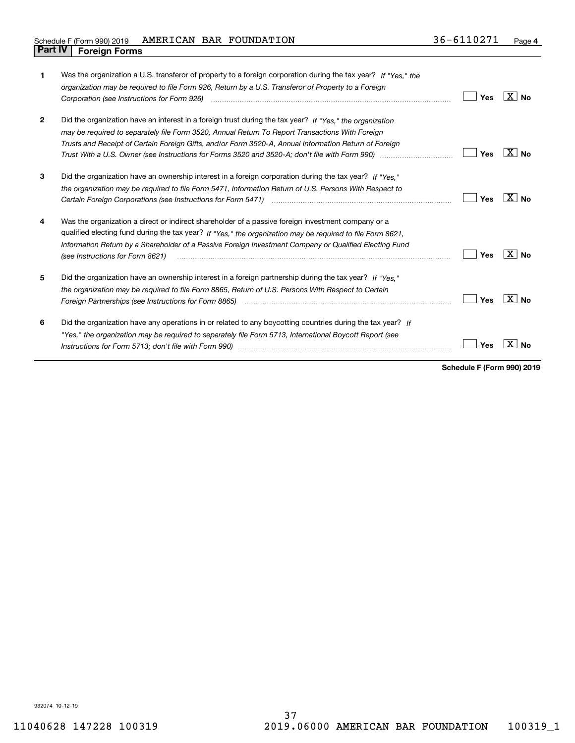Schedule F (Form 990) 2019 AMERICAN BAR FOUNDATION 36-6110271

## Part IV Foreign Forms

| | | Yes | No |
|---|---|---|---|
| **1** | Was the organization a U.S. transferor of property to a foreign corporation during the tax year? *If "Yes," the organization may be required to file Form 926, Return by a U.S. Transferor of Property to a Foreign Corporation (see Instructions for Form 926)* | | X |
| **2** | Did the organization have an interest in a foreign trust during the tax year? *If "Yes," the organization may be required to separately file Form 3520, Annual Return To Report Transactions With Foreign Trusts and Receipt of Certain Foreign Gifts, and/or Form 3520-A, Annual Information Return of Foreign Trust With a U.S. Owner (see Instructions for Forms 3520 and 3520-A; don't file with Form 990)* | | X |
| **3** | Did the organization have an ownership interest in a foreign corporation during the tax year? *If "Yes," the organization may be required to file Form 5471, Information Return of U.S. Persons With Respect to Certain Foreign Corporations (see Instructions for Form 5471)* | | X |
| **4** | Was the organization a direct or indirect shareholder of a passive foreign investment company or a qualified electing fund during the tax year? *If "Yes," the organization may be required to file Form 8621, Information Return by a Shareholder of a Passive Foreign Investment Company or Qualified Electing Fund (see Instructions for Form 8621)* | | X |
| **5** | Did the organization have an ownership interest in a foreign partnership during the tax year? *If "Yes," the organization may be required to file Form 8865, Return of U.S. Persons With Respect to Certain Foreign Partnerships (see Instructions for Form 8865)* | | X |
| **6** | Did the organization have any operations in or related to any boycotting countries during the tax year? *If "Yes," the organization may be required to separately file Form 5713, International Boycott Report (see Instructions for Form 5713; don't file with Form 990)* | | X |

**Schedule F (Form 990) 2019**

932074 10-12-19

11040628 147228 100319 2019.06000 AMERICAN BAR FOUNDATION 100319_1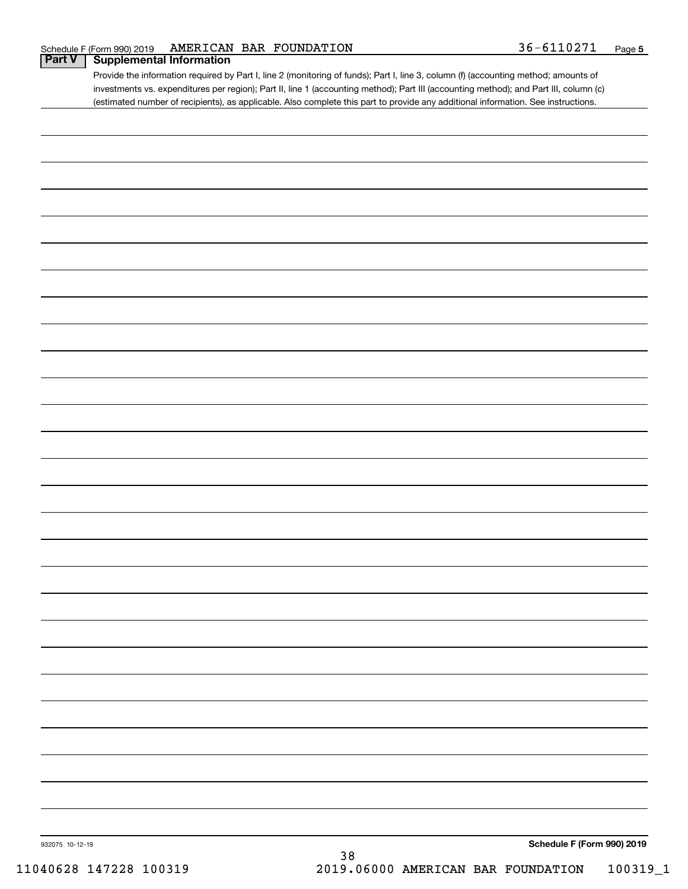Schedule F (Form 990) 2019 AMERICAN BAR FOUNDATION 36-6110271 Page 5

## Part V Supplemental Information

Provide the information required by Part I, line 2 (monitoring of funds); Part I, line 3, column (f) (accounting method; amounts of investments vs. expenditures per region); Part II, line 1 (accounting method); Part III (accounting method); and Part III, column (c) (estimated number of recipients), as applicable. Also complete this part to provide any additional information. See instructions.

932075 10-12-19

**Schedule F (Form 990) 2019**

11040628 147228 100319 2019.06000 AMERICAN BAR FOUNDATION 100319_1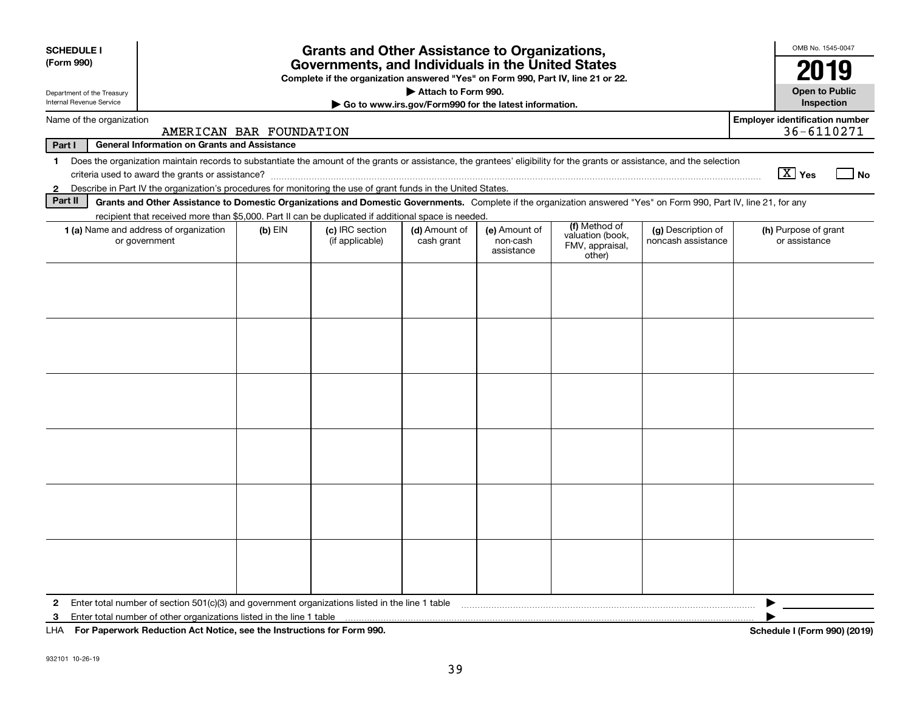**SCHEDULE I**
**(Form 990)**

Department of the Treasury
Internal Revenue Service

# Grants and Other Assistance to Organizations, Governments, and Individuals in the United States

**Complete if the organization answered "Yes" on Form 990, Part IV, line 21 or 22.**
**▶ Attach to Form 990.**
**▶ Go to www.irs.gov/Form990 for the latest information.**

OMB No. 1545-0047
**2019**
**Open to Public Inspection**

Name of the organization: AMERICAN BAR FOUNDATION

Employer identification number: 36-6110271

**Part I — General Information on Grants and Assistance**

1 Does the organization maintain records to substantiate the amount of the grants or assistance, the grantees' eligibility for the grants or assistance, and the selection criteria used to award the grants or assistance? [X] Yes [ ] No

2 Describe in Part IV the organization's procedures for monitoring the use of grant funds in the United States.

**Part II — Grants and Other Assistance to Domestic Organizations and Domestic Governments.** Complete if the organization answered "Yes" on Form 990, Part IV, line 21, for any recipient that received more than $5,000. Part II can be duplicated if additional space is needed.

| 1 (a) Name and address of organization or government | (b) EIN | (c) IRC section (if applicable) | (d) Amount of cash grant | (e) Amount of non-cash assistance | (f) Method of valuation (book, FMV, appraisal, other) | (g) Description of noncash assistance | (h) Purpose of grant or assistance |
|---|---|---|---|---|---|---|---|
| | | | | | | | |
| | | | | | | | |
| | | | | | | | |
| | | | | | | | |
| | | | | | | | |
| | | | | | | | |

2 Enter total number of section 501(c)(3) and government organizations listed in the line 1 table ▶

3 Enter total number of other organizations listed in the line 1 table ▶

LHA **For Paperwork Reduction Act Notice, see the Instructions for Form 990.** **Schedule I (Form 990) (2019)**

932101 10-26-19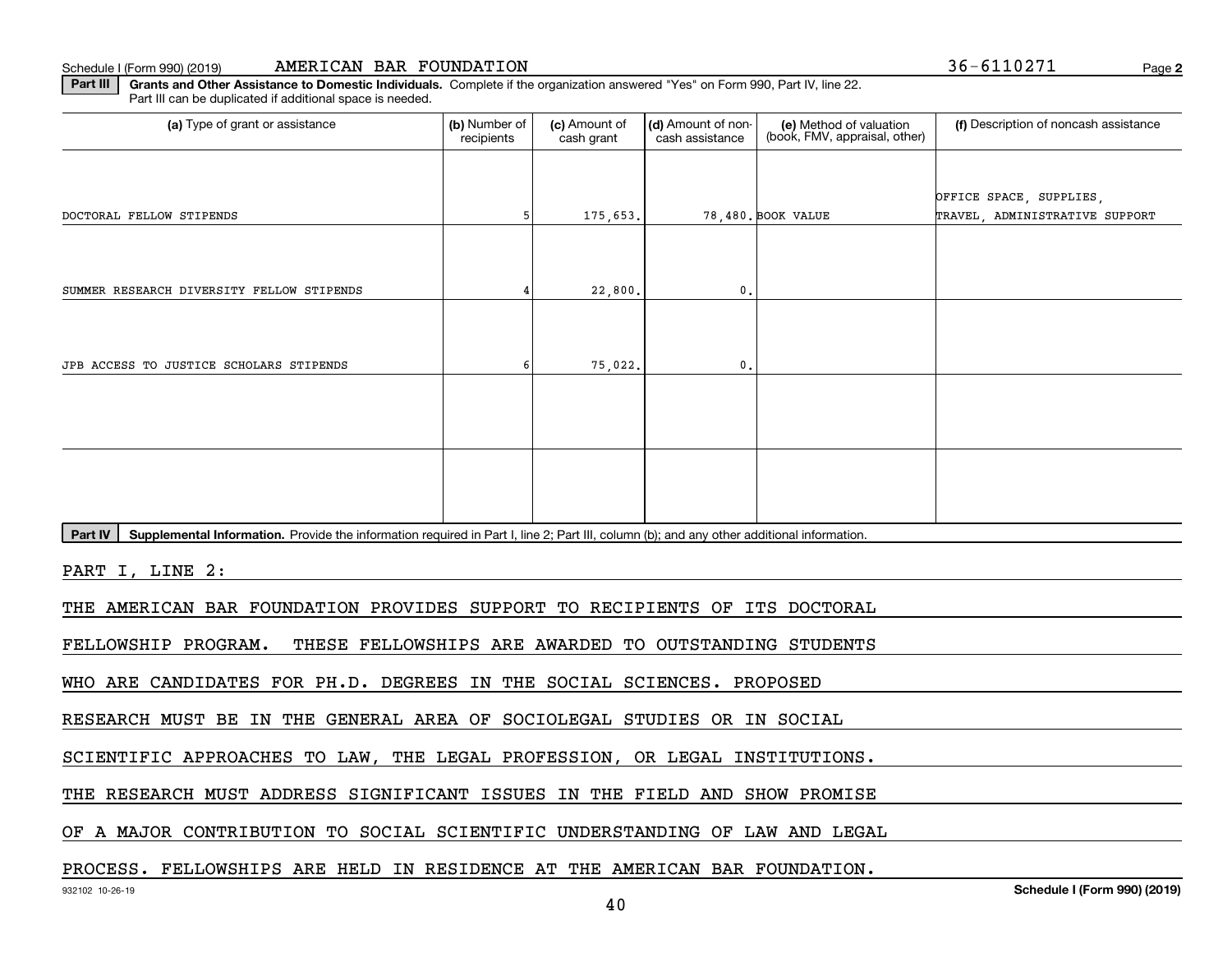Schedule I (Form 990) (2019) AMERICAN BAR FOUNDATION 36-6110271

**Part III** **Grants and Other Assistance to Domestic Individuals.** Complete if the organization answered "Yes" on Form 990, Part IV, line 22. Part III can be duplicated if additional space is needed.

| (a) Type of grant or assistance | (b) Number of recipients | (c) Amount of cash grant | (d) Amount of non-cash assistance | (e) Method of valuation (book, FMV, appraisal, other) | (f) Description of noncash assistance |
|---|---|---|---|---|---|
| DOCTORAL FELLOW STIPENDS | 5 | 175,653. | 78,480. | BOOK VALUE | OFFICE SPACE, SUPPLIES, TRAVEL, ADMINISTRATIVE SUPPORT |
| SUMMER RESEARCH DIVERSITY FELLOW STIPENDS | 4 | 22,800. | 0. | | |
| JPB ACCESS TO JUSTICE SCHOLARS STIPENDS | 6 | 75,022. | 0. | | |
| | | | | | |
| | | | | | |

**Part IV** **Supplemental Information.** Provide the information required in Part I, line 2; Part III, column (b); and any other additional information.

PART I, LINE 2:

THE AMERICAN BAR FOUNDATION PROVIDES SUPPORT TO RECIPIENTS OF ITS DOCTORAL FELLOWSHIP PROGRAM. THESE FELLOWSHIPS ARE AWARDED TO OUTSTANDING STUDENTS WHO ARE CANDIDATES FOR PH.D. DEGREES IN THE SOCIAL SCIENCES. PROPOSED RESEARCH MUST BE IN THE GENERAL AREA OF SOCIOLEGAL STUDIES OR IN SOCIAL SCIENTIFIC APPROACHES TO LAW, THE LEGAL PROFESSION, OR LEGAL INSTITUTIONS. THE RESEARCH MUST ADDRESS SIGNIFICANT ISSUES IN THE FIELD AND SHOW PROMISE OF A MAJOR CONTRIBUTION TO SOCIAL SCIENTIFIC UNDERSTANDING OF LAW AND LEGAL PROCESS. FELLOWSHIPS ARE HELD IN RESIDENCE AT THE AMERICAN BAR FOUNDATION.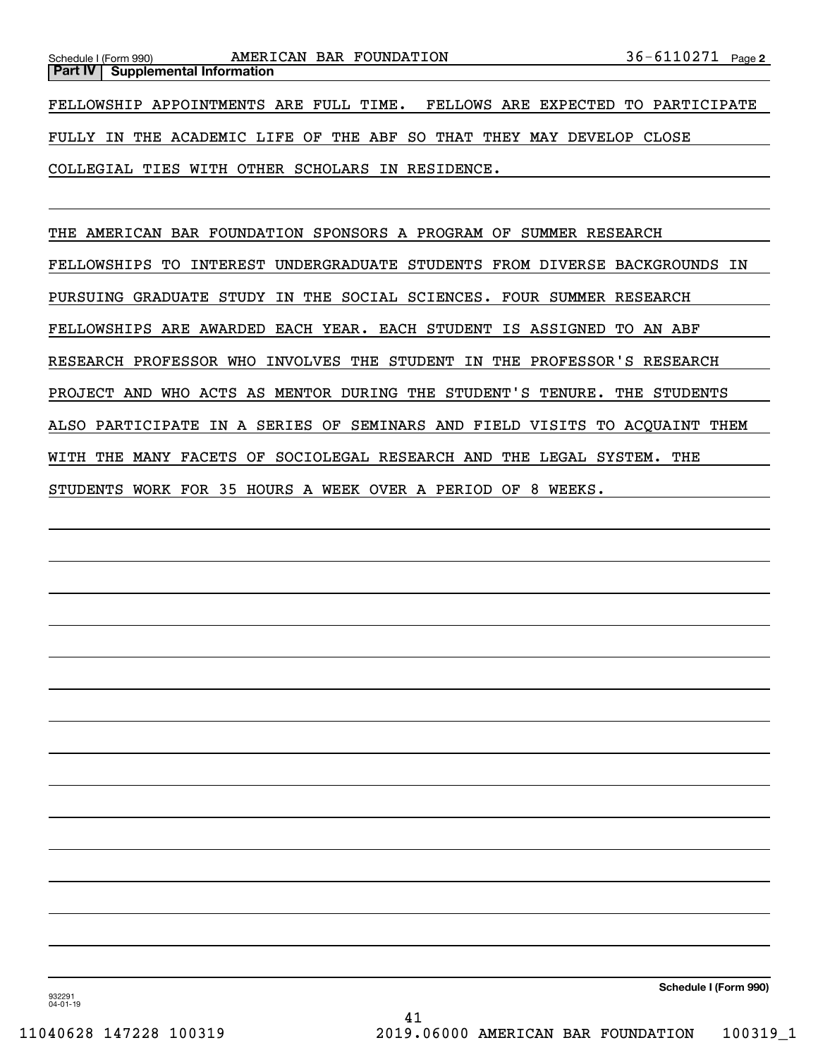Schedule I (Form 990) AMERICAN BAR FOUNDATION 36-6110271 Page 2

**Part IV | Supplemental Information**

FELLOWSHIP APPOINTMENTS ARE FULL TIME. FELLOWS ARE EXPECTED TO PARTICIPATE FULLY IN THE ACADEMIC LIFE OF THE ABF SO THAT THEY MAY DEVELOP CLOSE COLLEGIAL TIES WITH OTHER SCHOLARS IN RESIDENCE.

THE AMERICAN BAR FOUNDATION SPONSORS A PROGRAM OF SUMMER RESEARCH FELLOWSHIPS TO INTEREST UNDERGRADUATE STUDENTS FROM DIVERSE BACKGROUNDS IN PURSUING GRADUATE STUDY IN THE SOCIAL SCIENCES. FOUR SUMMER RESEARCH FELLOWSHIPS ARE AWARDED EACH YEAR. EACH STUDENT IS ASSIGNED TO AN ABF RESEARCH PROFESSOR WHO INVOLVES THE STUDENT IN THE PROFESSOR'S RESEARCH PROJECT AND WHO ACTS AS MENTOR DURING THE STUDENT'S TENURE. THE STUDENTS ALSO PARTICIPATE IN A SERIES OF SEMINARS AND FIELD VISITS TO ACQUAINT THEM WITH THE MANY FACETS OF SOCIOLEGAL RESEARCH AND THE LEGAL SYSTEM. THE STUDENTS WORK FOR 35 HOURS A WEEK OVER A PERIOD OF 8 WEEKS.

**Schedule I (Form 990)**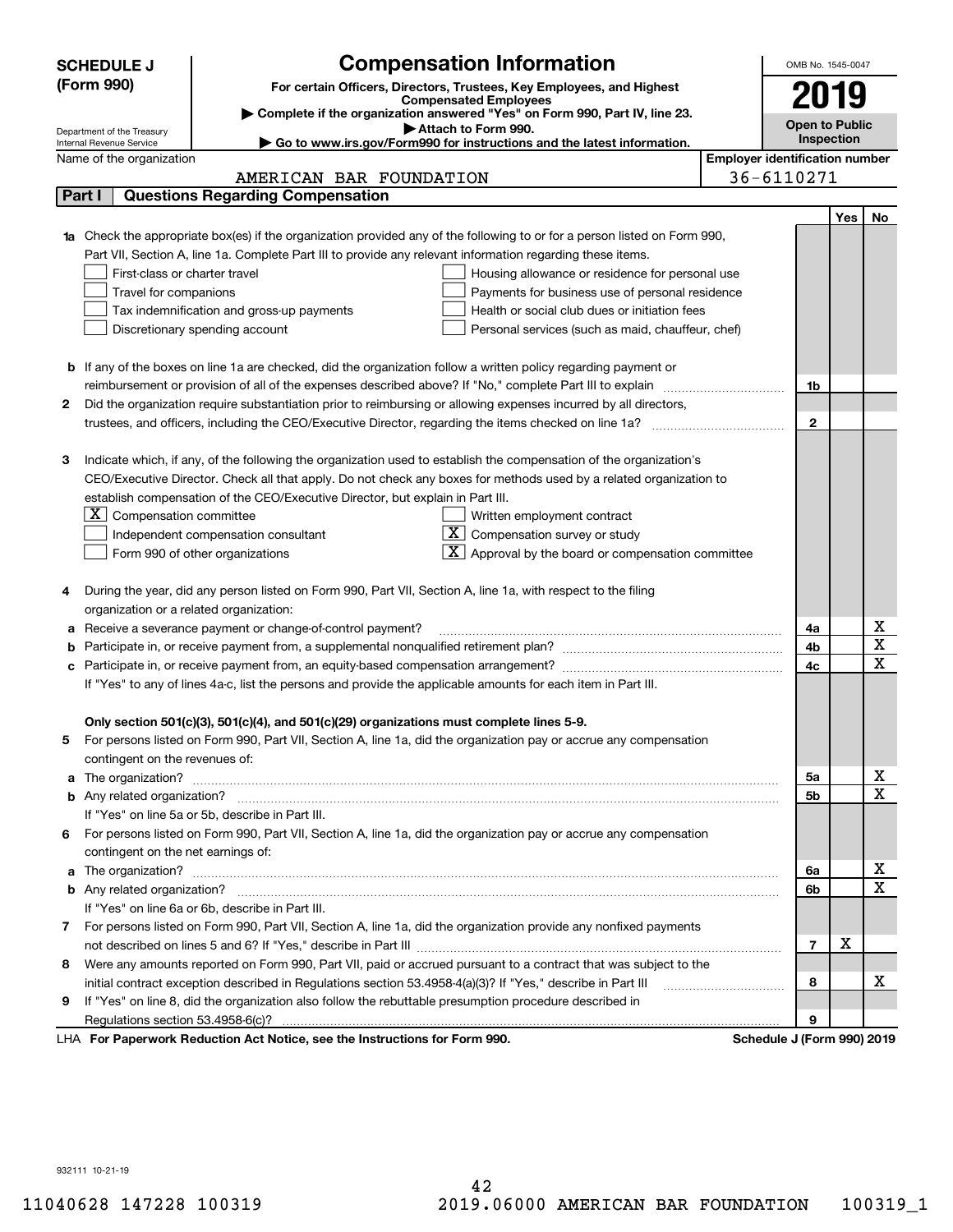**SCHEDULE J (Form 990)**

# Compensation Information

**For certain Officers, Directors, Trustees, Key Employees, and Highest Compensated Employees**

▶ Complete if the organization answered "Yes" on Form 990, Part IV, line 23.

▶ Attach to Form 990.

▶ Go to www.irs.gov/Form990 for instructions and the latest information.

Department of the Treasury
Internal Revenue Service

OMB No. 1545-0047

**2019**

**Open to Public Inspection**

Name of the organization: AMERICAN BAR FOUNDATION

Employer identification number: 36-6110271

## Part I Questions Regarding Compensation

| | | | Yes | No |
|---|---|---|---|---|
| **1a** | Check the appropriate box(es) if the organization provided any of the following to or for a person listed on Form 990, Part VII, Section A, line 1a. Complete Part III to provide any relevant information regarding these items.<br>☐ First-class or charter travel ☐ Housing allowance or residence for personal use<br>☐ Travel for companions ☐ Payments for business use of personal residence<br>☐ Tax indemnification and gross-up payments ☐ Health or social club dues or initiation fees<br>☐ Discretionary spending account ☐ Personal services (such as maid, chauffeur, chef) | | | |
| **b** | If any of the boxes on line 1a are checked, did the organization follow a written policy regarding payment or reimbursement or provision of all of the expenses described above? If "No," complete Part III to explain | 1b | | |
| **2** | Did the organization require substantiation prior to reimbursing or allowing expenses incurred by all directors, trustees, and officers, including the CEO/Executive Director, regarding the items checked on line 1a? | 2 | | |
| **3** | Indicate which, if any, of the following the organization used to establish the compensation of the organization's CEO/Executive Director. Check all that apply. Do not check any boxes for methods used by a related organization to establish compensation of the CEO/Executive Director, but explain in Part III.<br>☒ Compensation committee ☐ Written employment contract<br>☐ Independent compensation consultant ☒ Compensation survey or study<br>☐ Form 990 of other organizations ☒ Approval by the board or compensation committee | | | |
| **4** | During the year, did any person listed on Form 990, Part VII, Section A, line 1a, with respect to the filing organization or a related organization: | | | |
| **a** | Receive a severance payment or change-of-control payment? | 4a | | X |
| **b** | Participate in, or receive payment from, a supplemental nonqualified retirement plan? | 4b | | X |
| **c** | Participate in, or receive payment from, an equity-based compensation arrangement? | 4c | | X |
| | If "Yes" to any of lines 4a-c, list the persons and provide the applicable amounts for each item in Part III. | | | |
| | **Only section 501(c)(3), 501(c)(4), and 501(c)(29) organizations must complete lines 5-9.** | | | |
| **5** | For persons listed on Form 990, Part VII, Section A, line 1a, did the organization pay or accrue any compensation contingent on the revenues of: | | | |
| **a** | The organization? | 5a | | X |
| **b** | Any related organization? | 5b | | X |
| | If "Yes" on line 5a or 5b, describe in Part III. | | | |
| **6** | For persons listed on Form 990, Part VII, Section A, line 1a, did the organization pay or accrue any compensation contingent on the net earnings of: | | | |
| **a** | The organization? | 6a | | X |
| **b** | Any related organization? | 6b | | X |
| | If "Yes" on line 6a or 6b, describe in Part III. | | | |
| **7** | For persons listed on Form 990, Part VII, Section A, line 1a, did the organization provide any nonfixed payments not described on lines 5 and 6? If "Yes," describe in Part III | 7 | X | |
| **8** | Were any amounts reported on Form 990, Part VII, paid or accrued pursuant to a contract that was subject to the initial contract exception described in Regulations section 53.4958-4(a)(3)? If "Yes," describe in Part III | 8 | | X |
| **9** | If "Yes" on line 8, did the organization also follow the rebuttable presumption procedure described in Regulations section 53.4958-6(c)? | 9 | | |

LHA **For Paperwork Reduction Act Notice, see the Instructions for Form 990.** **Schedule J (Form 990) 2019**

932111 10-21-19

11040628 147228 100319 2019.06000 AMERICAN BAR FOUNDATION 100319_1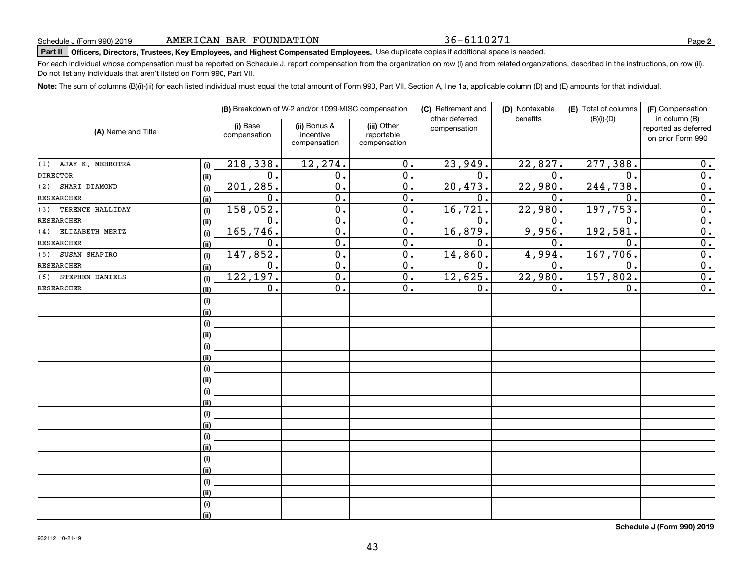Schedule J (Form 990) 2019 AMERICAN BAR FOUNDATION 36-6110271

**Part II Officers, Directors, Trustees, Key Employees, and Highest Compensated Employees.** Use duplicate copies if additional space is needed.

For each individual whose compensation must be reported on Schedule J, report compensation from the organization on row (i) and from related organizations, described in the instructions, on row (ii). Do not list any individuals that aren't listed on Form 990, Part VII.

**Note:** The sum of columns (B)(i)-(iii) for each listed individual must equal the total amount of Form 990, Part VII, Section A, line 1a, applicable column (D) and (E) amounts for that individual.

| (A) Name and Title | | (B) Breakdown of W-2 and/or 1099-MISC compensation | | | (C) Retirement and other deferred compensation | (D) Nontaxable benefits | (E) Total of columns (B)(i)-(D) | (F) Compensation in column (B) reported as deferred on prior Form 990 |
|---|---|---|---|---|---|---|---|---|
| | | (i) Base compensation | (ii) Bonus & incentive compensation | (iii) Other reportable compensation | | | | |
| (1) AJAY K. MEHROTRA | (i) | 218,338. | 12,274. | 0. | 23,949. | 22,827. | 277,388. | 0. |
| DIRECTOR | (ii) | 0. | 0. | 0. | 0. | 0. | 0. | 0. |
| (2) SHARI DIAMOND | (i) | 201,285. | 0. | 0. | 20,473. | 22,980. | 244,738. | 0. |
| RESEARCHER | (ii) | 0. | 0. | 0. | 0. | 0. | 0. | 0. |
| (3) TERENCE HALLIDAY | (i) | 158,052. | 0. | 0. | 16,721. | 22,980. | 197,753. | 0. |
| RESEARCHER | (ii) | 0. | 0. | 0. | 0. | 0. | 0. | 0. |
| (4) ELIZABETH MERTZ | (i) | 165,746. | 0. | 0. | 16,879. | 9,956. | 192,581. | 0. |
| RESEARCHER | (ii) | 0. | 0. | 0. | 0. | 0. | 0. | 0. |
| (5) SUSAN SHAPIRO | (i) | 147,852. | 0. | 0. | 14,860. | 4,994. | 167,706. | 0. |
| RESEARCHER | (ii) | 0. | 0. | 0. | 0. | 0. | 0. | 0. |
| (6) STEPHEN DANIELS | (i) | 122,197. | 0. | 0. | 12,625. | 22,980. | 157,802. | 0. |
| RESEARCHER | (ii) | 0. | 0. | 0. | 0. | 0. | 0. | 0. |

**Schedule J (Form 990) 2019**

932112 10-21-19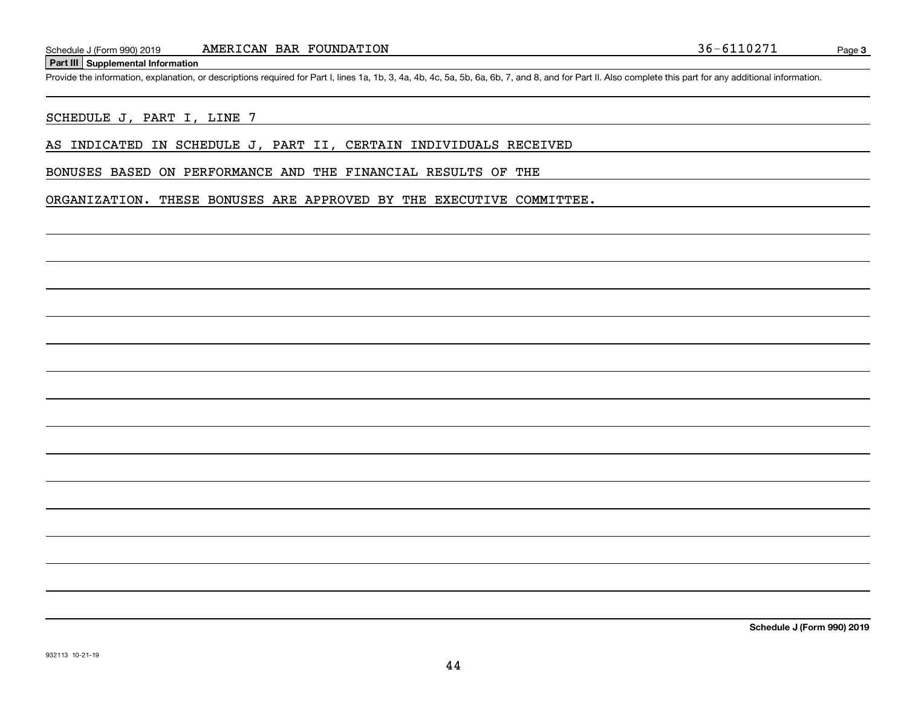Schedule J (Form 990) 2019 AMERICAN BAR FOUNDATION 36-6110271 Page **3**

## Part III Supplemental Information

Provide the information, explanation, or descriptions required for Part I, lines 1a, 1b, 3, 4a, 4b, 4c, 5a, 5b, 6a, 6b, 7, and 8, and for Part II. Also complete this part for any additional information.

SCHEDULE J, PART I, LINE 7

AS INDICATED IN SCHEDULE J, PART II, CERTAIN INDIVIDUALS RECEIVED BONUSES BASED ON PERFORMANCE AND THE FINANCIAL RESULTS OF THE ORGANIZATION. THESE BONUSES ARE APPROVED BY THE EXECUTIVE COMMITTEE.

**Schedule J (Form 990) 2019**

932113 10-21-19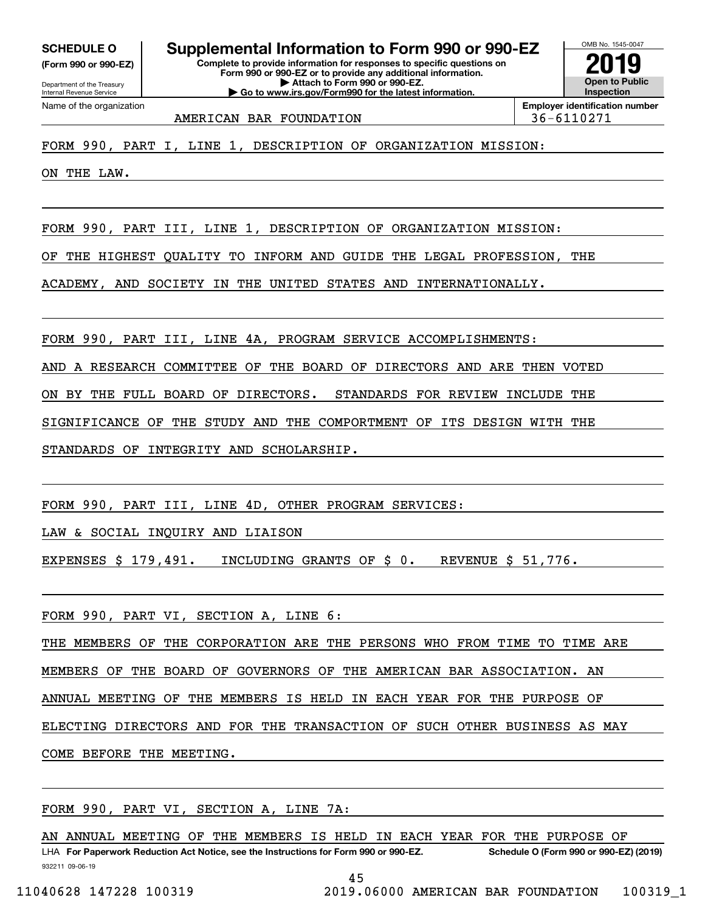**SCHEDULE O** **(Form 990 or 990-EZ)**

Department of the Treasury
Internal Revenue Service

# Supplemental Information to Form 990 or 990-EZ

**Complete to provide information for responses to specific questions on Form 990 or 990-EZ or to provide any additional information.**
**▶ Attach to Form 990 or 990-EZ.**
**▶ Go to www.irs.gov/Form990 for the latest information.**

OMB No. 1545-0047
**2019**
**Open to Public Inspection**

Name of the organization: AMERICAN BAR FOUNDATION

**Employer identification number:** 36-6110271

FORM 990, PART I, LINE 1, DESCRIPTION OF ORGANIZATION MISSION:

ON THE LAW.

FORM 990, PART III, LINE 1, DESCRIPTION OF ORGANIZATION MISSION:

OF THE HIGHEST QUALITY TO INFORM AND GUIDE THE LEGAL PROFESSION, THE ACADEMY, AND SOCIETY IN THE UNITED STATES AND INTERNATIONALLY.

FORM 990, PART III, LINE 4A, PROGRAM SERVICE ACCOMPLISHMENTS:

AND A RESEARCH COMMITTEE OF THE BOARD OF DIRECTORS AND ARE THEN VOTED ON BY THE FULL BOARD OF DIRECTORS. STANDARDS FOR REVIEW INCLUDE THE SIGNIFICANCE OF THE STUDY AND THE COMPORTMENT OF ITS DESIGN WITH THE STANDARDS OF INTEGRITY AND SCHOLARSHIP.

FORM 990, PART III, LINE 4D, OTHER PROGRAM SERVICES:

LAW & SOCIAL INQUIRY AND LIAISON

EXPENSES $ 179,491. INCLUDING GRANTS OF $ 0. REVENUE $ 51,776.

FORM 990, PART VI, SECTION A, LINE 6:

THE MEMBERS OF THE CORPORATION ARE THE PERSONS WHO FROM TIME TO TIME ARE MEMBERS OF THE BOARD OF GOVERNORS OF THE AMERICAN BAR ASSOCIATION. AN ANNUAL MEETING OF THE MEMBERS IS HELD IN EACH YEAR FOR THE PURPOSE OF ELECTING DIRECTORS AND FOR THE TRANSACTION OF SUCH OTHER BUSINESS AS MAY COME BEFORE THE MEETING.

FORM 990, PART VI, SECTION A, LINE 7A:

AN ANNUAL MEETING OF THE MEMBERS IS HELD IN EACH YEAR FOR THE PURPOSE OF

LHA **For Paperwork Reduction Act Notice, see the Instructions for Form 990 or 990-EZ.** **Schedule O (Form 990 or 990-EZ) (2019)**

932211 09-06-19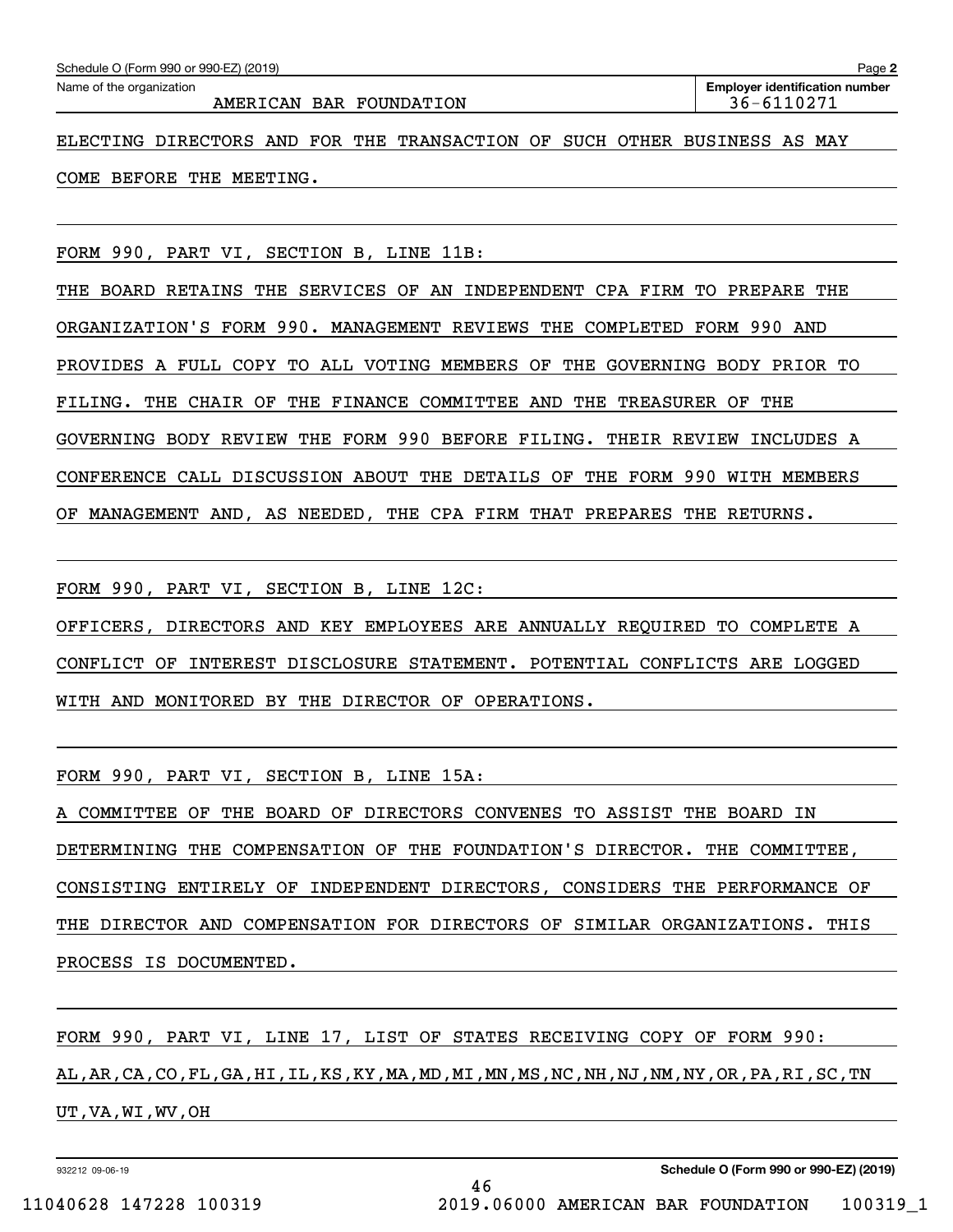Schedule O (Form 990 or 990-EZ) (2019)

Name of the organization: AMERICAN BAR FOUNDATION

Employer identification number: 36-6110271

ELECTING DIRECTORS AND FOR THE TRANSACTION OF SUCH OTHER BUSINESS AS MAY COME BEFORE THE MEETING.

FORM 990, PART VI, SECTION B, LINE 11B:

THE BOARD RETAINS THE SERVICES OF AN INDEPENDENT CPA FIRM TO PREPARE THE ORGANIZATION'S FORM 990. MANAGEMENT REVIEWS THE COMPLETED FORM 990 AND PROVIDES A FULL COPY TO ALL VOTING MEMBERS OF THE GOVERNING BODY PRIOR TO FILING. THE CHAIR OF THE FINANCE COMMITTEE AND THE TREASURER OF THE GOVERNING BODY REVIEW THE FORM 990 BEFORE FILING. THEIR REVIEW INCLUDES A CONFERENCE CALL DISCUSSION ABOUT THE DETAILS OF THE FORM 990 WITH MEMBERS OF MANAGEMENT AND, AS NEEDED, THE CPA FIRM THAT PREPARES THE RETURNS.

FORM 990, PART VI, SECTION B, LINE 12C:

OFFICERS, DIRECTORS AND KEY EMPLOYEES ARE ANNUALLY REQUIRED TO COMPLETE A CONFLICT OF INTEREST DISCLOSURE STATEMENT. POTENTIAL CONFLICTS ARE LOGGED WITH AND MONITORED BY THE DIRECTOR OF OPERATIONS.

FORM 990, PART VI, SECTION B, LINE 15A:

A COMMITTEE OF THE BOARD OF DIRECTORS CONVENES TO ASSIST THE BOARD IN DETERMINING THE COMPENSATION OF THE FOUNDATION'S DIRECTOR. THE COMMITTEE, CONSISTING ENTIRELY OF INDEPENDENT DIRECTORS, CONSIDERS THE PERFORMANCE OF THE DIRECTOR AND COMPENSATION FOR DIRECTORS OF SIMILAR ORGANIZATIONS. THIS PROCESS IS DOCUMENTED.

FORM 990, PART VI, LINE 17, LIST OF STATES RECEIVING COPY OF FORM 990:

AL,AR,CA,CO,FL,GA,HI,IL,KS,KY,MA,MD,MI,MN,MS,NC,NH,NJ,NM,NY,OR,PA,RI,SC,TN UT,VA,WI,WV,OH

932212 09-06-19

Schedule O (Form 990 or 990-EZ) (2019)

11040628 147228 100319 2019.06000 AMERICAN BAR FOUNDATION 100319_1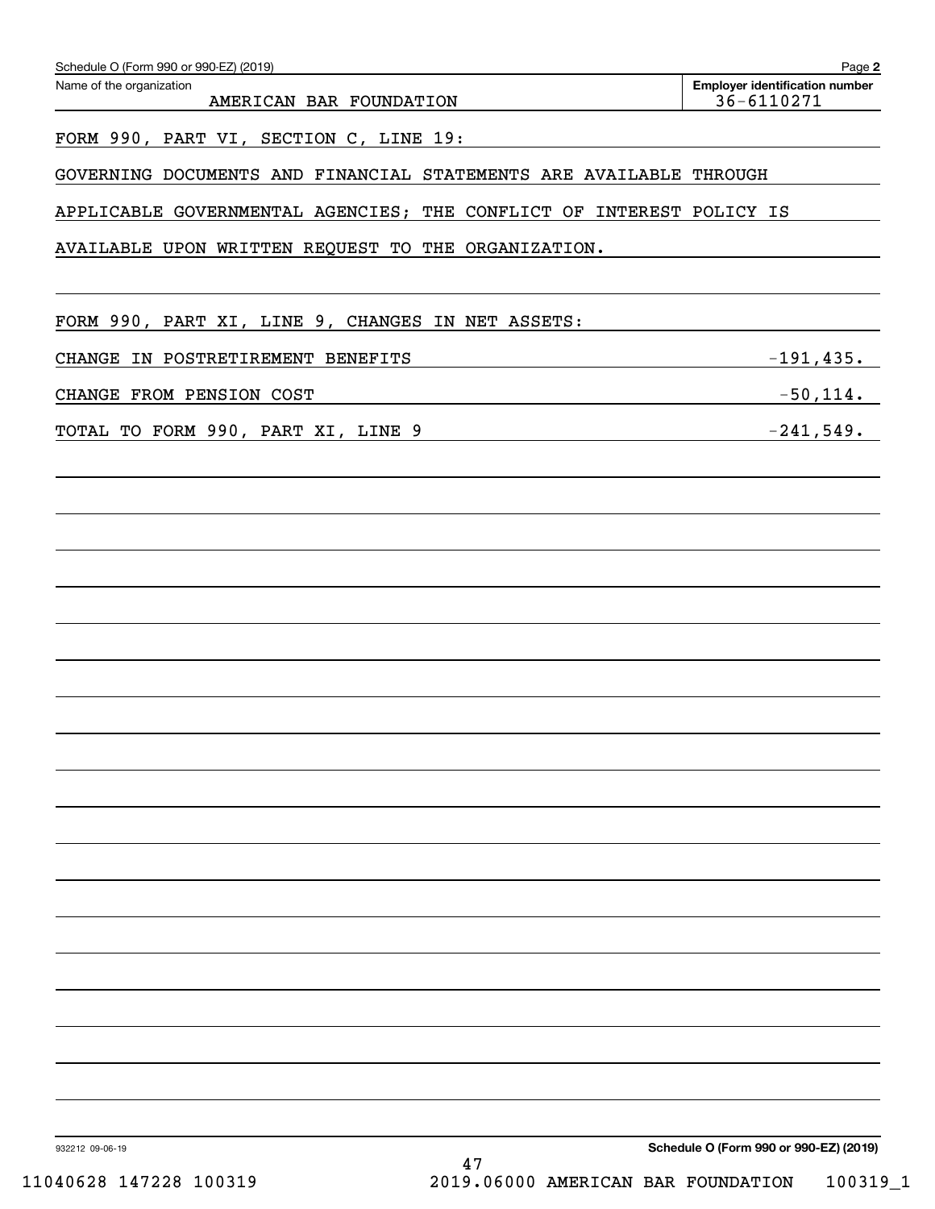Name of the organization: AMERICAN BAR FOUNDATION

Employer identification number: 36-6110271

FORM 990, PART VI, SECTION C, LINE 19:

GOVERNING DOCUMENTS AND FINANCIAL STATEMENTS ARE AVAILABLE THROUGH APPLICABLE GOVERNMENTAL AGENCIES; THE CONFLICT OF INTEREST POLICY IS AVAILABLE UPON WRITTEN REQUEST TO THE ORGANIZATION.

FORM 990, PART XI, LINE 9, CHANGES IN NET ASSETS:

| | |
|---|---|
| CHANGE IN POSTRETIREMENT BENEFITS | -191,435. |
| CHANGE FROM PENSION COST | -50,114. |
| TOTAL TO FORM 990, PART XI, LINE 9 | -241,549. |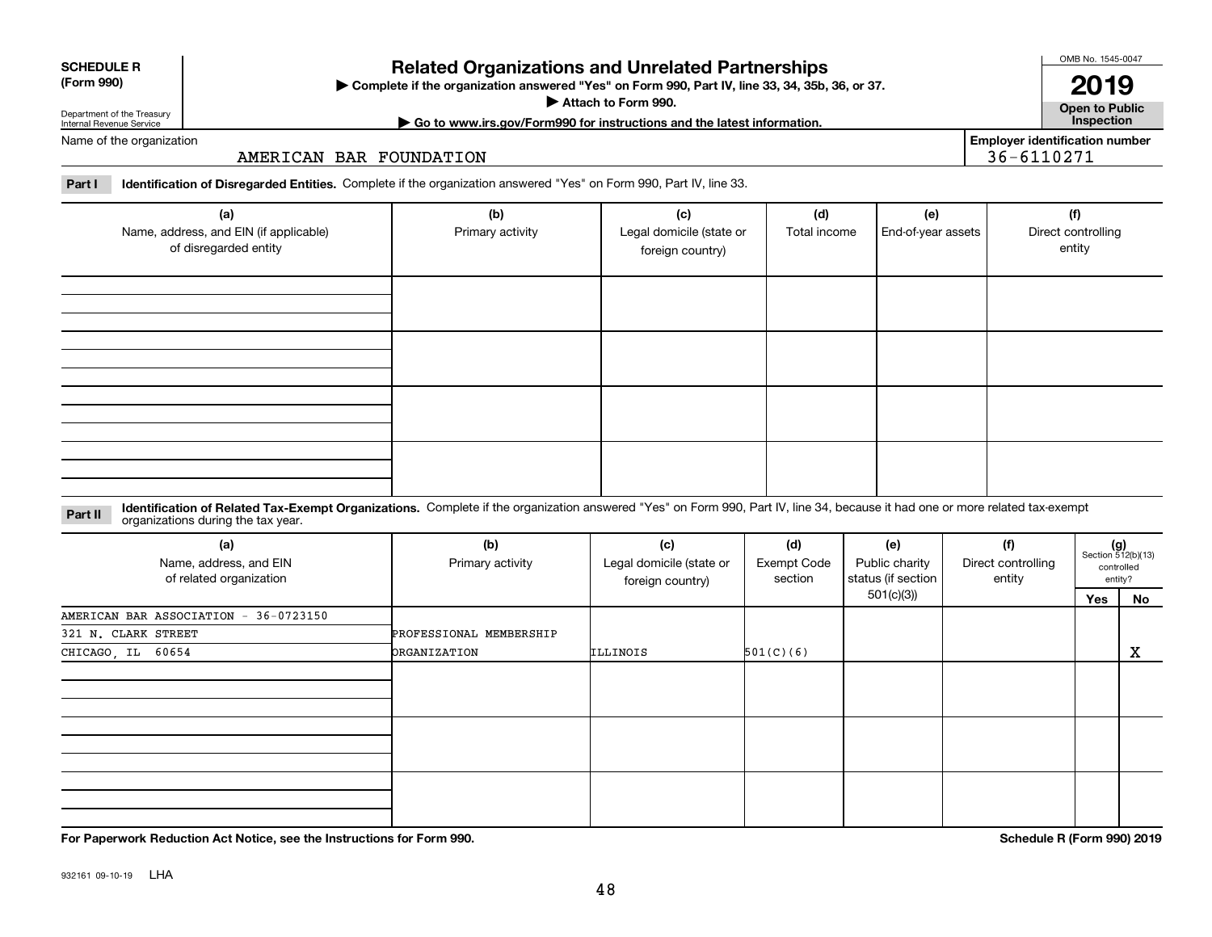**SCHEDULE R (Form 990)**

Department of the Treasury
Internal Revenue Service

# Related Organizations and Unrelated Partnerships

▶ Complete if the organization answered "Yes" on Form 990, Part IV, line 33, 34, 35b, 36, or 37.
▶ Attach to Form 990.
▶ Go to www.irs.gov/Form990 for instructions and the latest information.

OMB No. 1545-0047

**2019**

**Open to Public Inspection**

Name of the organization: AMERICAN BAR FOUNDATION

Employer identification number: 36-6110271

**Part I** **Identification of Disregarded Entities.** Complete if the organization answered "Yes" on Form 990, Part IV, line 33.

| (a) Name, address, and EIN (if applicable) of disregarded entity | (b) Primary activity | (c) Legal domicile (state or foreign country) | (d) Total income | (e) End-of-year assets | (f) Direct controlling entity |
|---|---|---|---|---|---|
| | | | | | |
| | | | | | |
| | | | | | |
| | | | | | |

**Part II** **Identification of Related Tax-Exempt Organizations.** Complete if the organization answered "Yes" on Form 990, Part IV, line 34, because it had one or more related tax-exempt organizations during the tax year.

| (a) Name, address, and EIN of related organization | (b) Primary activity | (c) Legal domicile (state or foreign country) | (d) Exempt Code section | (e) Public charity status (if section 501(c)(3)) | (f) Direct controlling entity | (g) Section 512(b)(13) controlled entity? Yes | No |
|---|---|---|---|---|---|---|---|
| AMERICAN BAR ASSOCIATION - 36-0723150<br>321 N. CLARK STREET<br>CHICAGO, IL 60654 | PROFESSIONAL MEMBERSHIP ORGANIZATION | ILLINOIS | 501(C)(6) | | | | X |
| | | | | | | | |
| | | | | | | | |
| | | | | | | | |

**For Paperwork Reduction Act Notice, see the Instructions for Form 990.**

**Schedule R (Form 990) 2019**

932161 09-10-19 LHA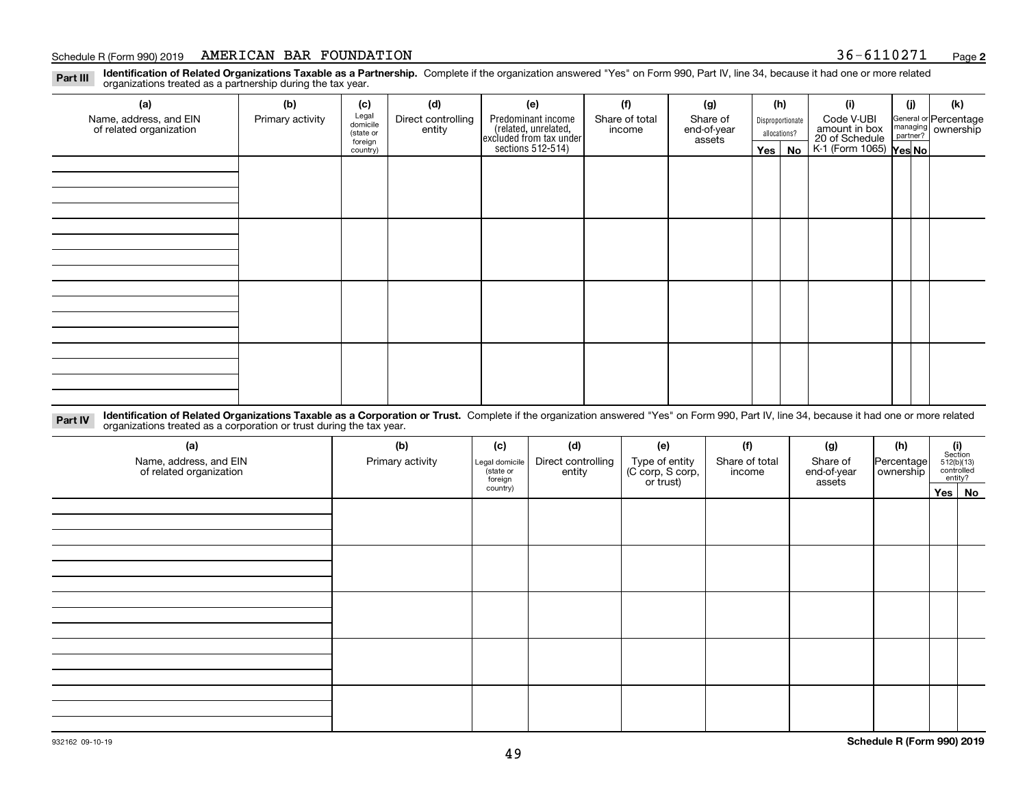Schedule R (Form 990) 2019 AMERICAN BAR FOUNDATION 36-6110271 Page **2**

**Part III** **Identification of Related Organizations Taxable as a Partnership.** Complete if the organization answered "Yes" on Form 990, Part IV, line 34, because it had one or more related organizations treated as a partnership during the tax year.

| (a) Name, address, and EIN of related organization | (b) Primary activity | (c) Legal domicile (state or foreign country) | (d) Direct controlling entity | (e) Predominant income (related, unrelated, excluded from tax under sections 512-514) | (f) Share of total income | (g) Share of end-of-year assets | (h) Disproportionate allocations? | | (i) Code V-UBI amount in box 20 of Schedule K-1 (Form 1065) | (j) General or managing partner? | | (k) Percentage ownership |
|---|---|---|---|---|---|---|---|---|---|---|---|---|
| | | | | | | | Yes | No | | Yes | No | |
| | | | | | | | | | | | | |
| | | | | | | | | | | | | |
| | | | | | | | | | | | | |
| | | | | | | | | | | | | |

**Part IV** **Identification of Related Organizations Taxable as a Corporation or Trust.** Complete if the organization answered "Yes" on Form 990, Part IV, line 34, because it had one or more related organizations treated as a corporation or trust during the tax year.

| (a) Name, address, and EIN of related organization | (b) Primary activity | (c) Legal domicile (state or foreign country) | (d) Direct controlling entity | (e) Type of entity (C corp, S corp, or trust) | (f) Share of total income | (g) Share of end-of-year assets | (h) Percentage ownership | (i) Section 512(b)(13) controlled entity? | |
|---|---|---|---|---|---|---|---|---|---|
| | | | | | | | | Yes | No |
| | | | | | | | | | |
| | | | | | | | | | |
| | | | | | | | | | |
| | | | | | | | | | |
| | | | | | | | | | |

932162 09-10-19

**Schedule R (Form 990) 2019**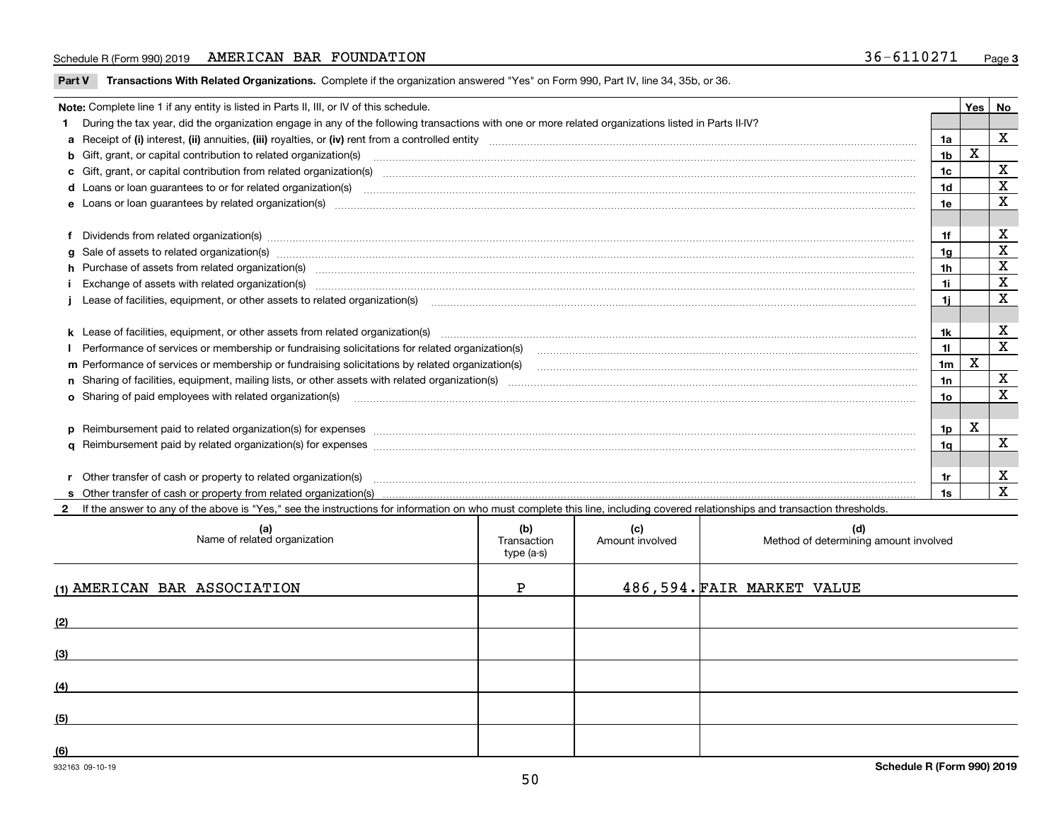Schedule R (Form 990) 2019 AMERICAN BAR FOUNDATION 36-6110271

**Part V Transactions With Related Organizations.** Complete if the organization answered "Yes" on Form 990, Part IV, line 34, 35b, or 36.

| Note: Complete line 1 if any entity is listed in Parts II, III, or IV of this schedule. | | Yes | No |
|---|---|---|---|
| **1** During the tax year, did the organization engage in any of the following transactions with one or more related organizations listed in Parts II-IV? | | | |
| **a** Receipt of **(i)** interest, **(ii)** annuities, **(iii)** royalties, or **(iv)** rent from a controlled entity | 1a | | X |
| **b** Gift, grant, or capital contribution to related organization(s) | 1b | X | |
| **c** Gift, grant, or capital contribution from related organization(s) | 1c | | X |
| **d** Loans or loan guarantees to or for related organization(s) | 1d | | X |
| **e** Loans or loan guarantees by related organization(s) | 1e | | X |
| **f** Dividends from related organization(s) | 1f | | X |
| **g** Sale of assets to related organization(s) | 1g | | X |
| **h** Purchase of assets from related organization(s) | 1h | | X |
| **i** Exchange of assets with related organization(s) | 1i | | X |
| **j** Lease of facilities, equipment, or other assets to related organization(s) | 1j | | X |
| **k** Lease of facilities, equipment, or other assets from related organization(s) | 1k | | X |
| **l** Performance of services or membership or fundraising solicitations for related organization(s) | 1l | | X |
| **m** Performance of services or membership or fundraising solicitations by related organization(s) | 1m | X | |
| **n** Sharing of facilities, equipment, mailing lists, or other assets with related organization(s) | 1n | | X |
| **o** Sharing of paid employees with related organization(s) | 1o | | X |
| **p** Reimbursement paid to related organization(s) for expenses | 1p | X | |
| **q** Reimbursement paid by related organization(s) for expenses | 1q | | X |
| **r** Other transfer of cash or property to related organization(s) | 1r | | X |
| **s** Other transfer of cash or property from related organization(s) | 1s | | X |

**2** If the answer to any of the above is "Yes," see the instructions for information on who must complete this line, including covered relationships and transaction thresholds.

| (a) Name of related organization | (b) Transaction type (a-s) | (c) Amount involved | (d) Method of determining amount involved |
|---|---|---|---|
| (1) AMERICAN BAR ASSOCIATION | P | 486,594. | FAIR MARKET VALUE |
| (2) | | | |
| (3) | | | |
| (4) | | | |
| (5) | | | |
| (6) | | | |

932163 09-10-19 **Schedule R (Form 990) 2019**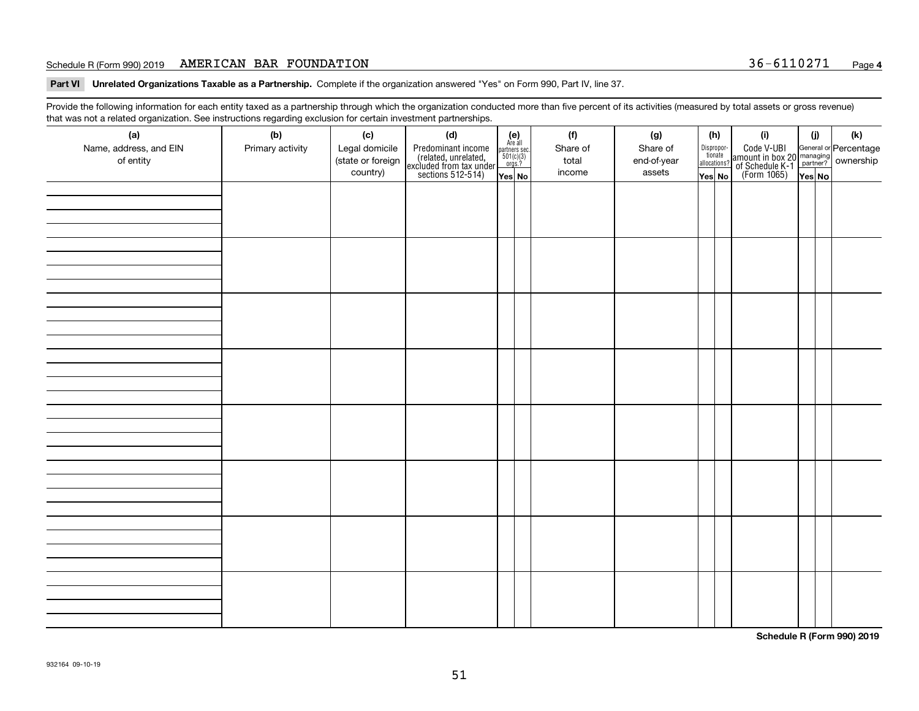Schedule R (Form 990) 2019 AMERICAN BAR FOUNDATION 36-6110271

**Part VI Unrelated Organizations Taxable as a Partnership.** Complete if the organization answered "Yes" on Form 990, Part IV, line 37.

Provide the following information for each entity taxed as a partnership through which the organization conducted more than five percent of its activities (measured by total assets or gross revenue) that was not a related organization. See instructions regarding exclusion for certain investment partnerships.

| (a) Name, address, and EIN of entity | (b) Primary activity | (c) Legal domicile (state or foreign country) | (d) Predominant income (related, unrelated, excluded from tax under sections 512-514) | (e) Are all partners sec. 501(c)(3) orgs.? Yes | No | (f) Share of total income | (g) Share of end-of-year assets | (h) Dispropor-tionate allocations? Yes | No | (i) Code V-UBI amount in box 20 of Schedule K-1 (Form 1065) | (j) General or managing partner? Yes | No | (k) Percentage ownership |
|---|---|---|---|---|---|---|---|---|---|---|---|---|---|
| | | | | | | | | | | | | | |
| | | | | | | | | | | | | | |
| | | | | | | | | | | | | | |
| | | | | | | | | | | | | | |
| | | | | | | | | | | | | | |
| | | | | | | | | | | | | | |
| | | | | | | | | | | | | | |
| | | | | | | | | | | | | | |

**Schedule R (Form 990) 2019**

932164 09-10-19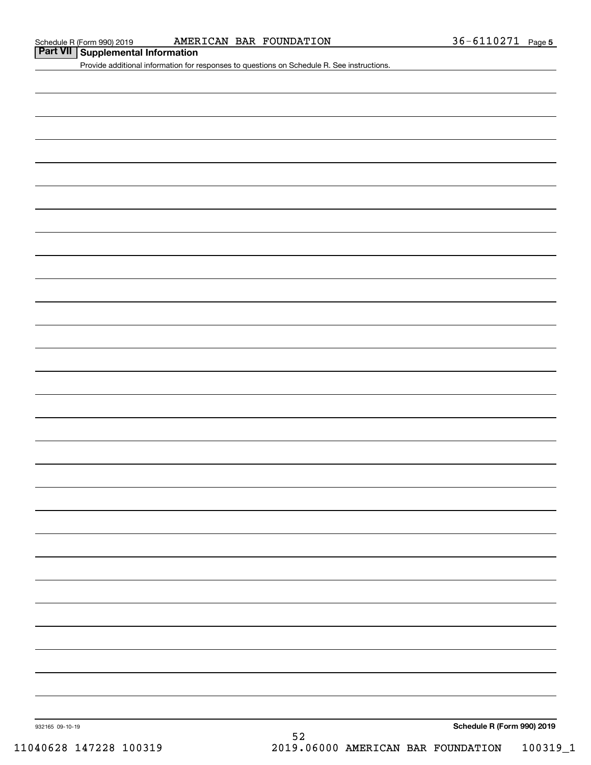## Part VII Supplemental Information

Provide additional information for responses to questions on Schedule R. See instructions.